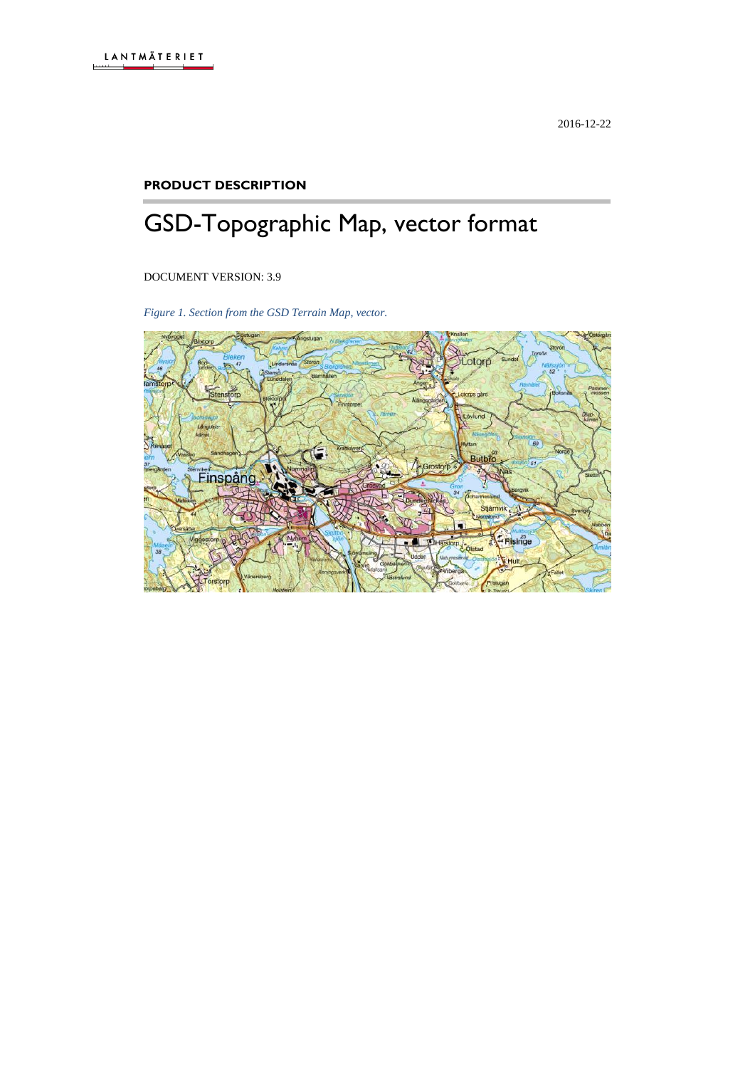LANTMÄTERIET

2016-12-22

**PRODUCT DESCRIPTION**

# GSD-Topographic Map, vector format

DOCUMENT VERSION: 3.9

*Figure 1. Section from the GSD Terrain Map, vector.*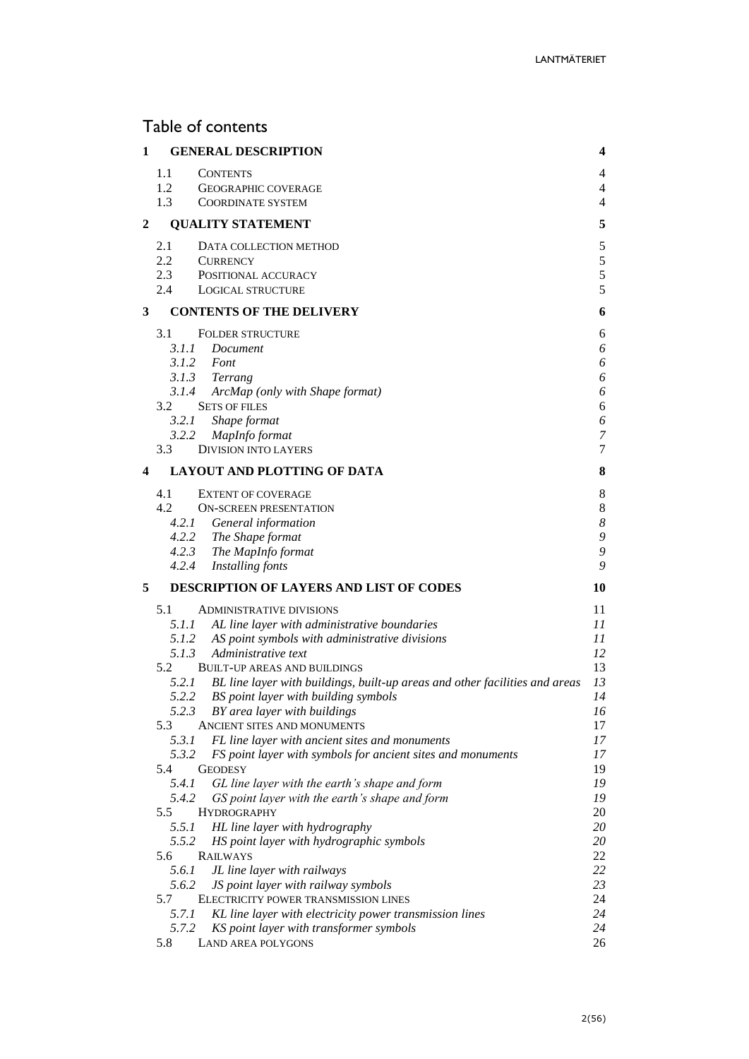# Table of contents

| | | |
|---|---|---|
| **1** | **GENERAL DESCRIPTION** | **4** |
| 1.1 | CONTENTS | 4 |
| 1.2 | GEOGRAPHIC COVERAGE | 4 |
| 1.3 | COORDINATE SYSTEM | 4 |
| **2** | **QUALITY STATEMENT** | **5** |
| 2.1 | DATA COLLECTION METHOD | 5 |
| 2.2 | CURRENCY | 5 |
| 2.3 | POSITIONAL ACCURACY | 5 |
| 2.4 | LOGICAL STRUCTURE | 5 |
| **3** | **CONTENTS OF THE DELIVERY** | **6** |
| 3.1 | FOLDER STRUCTURE | 6 |
| *3.1.1* | *Document* | *6* |
| *3.1.2* | *Font* | *6* |
| *3.1.3* | *Terrang* | *6* |
| *3.1.4* | *ArcMap (only with Shape format)* | *6* |
| 3.2 | SETS OF FILES | 6 |
| *3.2.1* | *Shape format* | *6* |
| *3.2.2* | *MapInfo format* | *7* |
| 3.3 | DIVISION INTO LAYERS | 7 |
| **4** | **LAYOUT AND PLOTTING OF DATA** | **8** |
| 4.1 | EXTENT OF COVERAGE | 8 |
| 4.2 | ON-SCREEN PRESENTATION | 8 |
| *4.2.1* | *General information* | *8* |
| *4.2.2* | *The Shape format* | *9* |
| *4.2.3* | *The MapInfo format* | *9* |
| *4.2.4* | *Installing fonts* | *9* |
| **5** | **DESCRIPTION OF LAYERS AND LIST OF CODES** | **10** |
| 5.1 | ADMINISTRATIVE DIVISIONS | 11 |
| *5.1.1* | *AL line layer with administrative boundaries* | *11* |
| *5.1.2* | *AS point symbols with administrative divisions* | *11* |
| *5.1.3* | *Administrative text* | *12* |
| 5.2 | BUILT-UP AREAS AND BUILDINGS | 13 |
| *5.2.1* | *BL line layer with buildings, built-up areas and other facilities and areas* | *13* |
| *5.2.2* | *BS point layer with building symbols* | *14* |
| *5.2.3* | *BY area layer with buildings* | *16* |
| 5.3 | ANCIENT SITES AND MONUMENTS | 17 |
| *5.3.1* | *FL line layer with ancient sites and monuments* | *17* |
| *5.3.2* | *FS point layer with symbols for ancient sites and monuments* | *17* |
| 5.4 | GEODESY | 19 |
| *5.4.1* | *GL line layer with the earth's shape and form* | *19* |
| *5.4.2* | *GS point layer with the earth's shape and form* | *19* |
| 5.5 | HYDROGRAPHY | 20 |
| *5.5.1* | *HL line layer with hydrography* | *20* |
| *5.5.2* | *HS point layer with hydrographic symbols* | *20* |
| 5.6 | RAILWAYS | 22 |
| *5.6.1* | *JL line layer with railways* | *22* |
| *5.6.2* | *JS point layer with railway symbols* | *23* |
| 5.7 | ELECTRICITY POWER TRANSMISSION LINES | 24 |
| *5.7.1* | *KL line layer with electricity power transmission lines* | *24* |
| *5.7.2* | *KS point layer with transformer symbols* | *24* |
| 5.8 | LAND AREA POLYGONS | 26 |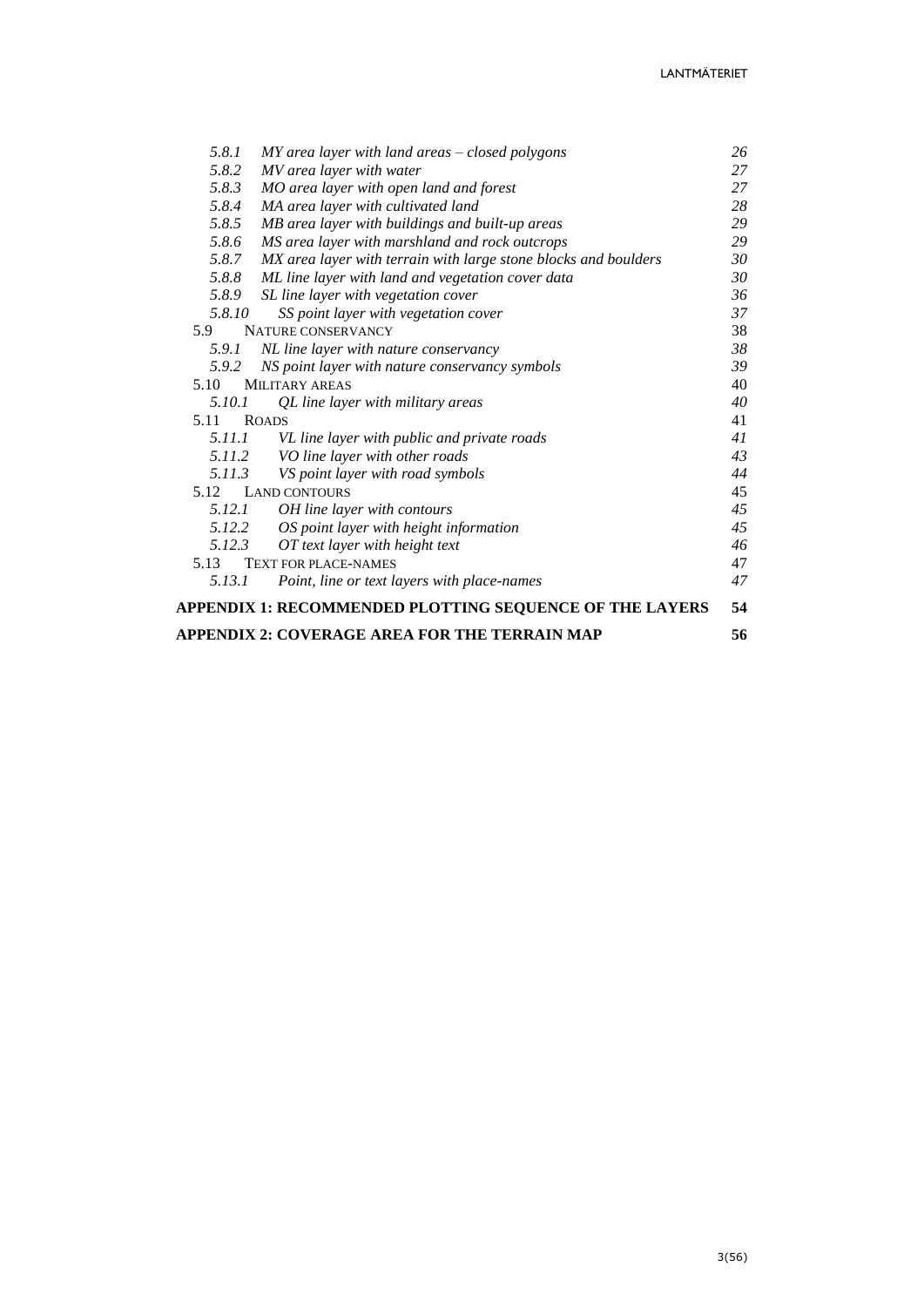| | | |
|---|---|---|
| *5.8.1* | *MY area layer with land areas – closed polygons* | *26* |
| *5.8.2* | *MV area layer with water* | *27* |
| *5.8.3* | *MO area layer with open land and forest* | *27* |
| *5.8.4* | *MA area layer with cultivated land* | *28* |
| *5.8.5* | *MB area layer with buildings and built-up areas* | *29* |
| *5.8.6* | *MS area layer with marshland and rock outcrops* | *29* |
| *5.8.7* | *MX area layer with terrain with large stone blocks and boulders* | *30* |
| *5.8.8* | *ML line layer with land and vegetation cover data* | *30* |
| *5.8.9* | *SL line layer with vegetation cover* | *36* |
| *5.8.10* | *SS point layer with vegetation cover* | *37* |
| 5.9 | NATURE CONSERVANCY | 38 |
| *5.9.1* | *NL line layer with nature conservancy* | *38* |
| *5.9.2* | *NS point layer with nature conservancy symbols* | *39* |
| 5.10 | MILITARY AREAS | 40 |
| *5.10.1* | *QL line layer with military areas* | *40* |
| 5.11 | ROADS | 41 |
| *5.11.1* | *VL line layer with public and private roads* | *41* |
| *5.11.2* | *VO line layer with other roads* | *43* |
| *5.11.3* | *VS point layer with road symbols* | *44* |
| 5.12 | LAND CONTOURS | 45 |
| *5.12.1* | *OH line layer with contours* | *45* |
| *5.12.2* | *OS point layer with height information* | *45* |
| *5.12.3* | *OT text layer with height text* | *46* |
| 5.13 | TEXT FOR PLACE-NAMES | 47 |
| *5.13.1* | *Point, line or text layers with place-names* | *47* |

**APPENDIX 1: RECOMMENDED PLOTTING SEQUENCE OF THE LAYERS** **54**

**APPENDIX 2: COVERAGE AREA FOR THE TERRAIN MAP** **56**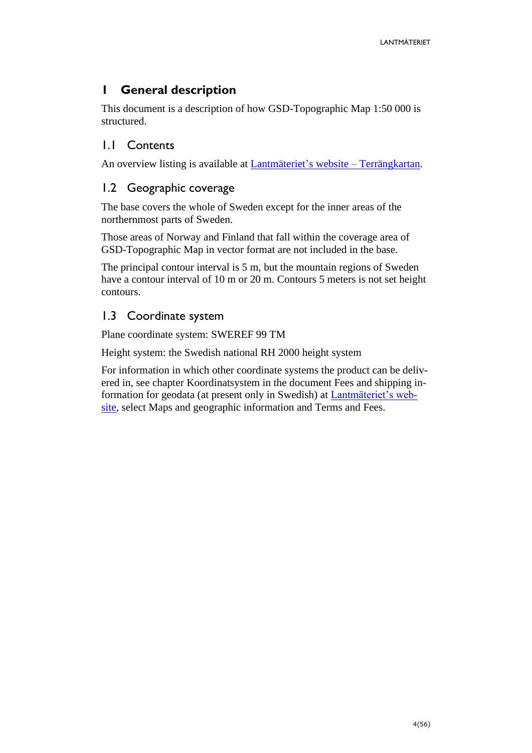# 1 General description

This document is a description of how GSD-Topographic Map 1:50 000 is structured.

## 1.1 Contents

An overview listing is available at [Lantmäteriet's website – Terrängkartan](#).

## 1.2 Geographic coverage

The base covers the whole of Sweden except for the inner areas of the northernmost parts of Sweden.

Those areas of Norway and Finland that fall within the coverage area of GSD-Topographic Map in vector format are not included in the base.

The principal contour interval is 5 m, but the mountain regions of Sweden have a contour interval of 10 m or 20 m. Contours 5 meters is not set height contours.

## 1.3 Coordinate system

Plane coordinate system: SWEREF 99 TM

Height system: the Swedish national RH 2000 height system

For information in which other coordinate systems the product can be delivered in, see chapter Koordinatsystem in the document Fees and shipping information for geodata (at present only in Swedish) at [Lantmäteriet's website](#), select Maps and geographic information and Terms and Fees.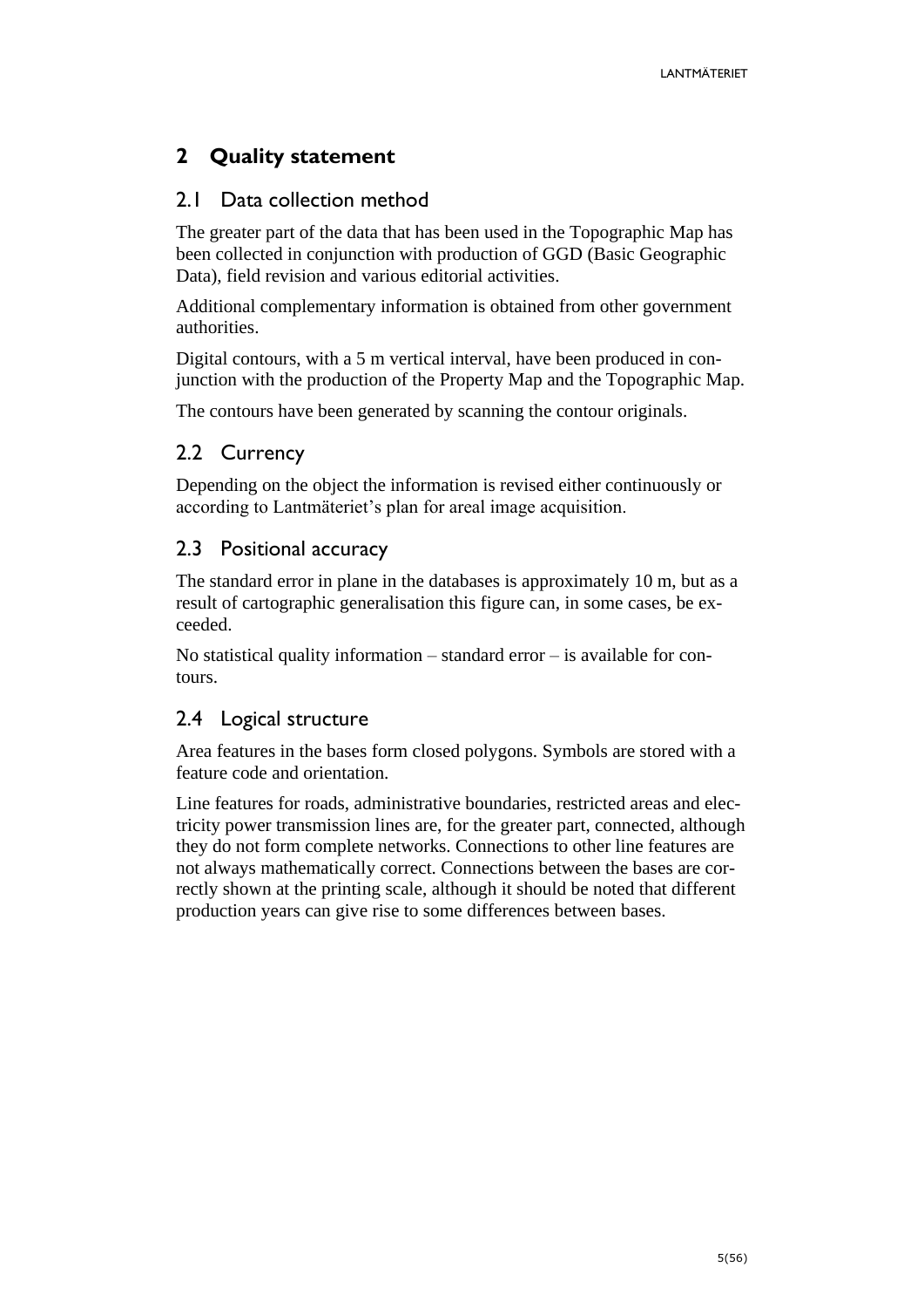# 2 Quality statement

## 2.1 Data collection method

The greater part of the data that has been used in the Topographic Map has been collected in conjunction with production of GGD (Basic Geographic Data), field revision and various editorial activities.

Additional complementary information is obtained from other government authorities.

Digital contours, with a 5 m vertical interval, have been produced in conjunction with the production of the Property Map and the Topographic Map.

The contours have been generated by scanning the contour originals.

## 2.2 Currency

Depending on the object the information is revised either continuously or according to Lantmäteriet's plan for areal image acquisition.

## 2.3 Positional accuracy

The standard error in plane in the databases is approximately 10 m, but as a result of cartographic generalisation this figure can, in some cases, be exceeded.

No statistical quality information – standard error – is available for contours.

## 2.4 Logical structure

Area features in the bases form closed polygons. Symbols are stored with a feature code and orientation.

Line features for roads, administrative boundaries, restricted areas and electricity power transmission lines are, for the greater part, connected, although they do not form complete networks. Connections to other line features are not always mathematically correct. Connections between the bases are correctly shown at the printing scale, although it should be noted that different production years can give rise to some differences between bases.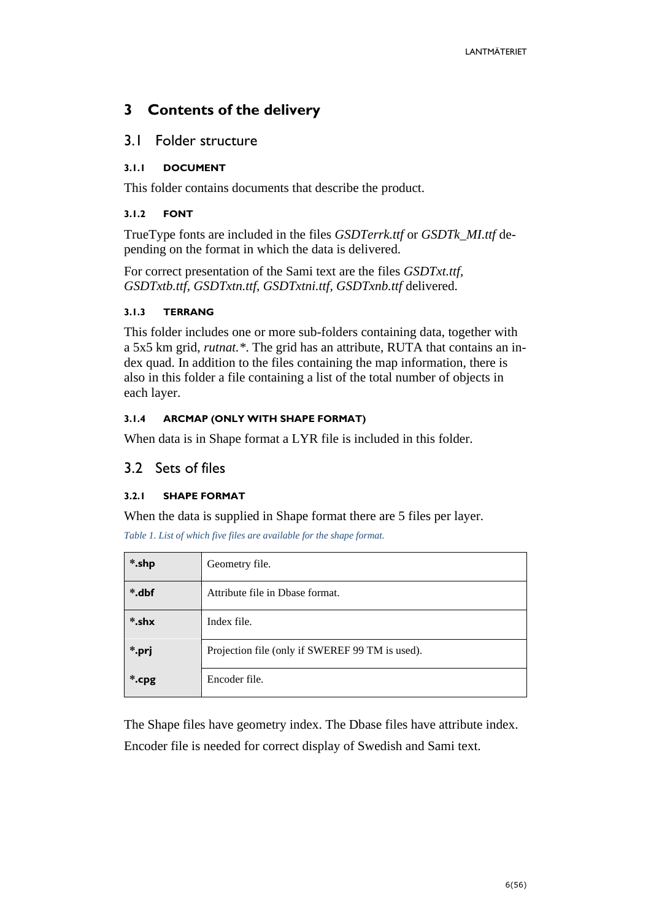# 3 Contents of the delivery

## 3.1 Folder structure

### 3.1.1 DOCUMENT

This folder contains documents that describe the product.

### 3.1.2 FONT

TrueType fonts are included in the files *GSDTerrk.ttf* or *GSDTk_MI.ttf* depending on the format in which the data is delivered.

For correct presentation of the Sami text are the files *GSDTxt.ttf, GSDTxtb.ttf, GSDTxtn.ttf, GSDTxtni.ttf, GSDTxnb.ttf* delivered.

### 3.1.3 TERRANG

This folder includes one or more sub-folders containing data, together with a 5x5 km grid, *rutnat.**. The grid has an attribute, RUTA that contains an index quad. In addition to the files containing the map information, there is also in this folder a file containing a list of the total number of objects in each layer.

### 3.1.4 ARCMAP (ONLY WITH SHAPE FORMAT)

When data is in Shape format a LYR file is included in this folder.

## 3.2 Sets of files

### 3.2.1 SHAPE FORMAT

When the data is supplied in Shape format there are 5 files per layer.

*Table 1. List of which five files are available for the shape format.*

| | |
|---|---|
| ***.shp** | Geometry file. |
| ***.dbf** | Attribute file in Dbase format. |
| ***.shx** | Index file. |
| ***.prj** | Projection file (only if SWEREF 99 TM is used). |
| ***.cpg** | Encoder file. |

The Shape files have geometry index. The Dbase files have attribute index.

Encoder file is needed for correct display of Swedish and Sami text.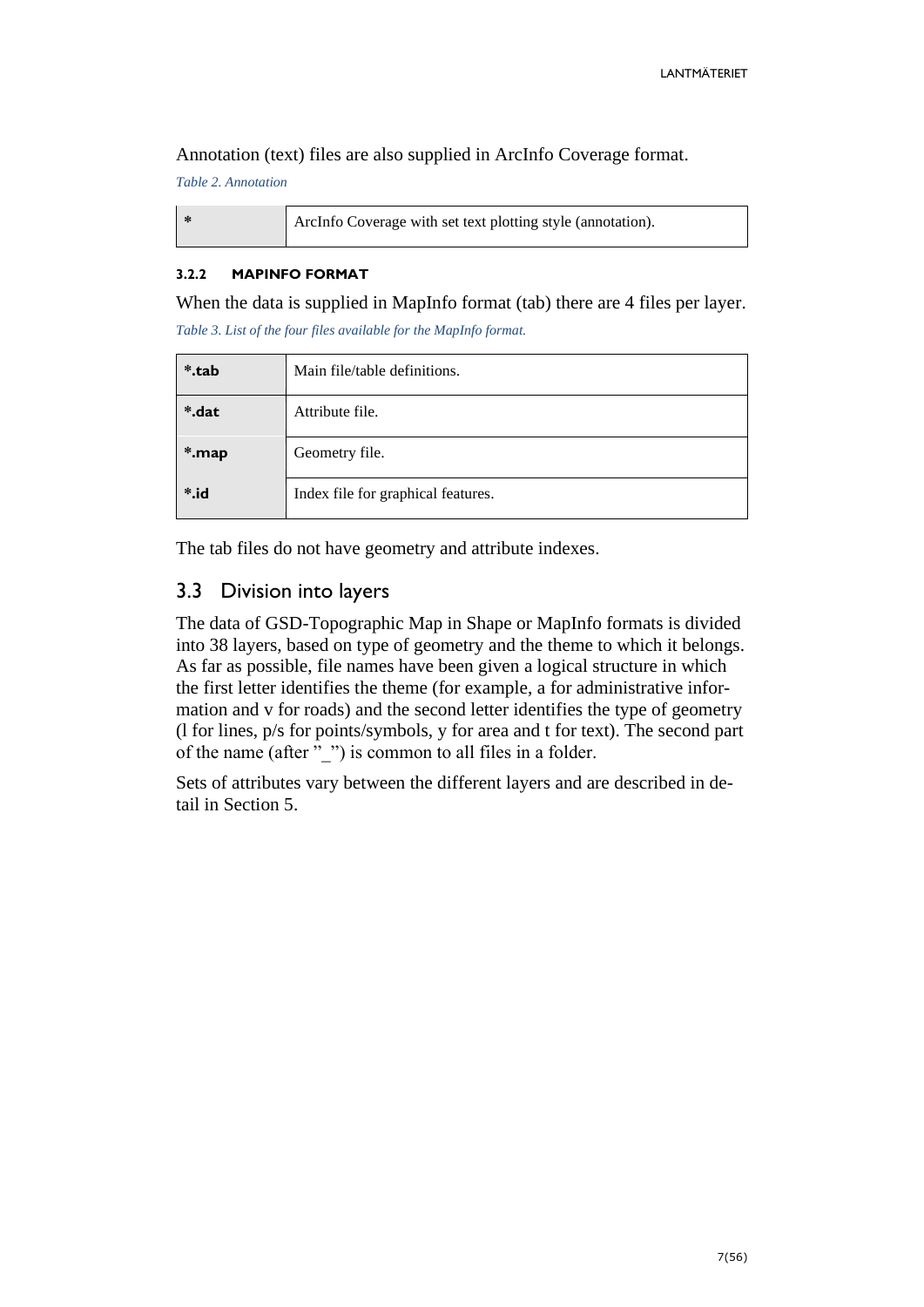Annotation (text) files are also supplied in ArcInfo Coverage format.

*Table 2. Annotation*

| * | ArcInfo Coverage with set text plotting style (annotation). |
|---|---|

#### 3.2.2 MAPINFO FORMAT

When the data is supplied in MapInfo format (tab) there are 4 files per layer.

*Table 3. List of the four files available for the MapInfo format.*

| **\*.tab** | Main file/table definitions. |
|---|---|
| **\*.dat** | Attribute file. |
| **\*.map** | Geometry file. |
| **\*.id** | Index file for graphical features. |

The tab files do not have geometry and attribute indexes.

## 3.3 Division into layers

The data of GSD-Topographic Map in Shape or MapInfo formats is divided into 38 layers, based on type of geometry and the theme to which it belongs. As far as possible, file names have been given a logical structure in which the first letter identifies the theme (for example, a for administrative information and v for roads) and the second letter identifies the type of geometry (l for lines, p/s for points/symbols, y for area and t for text). The second part of the name (after "_") is common to all files in a folder.

Sets of attributes vary between the different layers and are described in detail in Section 5.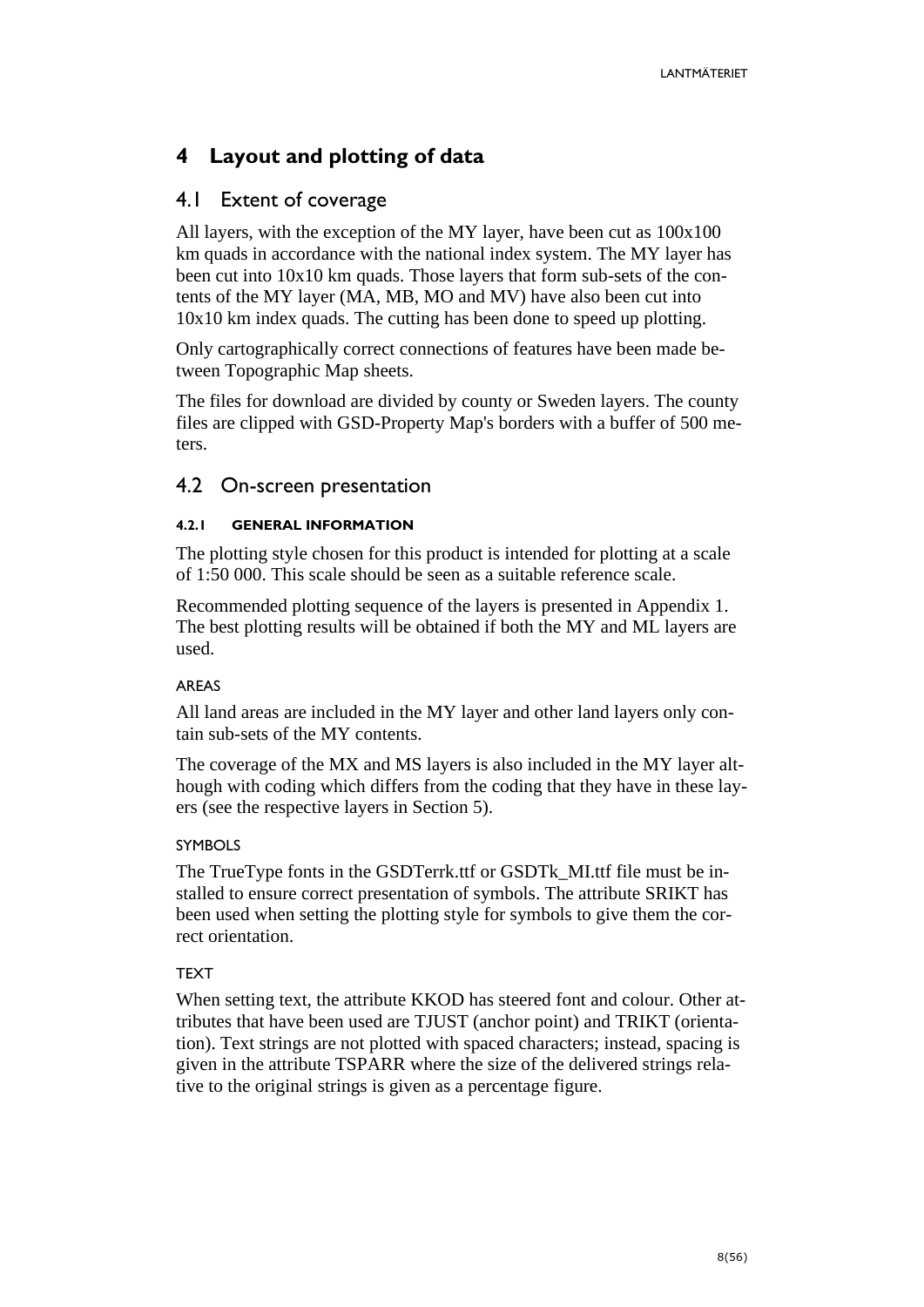# 4 Layout and plotting of data

## 4.1 Extent of coverage

All layers, with the exception of the MY layer, have been cut as 100x100 km quads in accordance with the national index system. The MY layer has been cut into 10x10 km quads. Those layers that form sub-sets of the contents of the MY layer (MA, MB, MO and MV) have also been cut into 10x10 km index quads. The cutting has been done to speed up plotting.

Only cartographically correct connections of features have been made between Topographic Map sheets.

The files for download are divided by county or Sweden layers. The county files are clipped with GSD-Property Map's borders with a buffer of 500 meters.

## 4.2 On-screen presentation

#### 4.2.1 GENERAL INFORMATION

The plotting style chosen for this product is intended for plotting at a scale of 1:50 000. This scale should be seen as a suitable reference scale.

Recommended plotting sequence of the layers is presented in Appendix 1. The best plotting results will be obtained if both the MY and ML layers are used.

AREAS

All land areas are included in the MY layer and other land layers only contain sub-sets of the MY contents.

The coverage of the MX and MS layers is also included in the MY layer although with coding which differs from the coding that they have in these layers (see the respective layers in Section 5).

SYMBOLS

The TrueType fonts in the GSDTerrk.ttf or GSDTk_MI.ttf file must be installed to ensure correct presentation of symbols. The attribute SRIKT has been used when setting the plotting style for symbols to give them the correct orientation.

TEXT

When setting text, the attribute KKOD has steered font and colour. Other attributes that have been used are TJUST (anchor point) and TRIKT (orientation). Text strings are not plotted with spaced characters; instead, spacing is given in the attribute TSPARR where the size of the delivered strings relative to the original strings is given as a percentage figure.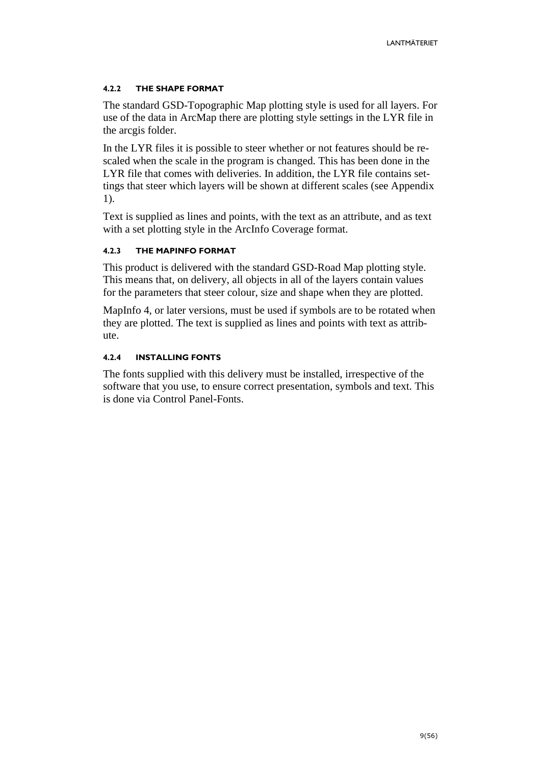#### 4.2.2 THE SHAPE FORMAT

The standard GSD-Topographic Map plotting style is used for all layers. For use of the data in ArcMap there are plotting style settings in the LYR file in the arcgis folder.

In the LYR files it is possible to steer whether or not features should be re-scaled when the scale in the program is changed. This has been done in the LYR file that comes with deliveries. In addition, the LYR file contains settings that steer which layers will be shown at different scales (see Appendix 1).

Text is supplied as lines and points, with the text as an attribute, and as text with a set plotting style in the ArcInfo Coverage format.

#### 4.2.3 THE MAPINFO FORMAT

This product is delivered with the standard GSD-Road Map plotting style. This means that, on delivery, all objects in all of the layers contain values for the parameters that steer colour, size and shape when they are plotted.

MapInfo 4, or later versions, must be used if symbols are to be rotated when they are plotted. The text is supplied as lines and points with text as attribute.

#### 4.2.4 INSTALLING FONTS

The fonts supplied with this delivery must be installed, irrespective of the software that you use, to ensure correct presentation, symbols and text. This is done via Control Panel-Fonts.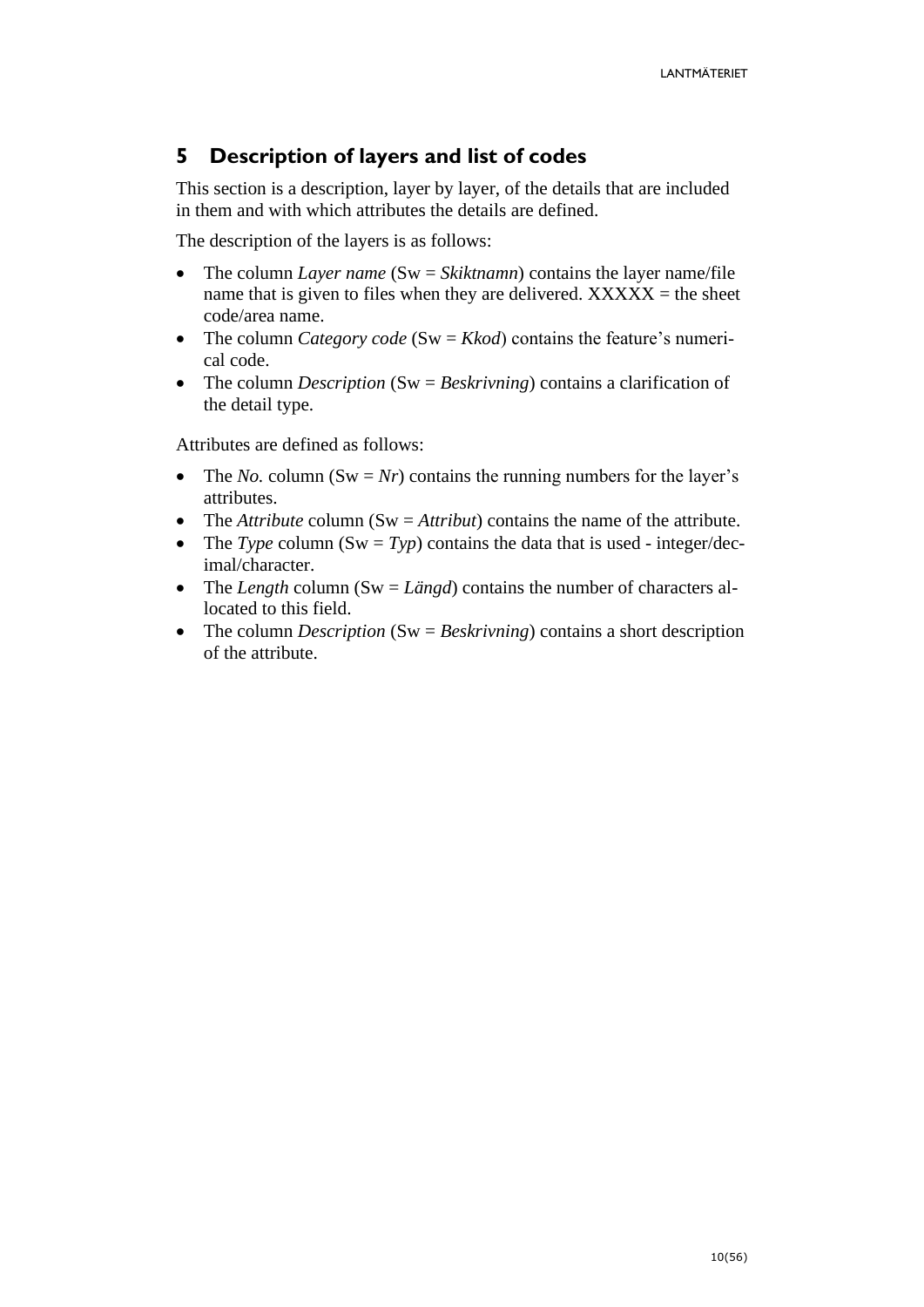## 5 Description of layers and list of codes

This section is a description, layer by layer, of the details that are included in them and with which attributes the details are defined.

The description of the layers is as follows:

- The column *Layer name* (Sw = *Skiktnamn*) contains the layer name/file name that is given to files when they are delivered. XXXXX = the sheet code/area name.
- The column *Category code* (Sw = *Kkod*) contains the feature's numerical code.
- The column *Description* (Sw = *Beskrivning*) contains a clarification of the detail type.

Attributes are defined as follows:

- The *No.* column (Sw = *Nr*) contains the running numbers for the layer's attributes.
- The *Attribute* column (Sw = *Attribut*) contains the name of the attribute.
- The *Type* column (Sw = *Typ*) contains the data that is used - integer/decimal/character.
- The *Length* column (Sw = *Längd*) contains the number of characters allocated to this field.
- The column *Description* (Sw = *Beskrivning*) contains a short description of the attribute.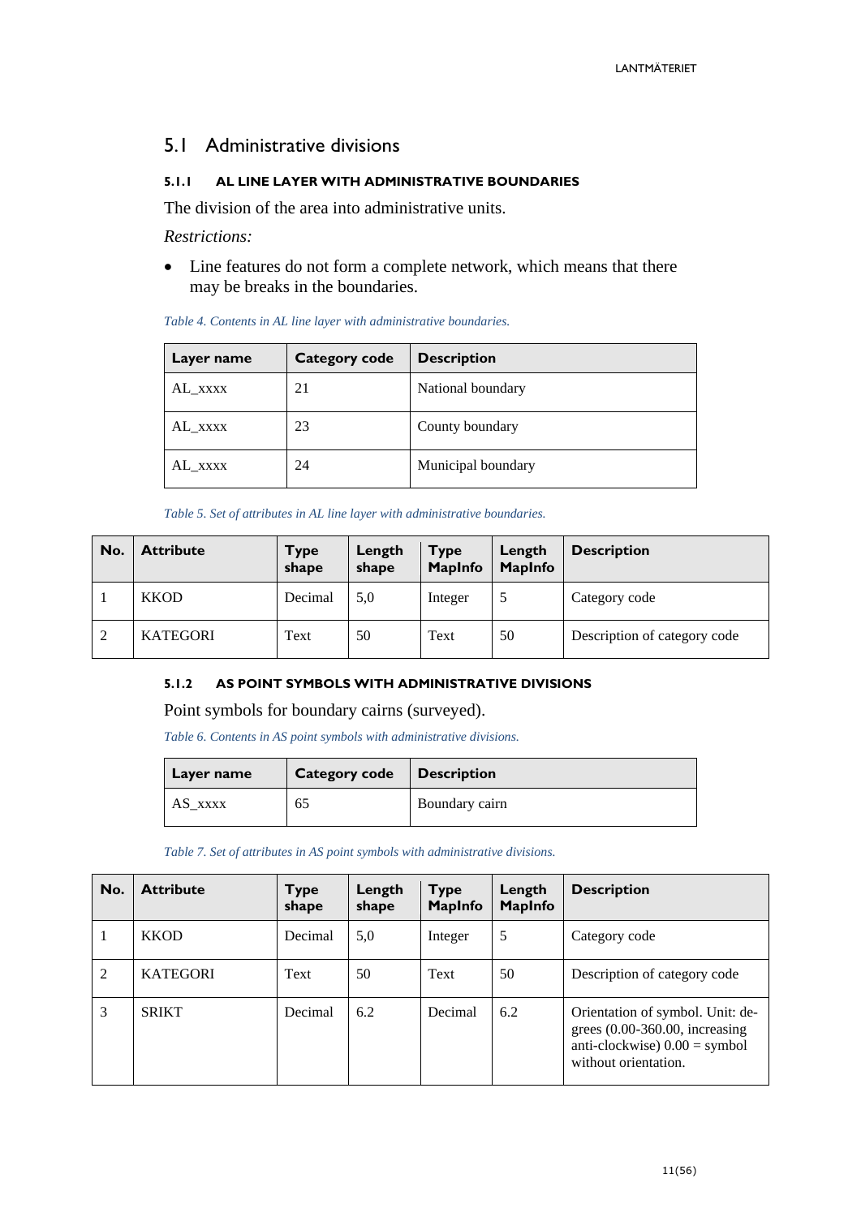## 5.1 Administrative divisions

### 5.1.1 AL LINE LAYER WITH ADMINISTRATIVE BOUNDARIES

The division of the area into administrative units.

*Restrictions:*

- Line features do not form a complete network, which means that there may be breaks in the boundaries.

*Table 4. Contents in AL line layer with administrative boundaries.*

| Layer name | Category code | Description |
|---|---|---|
| AL_xxxx | 21 | National boundary |
| AL_xxxx | 23 | County boundary |
| AL_xxxx | 24 | Municipal boundary |

*Table 5. Set of attributes in AL line layer with administrative boundaries.*

| No. | Attribute | Type shape | Length shape | Type MapInfo | Length MapInfo | Description |
|---|---|---|---|---|---|---|
| 1 | KKOD | Decimal | 5,0 | Integer | 5 | Category code |
| 2 | KATEGORI | Text | 50 | Text | 50 | Description of category code |

### 5.1.2 AS POINT SYMBOLS WITH ADMINISTRATIVE DIVISIONS

Point symbols for boundary cairns (surveyed).

*Table 6. Contents in AS point symbols with administrative divisions.*

| Layer name | Category code | Description |
|---|---|---|
| AS_xxxx | 65 | Boundary cairn |

*Table 7. Set of attributes in AS point symbols with administrative divisions.*

| No. | Attribute | Type shape | Length shape | Type MapInfo | Length MapInfo | Description |
|---|---|---|---|---|---|---|
| 1 | KKOD | Decimal | 5,0 | Integer | 5 | Category code |
| 2 | KATEGORI | Text | 50 | Text | 50 | Description of category code |
| 3 | SRIKT | Decimal | 6.2 | Decimal | 6.2 | Orientation of symbol. Unit: degrees (0.00-360.00, increasing anti-clockwise) 0.00 = symbol without orientation. |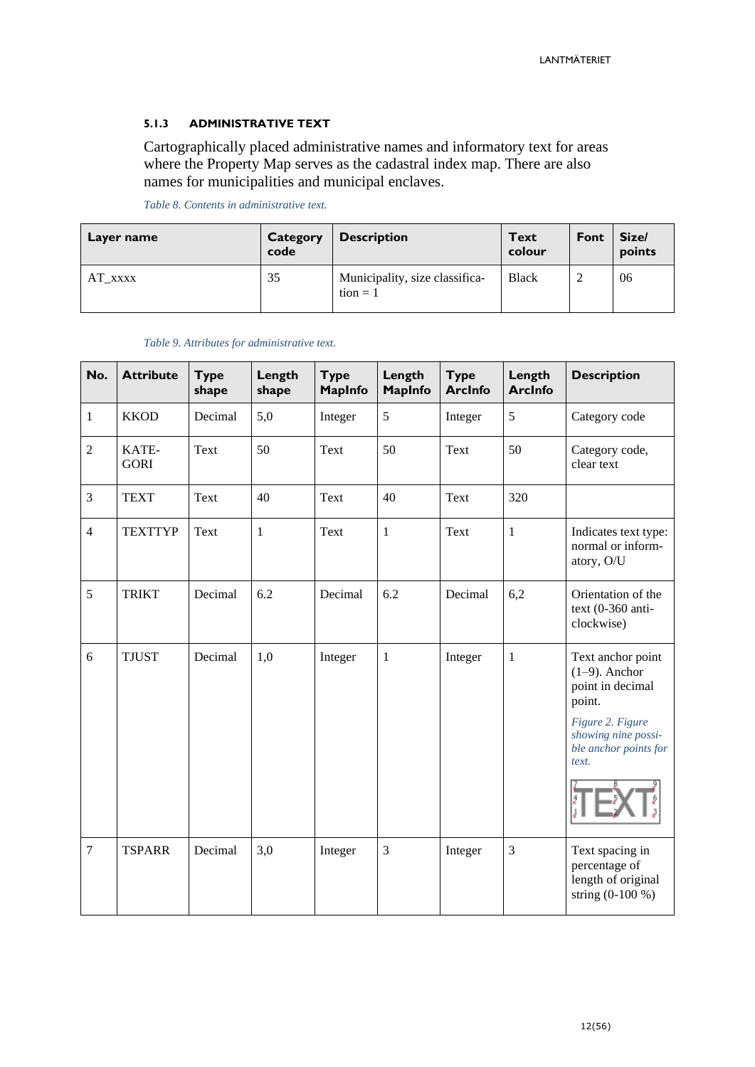#### 5.1.3 ADMINISTRATIVE TEXT

Cartographically placed administrative names and informatory text for areas where the Property Map serves as the cadastral index map. There are also names for municipalities and municipal enclaves.

*Table 8. Contents in administrative text.*

| Layer name | Category code | Description | Text colour | Font | Size/ points |
|---|---|---|---|---|---|
| AT_xxxx | 35 | Municipality, size classification = 1 | Black | 2 | 06 |

*Table 9. Attributes for administrative text.*

| No. | Attribute | Type shape | Length shape | Type MapInfo | Length MapInfo | Type ArcInfo | Length ArcInfo | Description |
|---|---|---|---|---|---|---|---|---|
| 1 | KKOD | Decimal | 5,0 | Integer | 5 | Integer | 5 | Category code |
| 2 | KATE-GORI | Text | 50 | Text | 50 | Text | 50 | Category code, clear text |
| 3 | TEXT | Text | 40 | Text | 40 | Text | 320 | |
| 4 | TEXTTYP | Text | 1 | Text | 1 | Text | 1 | Indicates text type: normal or informatory, O/U |
| 5 | TRIKT | Decimal | 6.2 | Decimal | 6.2 | Decimal | 6,2 | Orientation of the text (0-360 anti-clockwise) |
| 6 | TJUST | Decimal | 1,0 | Integer | 1 | Integer | 1 | Text anchor point (1–9). Anchor point in decimal point. *Figure 2. Figure showing nine possible anchor points for text.* |
| 7 | TSPARR | Decimal | 3,0 | Integer | 3 | Integer | 3 | Text spacing in percentage of length of original string (0-100 %) |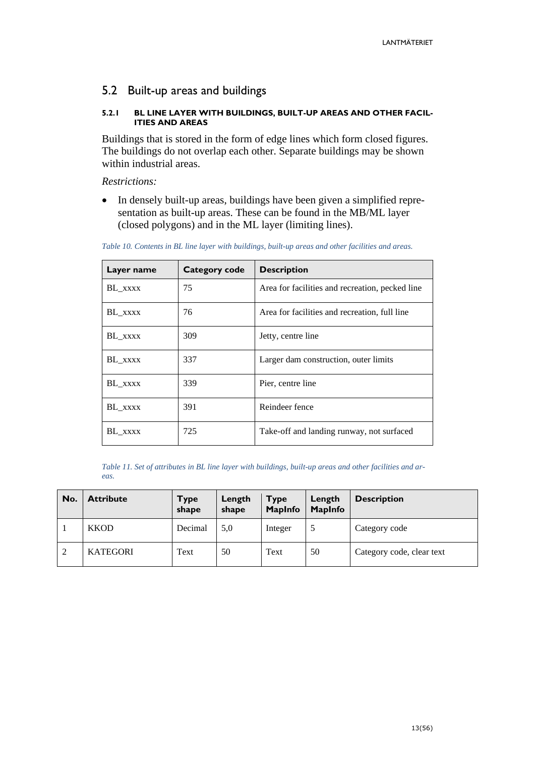## 5.2 Built-up areas and buildings

#### 5.2.1 BL LINE LAYER WITH BUILDINGS, BUILT-UP AREAS AND OTHER FACILITIES AND AREAS

Buildings that is stored in the form of edge lines which form closed figures. The buildings do not overlap each other. Separate buildings may be shown within industrial areas.

*Restrictions:*

- In densely built-up areas, buildings have been given a simplified representation as built-up areas. These can be found in the MB/ML layer (closed polygons) and in the ML layer (limiting lines).

*Table 10. Contents in BL line layer with buildings, built-up areas and other facilities and areas.*

| Layer name | Category code | Description |
|---|---|---|
| BL_xxxx | 75 | Area for facilities and recreation, pecked line |
| BL_xxxx | 76 | Area for facilities and recreation, full line |
| BL_xxxx | 309 | Jetty, centre line |
| BL_xxxx | 337 | Larger dam construction, outer limits |
| BL_xxxx | 339 | Pier, centre line |
| BL_xxxx | 391 | Reindeer fence |
| BL_xxxx | 725 | Take-off and landing runway, not surfaced |

*Table 11. Set of attributes in BL line layer with buildings, built-up areas and other facilities and areas.*

| No. | Attribute | Type shape | Length shape | Type MapInfo | Length MapInfo | Description |
|---|---|---|---|---|---|---|
| 1 | KKOD | Decimal | 5,0 | Integer | 5 | Category code |
| 2 | KATEGORI | Text | 50 | Text | 50 | Category code, clear text |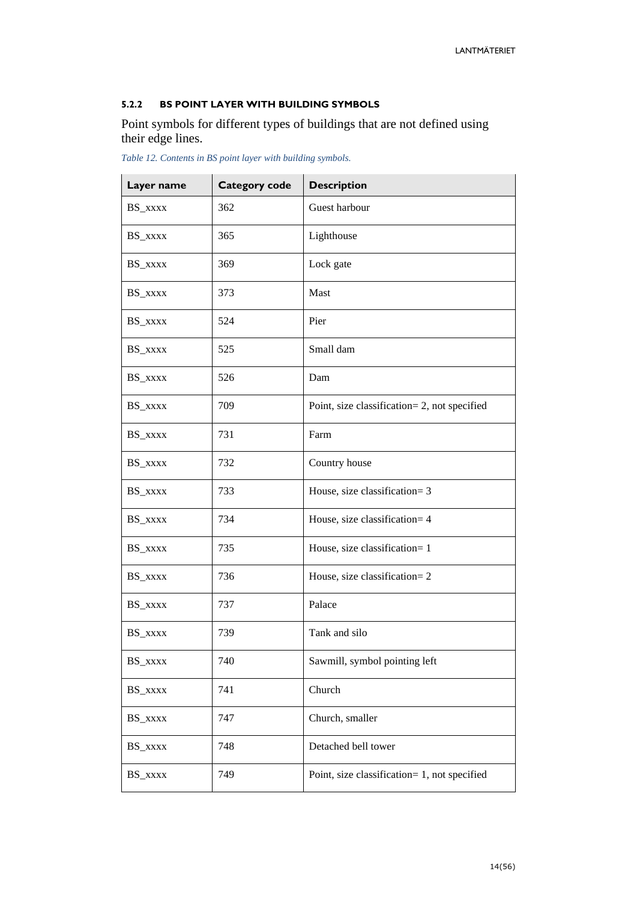#### 5.2.2 BS POINT LAYER WITH BUILDING SYMBOLS

Point symbols for different types of buildings that are not defined using their edge lines.

*Table 12. Contents in BS point layer with building symbols.*

| Layer name | Category code | Description |
|---|---|---|
| BS_xxxx | 362 | Guest harbour |
| BS_xxxx | 365 | Lighthouse |
| BS_xxxx | 369 | Lock gate |
| BS_xxxx | 373 | Mast |
| BS_xxxx | 524 | Pier |
| BS_xxxx | 525 | Small dam |
| BS_xxxx | 526 | Dam |
| BS_xxxx | 709 | Point, size classification= 2, not specified |
| BS_xxxx | 731 | Farm |
| BS_xxxx | 732 | Country house |
| BS_xxxx | 733 | House, size classification= 3 |
| BS_xxxx | 734 | House, size classification= 4 |
| BS_xxxx | 735 | House, size classification= 1 |
| BS_xxxx | 736 | House, size classification= 2 |
| BS_xxxx | 737 | Palace |
| BS_xxxx | 739 | Tank and silo |
| BS_xxxx | 740 | Sawmill, symbol pointing left |
| BS_xxxx | 741 | Church |
| BS_xxxx | 747 | Church, smaller |
| BS_xxxx | 748 | Detached bell tower |
| BS_xxxx | 749 | Point, size classification= 1, not specified |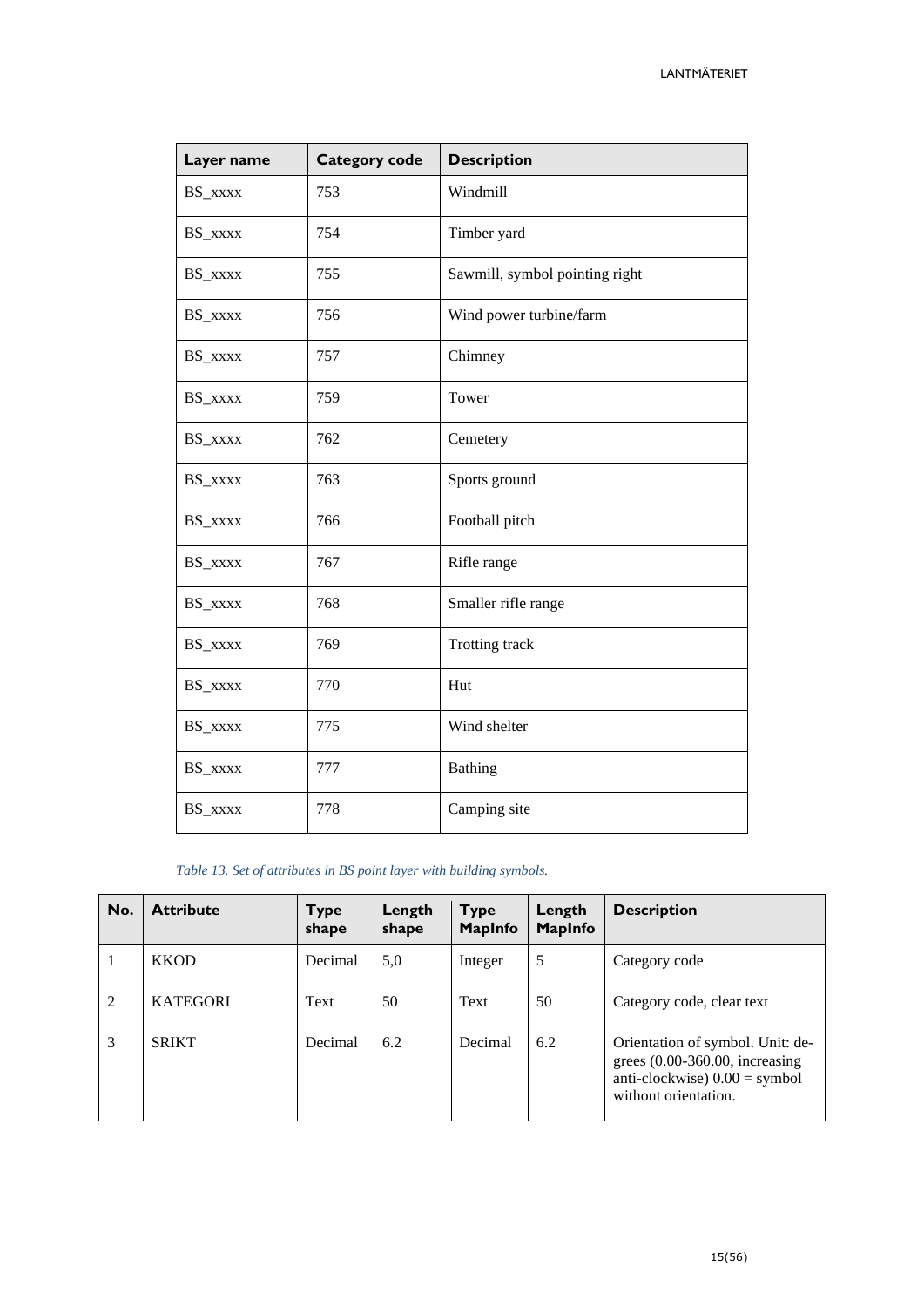| Layer name | Category code | Description |
|---|---|---|
| BS_xxxx | 753 | Windmill |
| BS_xxxx | 754 | Timber yard |
| BS_xxxx | 755 | Sawmill, symbol pointing right |
| BS_xxxx | 756 | Wind power turbine/farm |
| BS_xxxx | 757 | Chimney |
| BS_xxxx | 759 | Tower |
| BS_xxxx | 762 | Cemetery |
| BS_xxxx | 763 | Sports ground |
| BS_xxxx | 766 | Football pitch |
| BS_xxxx | 767 | Rifle range |
| BS_xxxx | 768 | Smaller rifle range |
| BS_xxxx | 769 | Trotting track |
| BS_xxxx | 770 | Hut |
| BS_xxxx | 775 | Wind shelter |
| BS_xxxx | 777 | Bathing |
| BS_xxxx | 778 | Camping site |

*Table 13. Set of attributes in BS point layer with building symbols.*

| No. | Attribute | Type shape | Length shape | Type MapInfo | Length MapInfo | Description |
|---|---|---|---|---|---|---|
| 1 | KKOD | Decimal | 5,0 | Integer | 5 | Category code |
| 2 | KATEGORI | Text | 50 | Text | 50 | Category code, clear text |
| 3 | SRIKT | Decimal | 6.2 | Decimal | 6.2 | Orientation of symbol. Unit: degrees (0.00-360.00, increasing anti-clockwise) 0.00 = symbol without orientation. |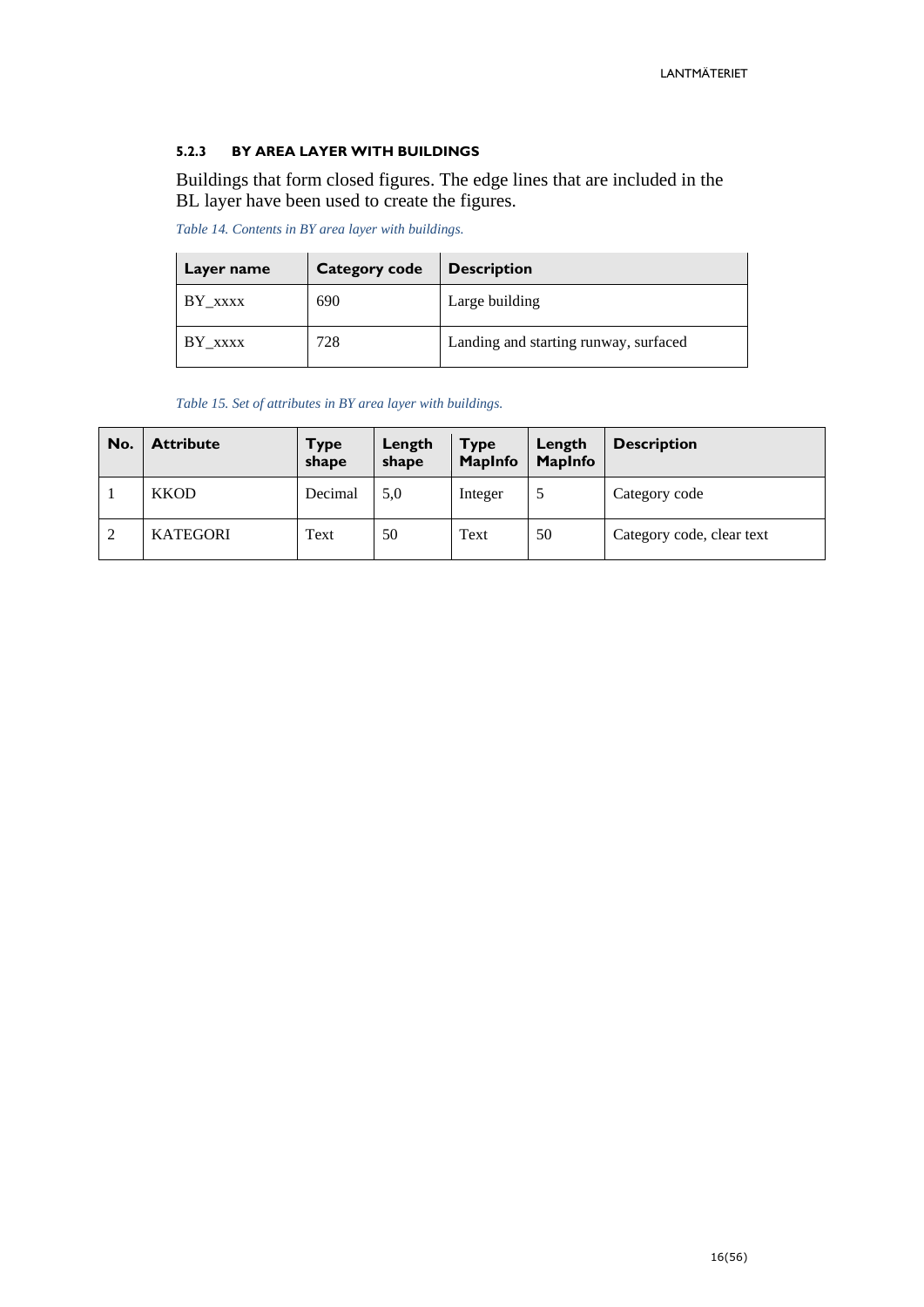#### 5.2.3 BY AREA LAYER WITH BUILDINGS

Buildings that form closed figures. The edge lines that are included in the BL layer have been used to create the figures.

*Table 14. Contents in BY area layer with buildings.*

| Layer name | Category code | Description |
|---|---|---|
| BY_xxxx | 690 | Large building |
| BY_xxxx | 728 | Landing and starting runway, surfaced |

*Table 15. Set of attributes in BY area layer with buildings.*

| No. | Attribute | Type shape | Length shape | Type MapInfo | Length MapInfo | Description |
|---|---|---|---|---|---|---|
| 1 | KKOD | Decimal | 5,0 | Integer | 5 | Category code |
| 2 | KATEGORI | Text | 50 | Text | 50 | Category code, clear text |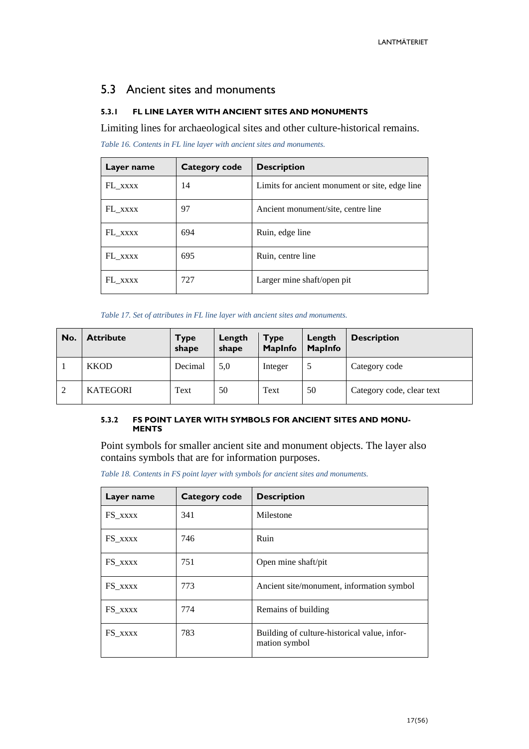## 5.3 Ancient sites and monuments

#### 5.3.1 FL LINE LAYER WITH ANCIENT SITES AND MONUMENTS

Limiting lines for archaeological sites and other culture-historical remains.

*Table 16. Contents in FL line layer with ancient sites and monuments.*

| Layer name | Category code | Description |
|---|---|---|
| FL_xxxx | 14 | Limits for ancient monument or site, edge line |
| FL_xxxx | 97 | Ancient monument/site, centre line |
| FL_xxxx | 694 | Ruin, edge line |
| FL_xxxx | 695 | Ruin, centre line |
| FL_xxxx | 727 | Larger mine shaft/open pit |

*Table 17. Set of attributes in FL line layer with ancient sites and monuments.*

| No. | Attribute | Type shape | Length shape | Type MapInfo | Length MapInfo | Description |
|---|---|---|---|---|---|---|
| 1 | KKOD | Decimal | 5,0 | Integer | 5 | Category code |
| 2 | KATEGORI | Text | 50 | Text | 50 | Category code, clear text |

#### 5.3.2 FS POINT LAYER WITH SYMBOLS FOR ANCIENT SITES AND MONUMENTS

Point symbols for smaller ancient site and monument objects. The layer also contains symbols that are for information purposes.

*Table 18. Contents in FS point layer with symbols for ancient sites and monuments.*

| Layer name | Category code | Description |
|---|---|---|
| FS_xxxx | 341 | Milestone |
| FS_xxxx | 746 | Ruin |
| FS_xxxx | 751 | Open mine shaft/pit |
| FS_xxxx | 773 | Ancient site/monument, information symbol |
| FS_xxxx | 774 | Remains of building |
| FS_xxxx | 783 | Building of culture-historical value, information symbol |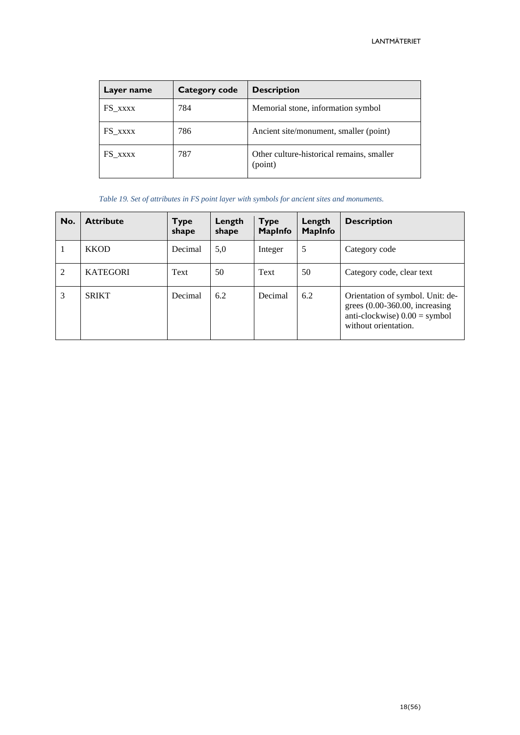| Layer name | Category code | Description |
|---|---|---|
| FS_xxxx | 784 | Memorial stone, information symbol |
| FS_xxxx | 786 | Ancient site/monument, smaller (point) |
| FS_xxxx | 787 | Other culture-historical remains, smaller (point) |

*Table 19. Set of attributes in FS point layer with symbols for ancient sites and monuments.*

| No. | Attribute | Type shape | Length shape | Type MapInfo | Length MapInfo | Description |
|---|---|---|---|---|---|---|
| 1 | KKOD | Decimal | 5,0 | Integer | 5 | Category code |
| 2 | KATEGORI | Text | 50 | Text | 50 | Category code, clear text |
| 3 | SRIKT | Decimal | 6.2 | Decimal | 6.2 | Orientation of symbol. Unit: degrees (0.00-360.00, increasing anti-clockwise) 0.00 = symbol without orientation. |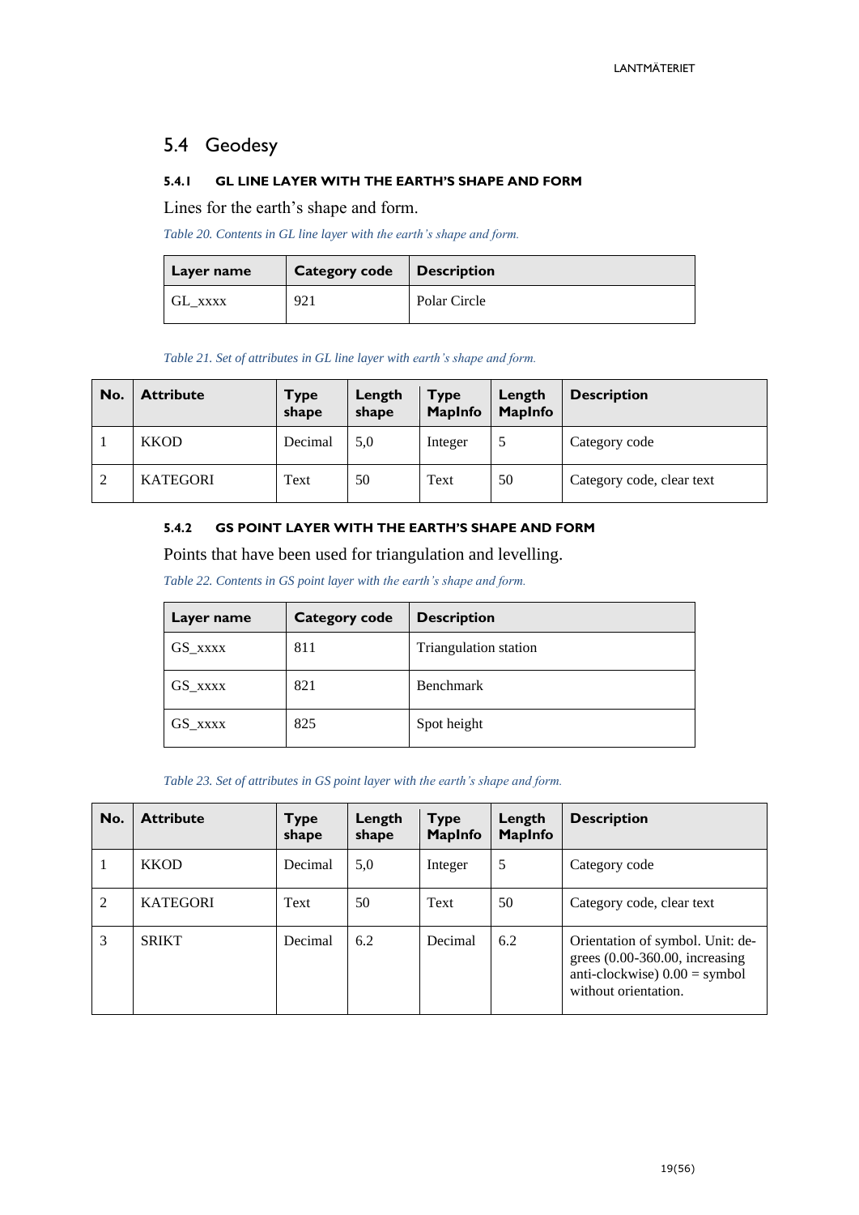## 5.4 Geodesy

### 5.4.1 GL LINE LAYER WITH THE EARTH'S SHAPE AND FORM

Lines for the earth's shape and form.

*Table 20. Contents in GL line layer with the earth's shape and form.*

| Layer name | Category code | Description |
|---|---|---|
| GL_xxxx | 921 | Polar Circle |

*Table 21. Set of attributes in GL line layer with earth's shape and form.*

| No. | Attribute | Type shape | Length shape | Type MapInfo | Length MapInfo | Description |
|---|---|---|---|---|---|---|
| 1 | KKOD | Decimal | 5,0 | Integer | 5 | Category code |
| 2 | KATEGORI | Text | 50 | Text | 50 | Category code, clear text |

### 5.4.2 GS POINT LAYER WITH THE EARTH'S SHAPE AND FORM

Points that have been used for triangulation and levelling.

*Table 22. Contents in GS point layer with the earth's shape and form.*

| Layer name | Category code | Description |
|---|---|---|
| GS_xxxx | 811 | Triangulation station |
| GS_xxxx | 821 | Benchmark |
| GS_xxxx | 825 | Spot height |

*Table 23. Set of attributes in GS point layer with the earth's shape and form.*

| No. | Attribute | Type shape | Length shape | Type MapInfo | Length MapInfo | Description |
|---|---|---|---|---|---|---|
| 1 | KKOD | Decimal | 5,0 | Integer | 5 | Category code |
| 2 | KATEGORI | Text | 50 | Text | 50 | Category code, clear text |
| 3 | SRIKT | Decimal | 6.2 | Decimal | 6.2 | Orientation of symbol. Unit: degrees (0.00-360.00, increasing anti-clockwise) 0.00 = symbol without orientation. |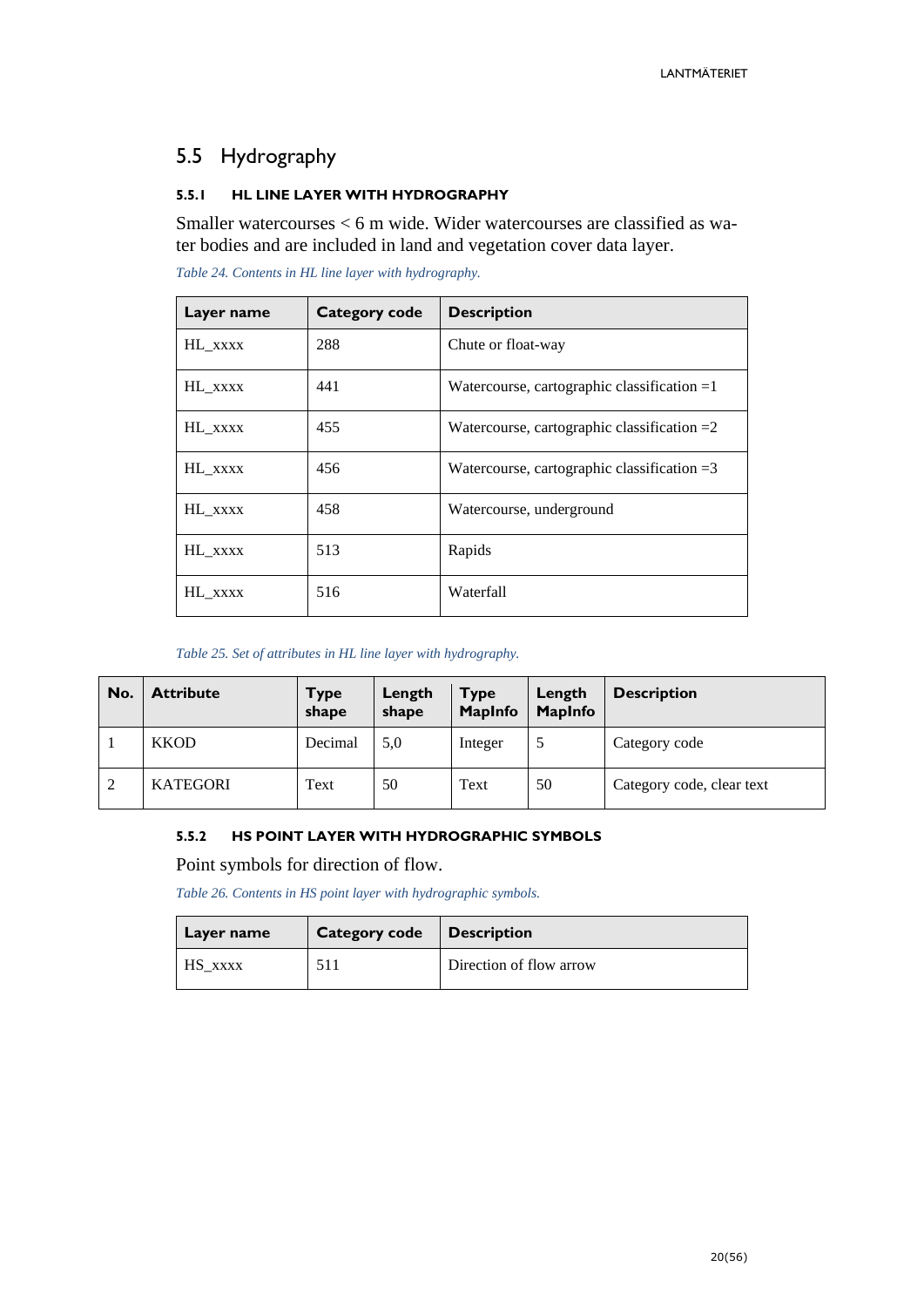## 5.5 Hydrography

### 5.5.1 HL LINE LAYER WITH HYDROGRAPHY

Smaller watercourses < 6 m wide. Wider watercourses are classified as water bodies and are included in land and vegetation cover data layer.

*Table 24. Contents in HL line layer with hydrography.*

| Layer name | Category code | Description |
|---|---|---|
| HL_xxxx | 288 | Chute or float-way |
| HL_xxxx | 441 | Watercourse, cartographic classification =1 |
| HL_xxxx | 455 | Watercourse, cartographic classification =2 |
| HL_xxxx | 456 | Watercourse, cartographic classification =3 |
| HL_xxxx | 458 | Watercourse, underground |
| HL_xxxx | 513 | Rapids |
| HL_xxxx | 516 | Waterfall |

*Table 25. Set of attributes in HL line layer with hydrography.*

| No. | Attribute | Type shape | Length shape | Type MapInfo | Length MapInfo | Description |
|---|---|---|---|---|---|---|
| 1 | KKOD | Decimal | 5,0 | Integer | 5 | Category code |
| 2 | KATEGORI | Text | 50 | Text | 50 | Category code, clear text |

### 5.5.2 HS POINT LAYER WITH HYDROGRAPHIC SYMBOLS

Point symbols for direction of flow.

*Table 26. Contents in HS point layer with hydrographic symbols.*

| Layer name | Category code | Description |
|---|---|---|
| HS_xxxx | 511 | Direction of flow arrow |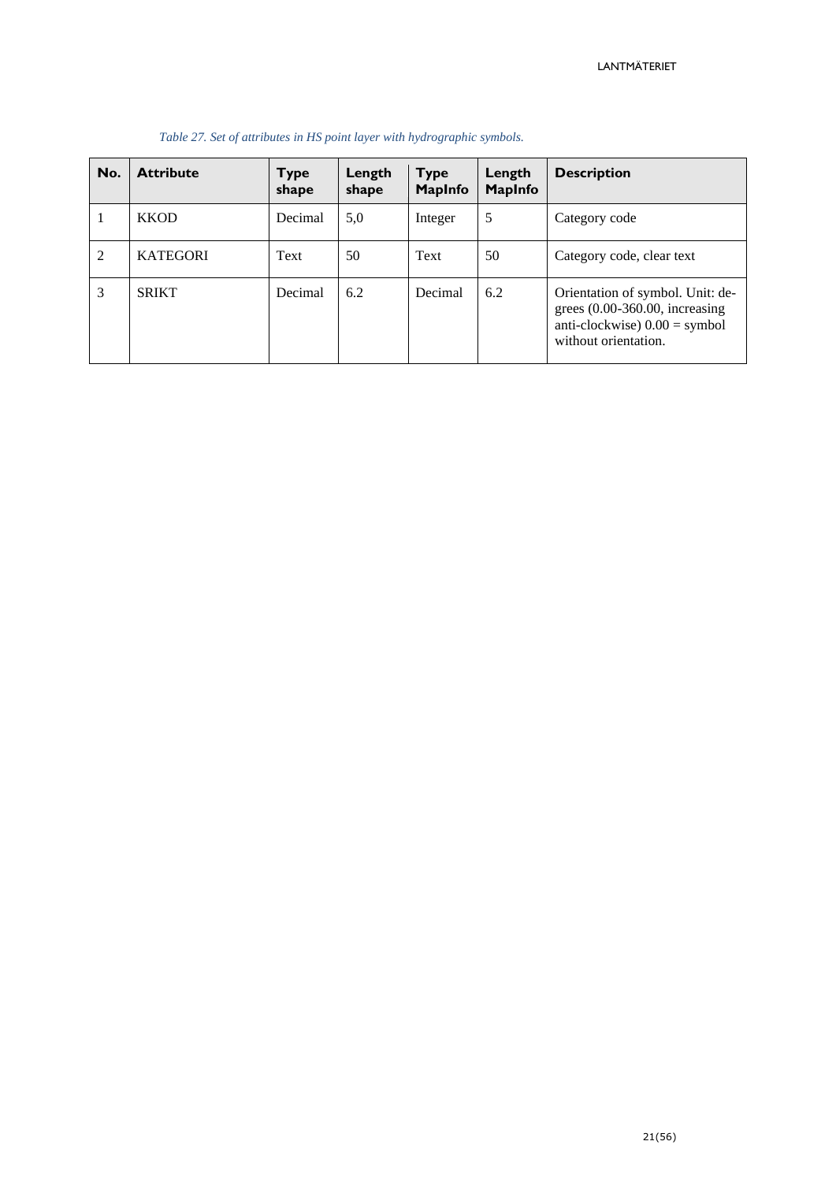*Table 27. Set of attributes in HS point layer with hydrographic symbols.*

| No. | Attribute | Type shape | Length shape | Type MapInfo | Length MapInfo | Description |
|---|---|---|---|---|---|---|
| 1 | KKOD | Decimal | 5,0 | Integer | 5 | Category code |
| 2 | KATEGORI | Text | 50 | Text | 50 | Category code, clear text |
| 3 | SRIKT | Decimal | 6.2 | Decimal | 6.2 | Orientation of symbol. Unit: degrees (0.00-360.00, increasing anti-clockwise) 0.00 = symbol without orientation. |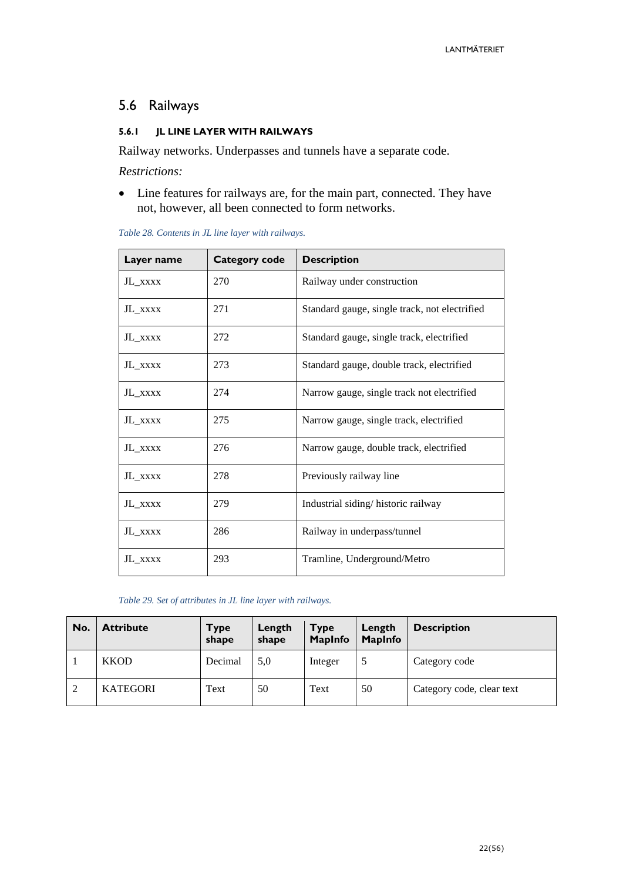## 5.6 Railways

#### 5.6.1 JL LINE LAYER WITH RAILWAYS

Railway networks. Underpasses and tunnels have a separate code.

*Restrictions:*

- Line features for railways are, for the main part, connected. They have not, however, all been connected to form networks.

*Table 28. Contents in JL line layer with railways.*

| Layer name | Category code | Description |
|---|---|---|
| JL_xxxx | 270 | Railway under construction |
| JL_xxxx | 271 | Standard gauge, single track, not electrified |
| JL_xxxx | 272 | Standard gauge, single track, electrified |
| JL_xxxx | 273 | Standard gauge, double track, electrified |
| JL_xxxx | 274 | Narrow gauge, single track not electrified |
| JL_xxxx | 275 | Narrow gauge, single track, electrified |
| JL_xxxx | 276 | Narrow gauge, double track, electrified |
| JL_xxxx | 278 | Previously railway line |
| JL_xxxx | 279 | Industrial siding/ historic railway |
| JL_xxxx | 286 | Railway in underpass/tunnel |
| JL_xxxx | 293 | Tramline, Underground/Metro |

*Table 29. Set of attributes in JL line layer with railways.*

| No. | Attribute | Type shape | Length shape | Type MapInfo | Length MapInfo | Description |
|---|---|---|---|---|---|---|
| 1 | KKOD | Decimal | 5,0 | Integer | 5 | Category code |
| 2 | KATEGORI | Text | 50 | Text | 50 | Category code, clear text |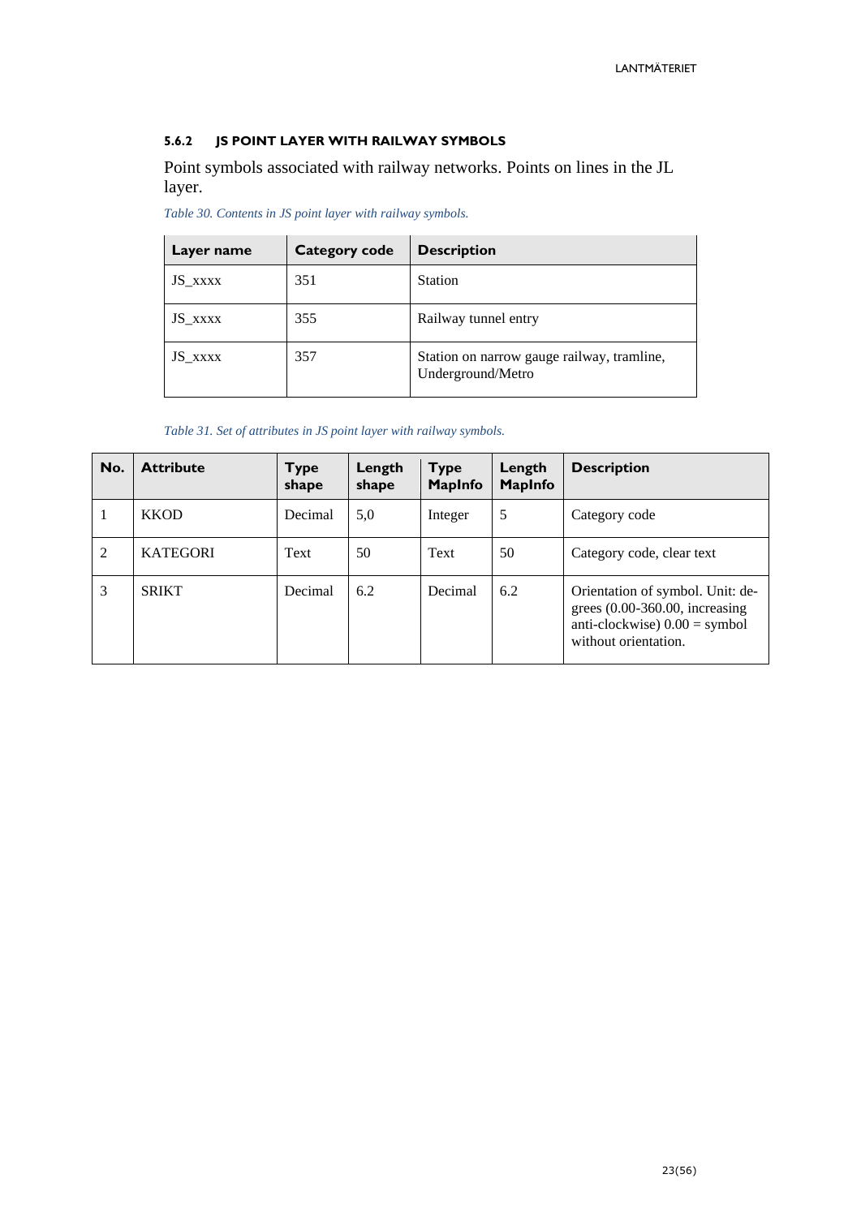#### 5.6.2 JS POINT LAYER WITH RAILWAY SYMBOLS

Point symbols associated with railway networks. Points on lines in the JL layer.

*Table 30. Contents in JS point layer with railway symbols.*

| Layer name | Category code | Description |
|---|---|---|
| JS_xxxx | 351 | Station |
| JS_xxxx | 355 | Railway tunnel entry |
| JS_xxxx | 357 | Station on narrow gauge railway, tramline, Underground/Metro |

*Table 31. Set of attributes in JS point layer with railway symbols.*

| No. | Attribute | Type shape | Length shape | Type MapInfo | Length MapInfo | Description |
|---|---|---|---|---|---|---|
| 1 | KKOD | Decimal | 5,0 | Integer | 5 | Category code |
| 2 | KATEGORI | Text | 50 | Text | 50 | Category code, clear text |
| 3 | SRIKT | Decimal | 6.2 | Decimal | 6.2 | Orientation of symbol. Unit: degrees (0.00-360.00, increasing anti-clockwise) 0.00 = symbol without orientation. |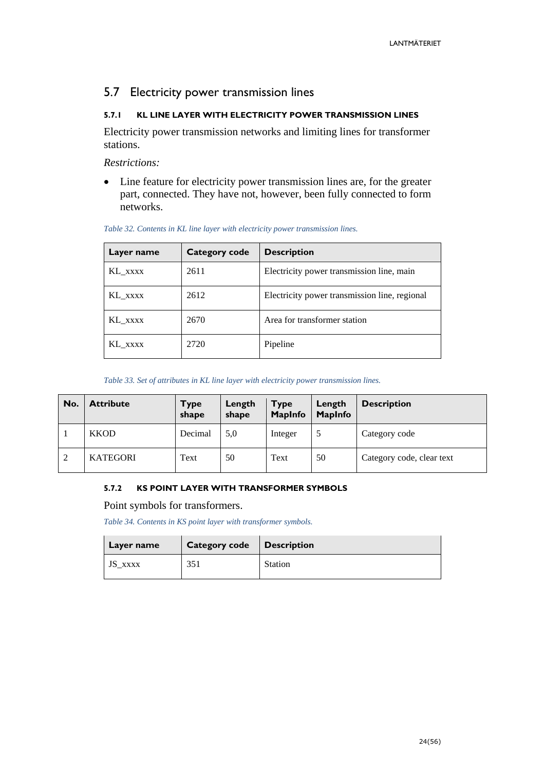## 5.7 Electricity power transmission lines

### 5.7.1 KL LINE LAYER WITH ELECTRICITY POWER TRANSMISSION LINES

Electricity power transmission networks and limiting lines for transformer stations.

*Restrictions:*

- Line feature for electricity power transmission lines are, for the greater part, connected. They have not, however, been fully connected to form networks.

*Table 32. Contents in KL line layer with electricity power transmission lines.*

| Layer name | Category code | Description |
|---|---|---|
| KL_xxxx | 2611 | Electricity power transmission line, main |
| KL_xxxx | 2612 | Electricity power transmission line, regional |
| KL_xxxx | 2670 | Area for transformer station |
| KL_xxxx | 2720 | Pipeline |

*Table 33. Set of attributes in KL line layer with electricity power transmission lines.*

| No. | Attribute | Type shape | Length shape | Type MapInfo | Length MapInfo | Description |
|---|---|---|---|---|---|---|
| 1 | KKOD | Decimal | 5,0 | Integer | 5 | Category code |
| 2 | KATEGORI | Text | 50 | Text | 50 | Category code, clear text |

### 5.7.2 KS POINT LAYER WITH TRANSFORMER SYMBOLS

Point symbols for transformers.

*Table 34. Contents in KS point layer with transformer symbols.*

| Layer name | Category code | Description |
|---|---|---|
| JS_xxxx | 351 | Station |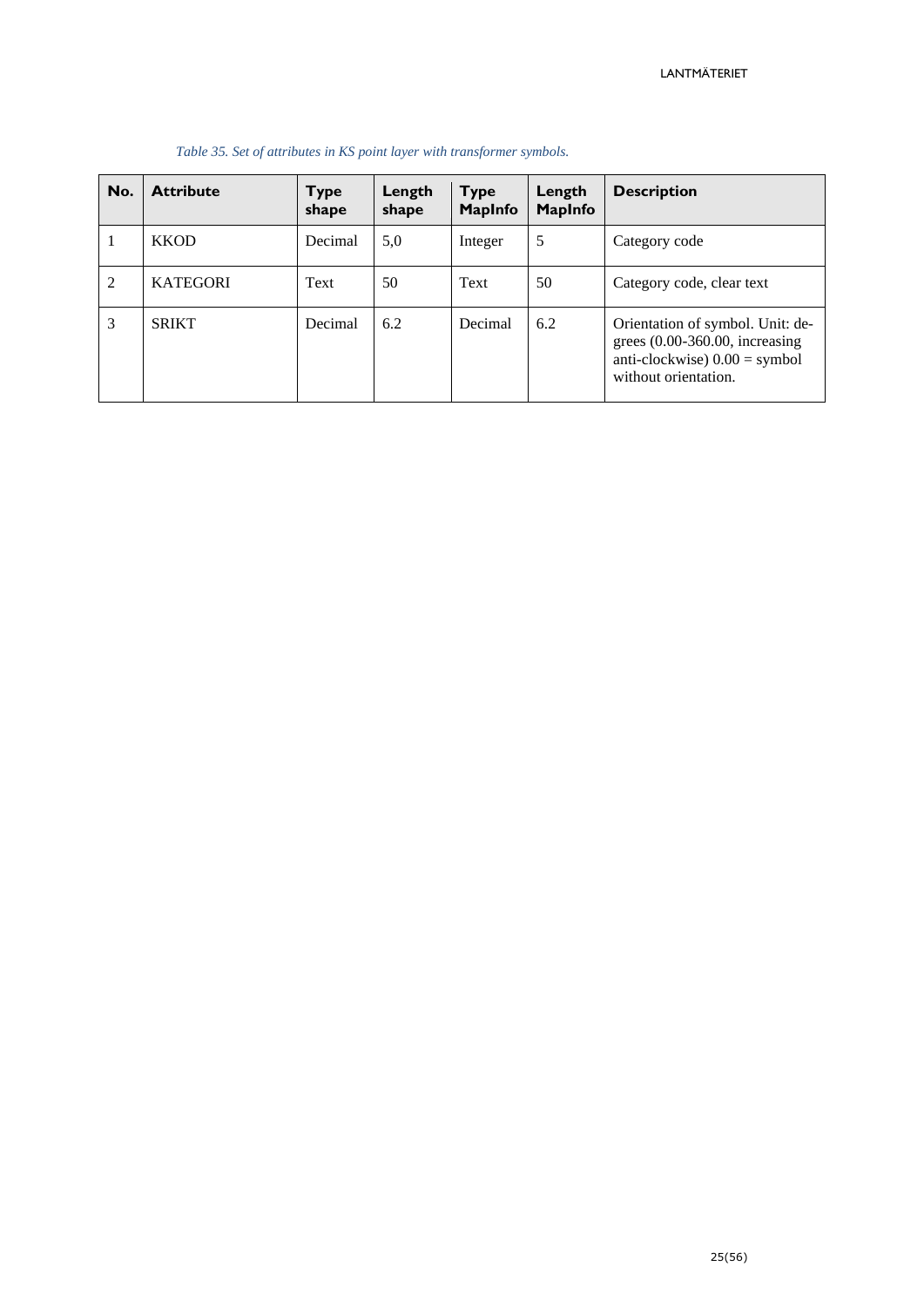*Table 35. Set of attributes in KS point layer with transformer symbols.*

| No. | Attribute | Type shape | Length shape | Type MapInfo | Length MapInfo | Description |
|---|---|---|---|---|---|---|
| 1 | KKOD | Decimal | 5,0 | Integer | 5 | Category code |
| 2 | KATEGORI | Text | 50 | Text | 50 | Category code, clear text |
| 3 | SRIKT | Decimal | 6.2 | Decimal | 6.2 | Orientation of symbol. Unit: degrees (0.00-360.00, increasing anti-clockwise) 0.00 = symbol without orientation. |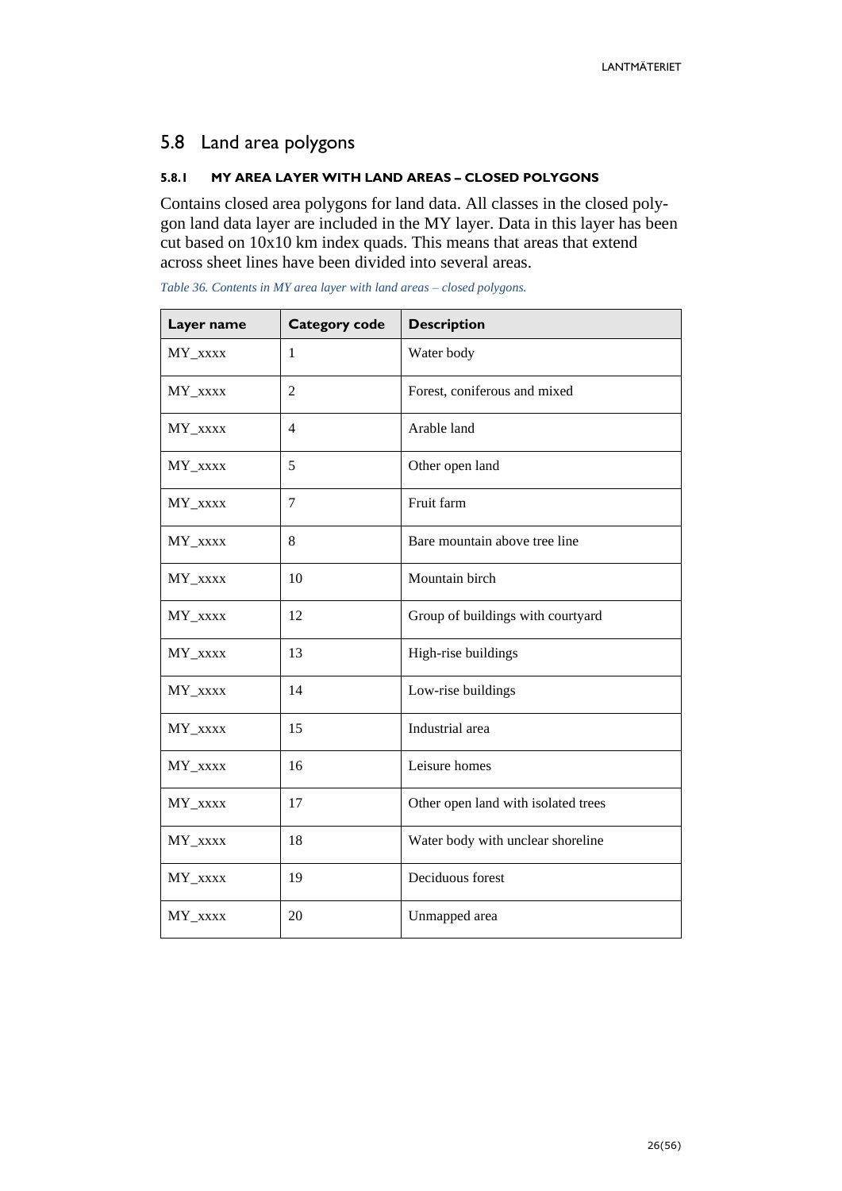## 5.8 Land area polygons

### 5.8.1 MY AREA LAYER WITH LAND AREAS – CLOSED POLYGONS

Contains closed area polygons for land data. All classes in the closed polygon land data layer are included in the MY layer. Data in this layer has been cut based on 10x10 km index quads. This means that areas that extend across sheet lines have been divided into several areas.

*Table 36. Contents in MY area layer with land areas – closed polygons.*

| Layer name | Category code | Description |
|---|---|---|
| MY_xxxx | 1 | Water body |
| MY_xxxx | 2 | Forest, coniferous and mixed |
| MY_xxxx | 4 | Arable land |
| MY_xxxx | 5 | Other open land |
| MY_xxxx | 7 | Fruit farm |
| MY_xxxx | 8 | Bare mountain above tree line |
| MY_xxxx | 10 | Mountain birch |
| MY_xxxx | 12 | Group of buildings with courtyard |
| MY_xxxx | 13 | High-rise buildings |
| MY_xxxx | 14 | Low-rise buildings |
| MY_xxxx | 15 | Industrial area |
| MY_xxxx | 16 | Leisure homes |
| MY_xxxx | 17 | Other open land with isolated trees |
| MY_xxxx | 18 | Water body with unclear shoreline |
| MY_xxxx | 19 | Deciduous forest |
| MY_xxxx | 20 | Unmapped area |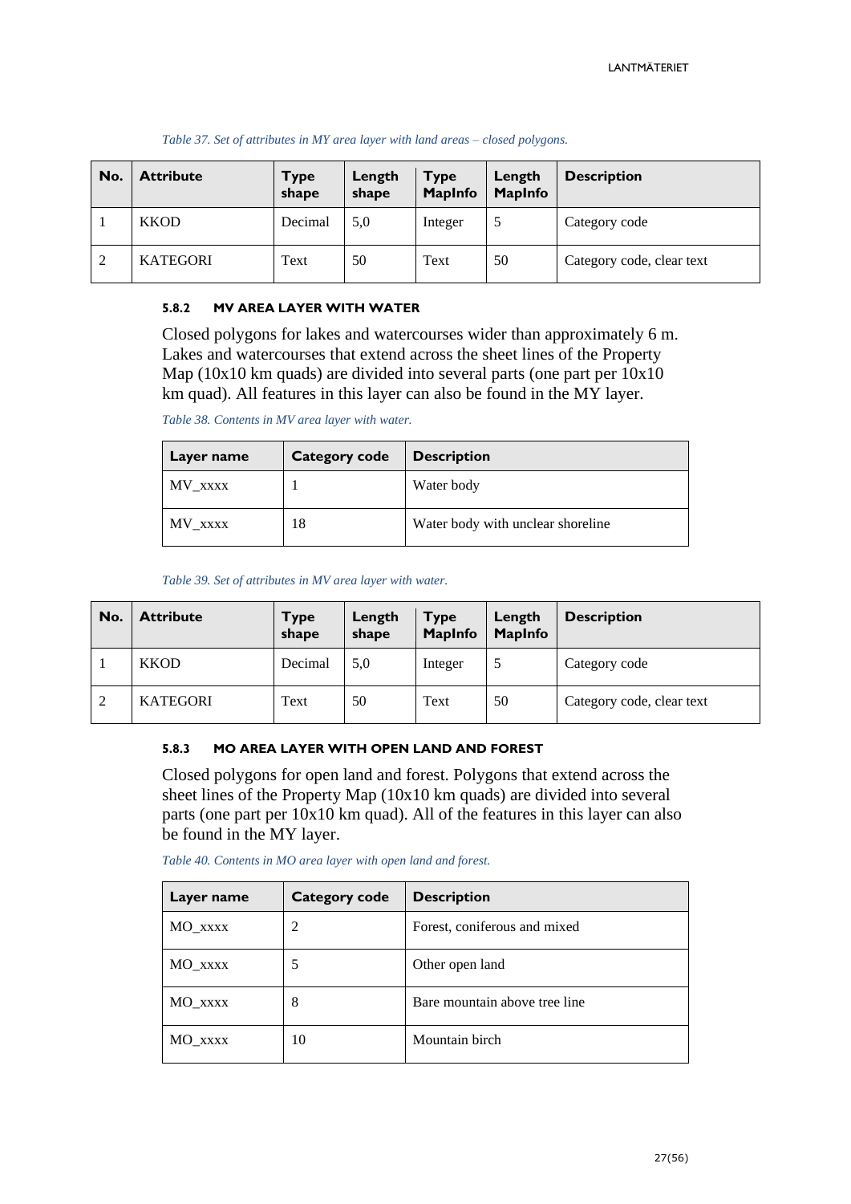*Table 37. Set of attributes in MY area layer with land areas – closed polygons.*

| No. | Attribute | Type shape | Length shape | Type MapInfo | Length MapInfo | Description |
|---|---|---|---|---|---|---|
| 1 | KKOD | Decimal | 5,0 | Integer | 5 | Category code |
| 2 | KATEGORI | Text | 50 | Text | 50 | Category code, clear text |

#### 5.8.2 MV AREA LAYER WITH WATER

Closed polygons for lakes and watercourses wider than approximately 6 m. Lakes and watercourses that extend across the sheet lines of the Property Map (10x10 km quads) are divided into several parts (one part per 10x10 km quad). All features in this layer can also be found in the MY layer.

*Table 38. Contents in MV area layer with water.*

| Layer name | Category code | Description |
|---|---|---|
| MV_xxxx | 1 | Water body |
| MV_xxxx | 18 | Water body with unclear shoreline |

*Table 39. Set of attributes in MV area layer with water.*

| No. | Attribute | Type shape | Length shape | Type MapInfo | Length MapInfo | Description |
|---|---|---|---|---|---|---|
| 1 | KKOD | Decimal | 5,0 | Integer | 5 | Category code |
| 2 | KATEGORI | Text | 50 | Text | 50 | Category code, clear text |

#### 5.8.3 MO AREA LAYER WITH OPEN LAND AND FOREST

Closed polygons for open land and forest. Polygons that extend across the sheet lines of the Property Map (10x10 km quads) are divided into several parts (one part per 10x10 km quad). All of the features in this layer can also be found in the MY layer.

*Table 40. Contents in MO area layer with open land and forest.*

| Layer name | Category code | Description |
|---|---|---|
| MO_xxxx | 2 | Forest, coniferous and mixed |
| MO_xxxx | 5 | Other open land |
| MO_xxxx | 8 | Bare mountain above tree line |
| MO_xxxx | 10 | Mountain birch |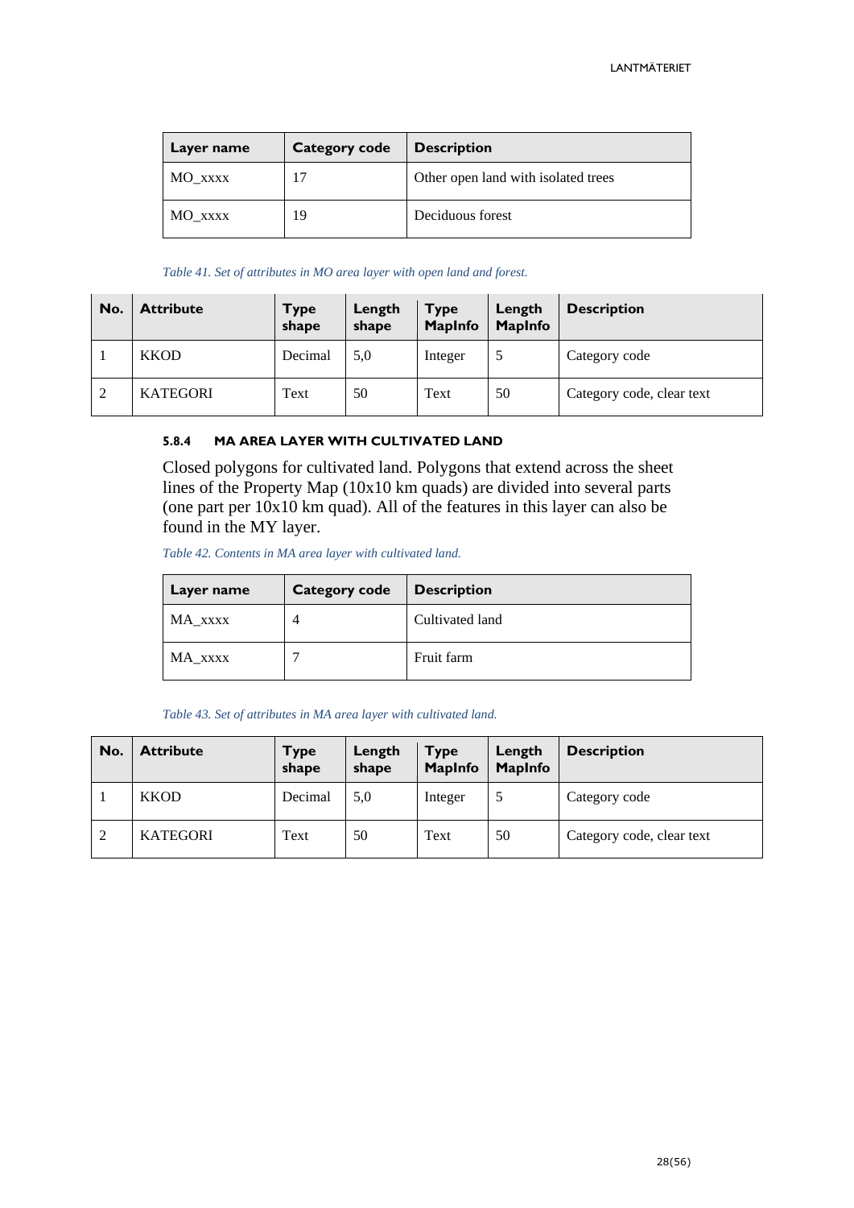| Layer name | Category code | Description |
|---|---|---|
| MO_xxxx | 17 | Other open land with isolated trees |
| MO_xxxx | 19 | Deciduous forest |

*Table 41. Set of attributes in MO area layer with open land and forest.*

| No. | Attribute | Type shape | Length shape | Type MapInfo | Length MapInfo | Description |
|---|---|---|---|---|---|---|
| 1 | KKOD | Decimal | 5,0 | Integer | 5 | Category code |
| 2 | KATEGORI | Text | 50 | Text | 50 | Category code, clear text |

#### 5.8.4 MA AREA LAYER WITH CULTIVATED LAND

Closed polygons for cultivated land. Polygons that extend across the sheet lines of the Property Map (10x10 km quads) are divided into several parts (one part per 10x10 km quad). All of the features in this layer can also be found in the MY layer.

*Table 42. Contents in MA area layer with cultivated land.*

| Layer name | Category code | Description |
|---|---|---|
| MA_xxxx | 4 | Cultivated land |
| MA_xxxx | 7 | Fruit farm |

*Table 43. Set of attributes in MA area layer with cultivated land.*

| No. | Attribute | Type shape | Length shape | Type MapInfo | Length MapInfo | Description |
|---|---|---|---|---|---|---|
| 1 | KKOD | Decimal | 5,0 | Integer | 5 | Category code |
| 2 | KATEGORI | Text | 50 | Text | 50 | Category code, clear text |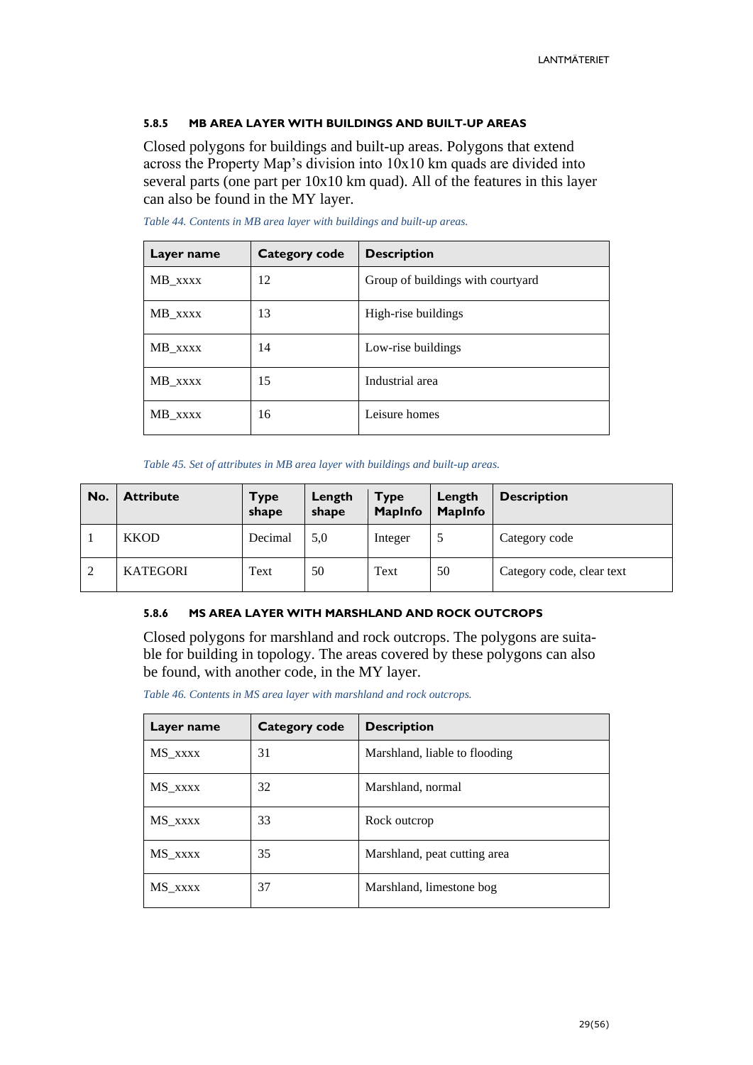### 5.8.5 MB AREA LAYER WITH BUILDINGS AND BUILT-UP AREAS

Closed polygons for buildings and built-up areas. Polygons that extend across the Property Map's division into 10x10 km quads are divided into several parts (one part per 10x10 km quad). All of the features in this layer can also be found in the MY layer.

*Table 44. Contents in MB area layer with buildings and built-up areas.*

| Layer name | Category code | Description |
|---|---|---|
| MB_xxxx | 12 | Group of buildings with courtyard |
| MB_xxxx | 13 | High-rise buildings |
| MB_xxxx | 14 | Low-rise buildings |
| MB_xxxx | 15 | Industrial area |
| MB_xxxx | 16 | Leisure homes |

*Table 45. Set of attributes in MB area layer with buildings and built-up areas.*

| No. | Attribute | Type shape | Length shape | Type MapInfo | Length MapInfo | Description |
|---|---|---|---|---|---|---|
| 1 | KKOD | Decimal | 5,0 | Integer | 5 | Category code |
| 2 | KATEGORI | Text | 50 | Text | 50 | Category code, clear text |

### 5.8.6 MS AREA LAYER WITH MARSHLAND AND ROCK OUTCROPS

Closed polygons for marshland and rock outcrops. The polygons are suitable for building in topology. The areas covered by these polygons can also be found, with another code, in the MY layer.

*Table 46. Contents in MS area layer with marshland and rock outcrops.*

| Layer name | Category code | Description |
|---|---|---|
| MS_xxxx | 31 | Marshland, liable to flooding |
| MS_xxxx | 32 | Marshland, normal |
| MS_xxxx | 33 | Rock outcrop |
| MS_xxxx | 35 | Marshland, peat cutting area |
| MS_xxxx | 37 | Marshland, limestone bog |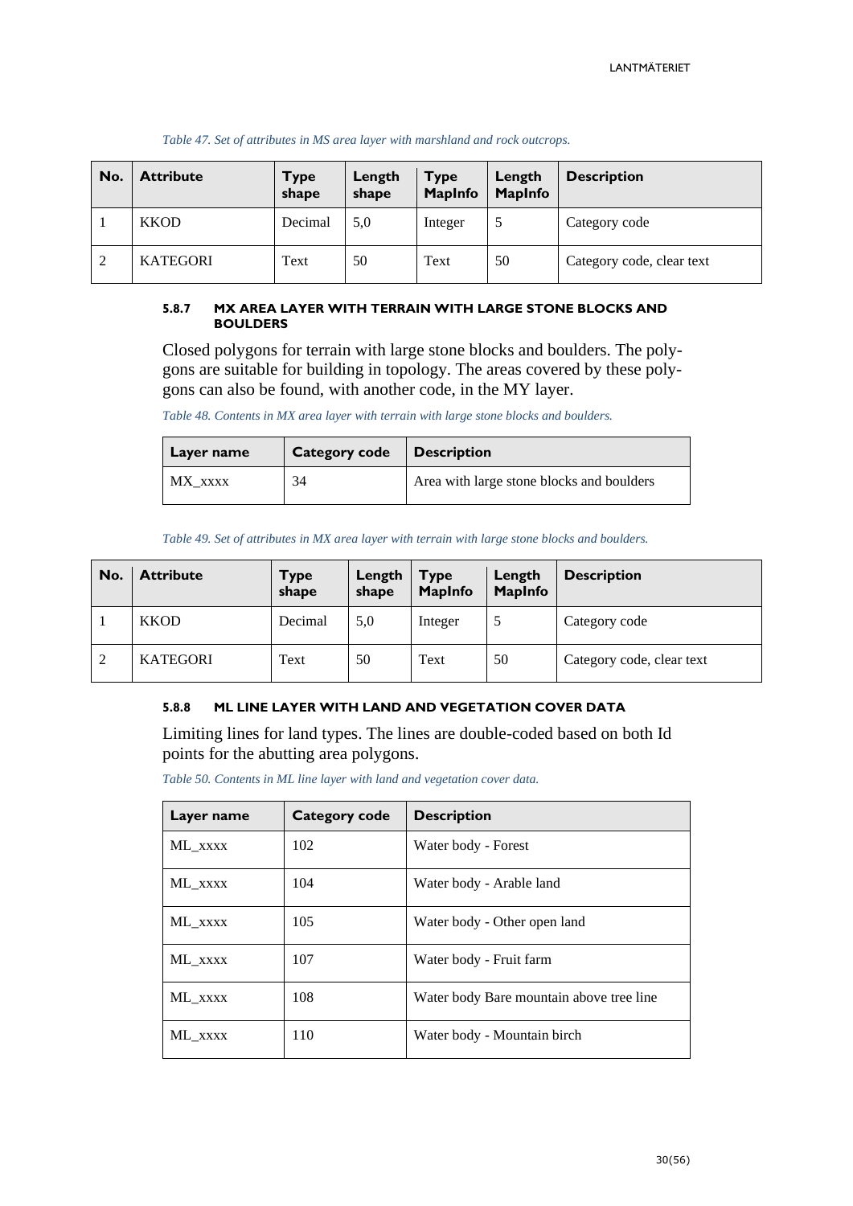*Table 47. Set of attributes in MS area layer with marshland and rock outcrops.*

| No. | Attribute | Type shape | Length shape | Type MapInfo | Length MapInfo | Description |
|---|---|---|---|---|---|---|
| 1 | KKOD | Decimal | 5,0 | Integer | 5 | Category code |
| 2 | KATEGORI | Text | 50 | Text | 50 | Category code, clear text |

#### 5.8.7 MX AREA LAYER WITH TERRAIN WITH LARGE STONE BLOCKS AND BOULDERS

Closed polygons for terrain with large stone blocks and boulders. The polygons are suitable for building in topology. The areas covered by these polygons can also be found, with another code, in the MY layer.

*Table 48. Contents in MX area layer with terrain with large stone blocks and boulders.*

| Layer name | Category code | Description |
|---|---|---|
| MX_xxxx | 34 | Area with large stone blocks and boulders |

*Table 49. Set of attributes in MX area layer with terrain with large stone blocks and boulders.*

| No. | Attribute | Type shape | Length shape | Type MapInfo | Length MapInfo | Description |
|---|---|---|---|---|---|---|
| 1 | KKOD | Decimal | 5,0 | Integer | 5 | Category code |
| 2 | KATEGORI | Text | 50 | Text | 50 | Category code, clear text |

#### 5.8.8 ML LINE LAYER WITH LAND AND VEGETATION COVER DATA

Limiting lines for land types. The lines are double-coded based on both Id points for the abutting area polygons.

*Table 50. Contents in ML line layer with land and vegetation cover data.*

| Layer name | Category code | Description |
|---|---|---|
| ML_xxxx | 102 | Water body - Forest |
| ML_xxxx | 104 | Water body - Arable land |
| ML_xxxx | 105 | Water body - Other open land |
| ML_xxxx | 107 | Water body - Fruit farm |
| ML_xxxx | 108 | Water body Bare mountain above tree line |
| ML_xxxx | 110 | Water body - Mountain birch |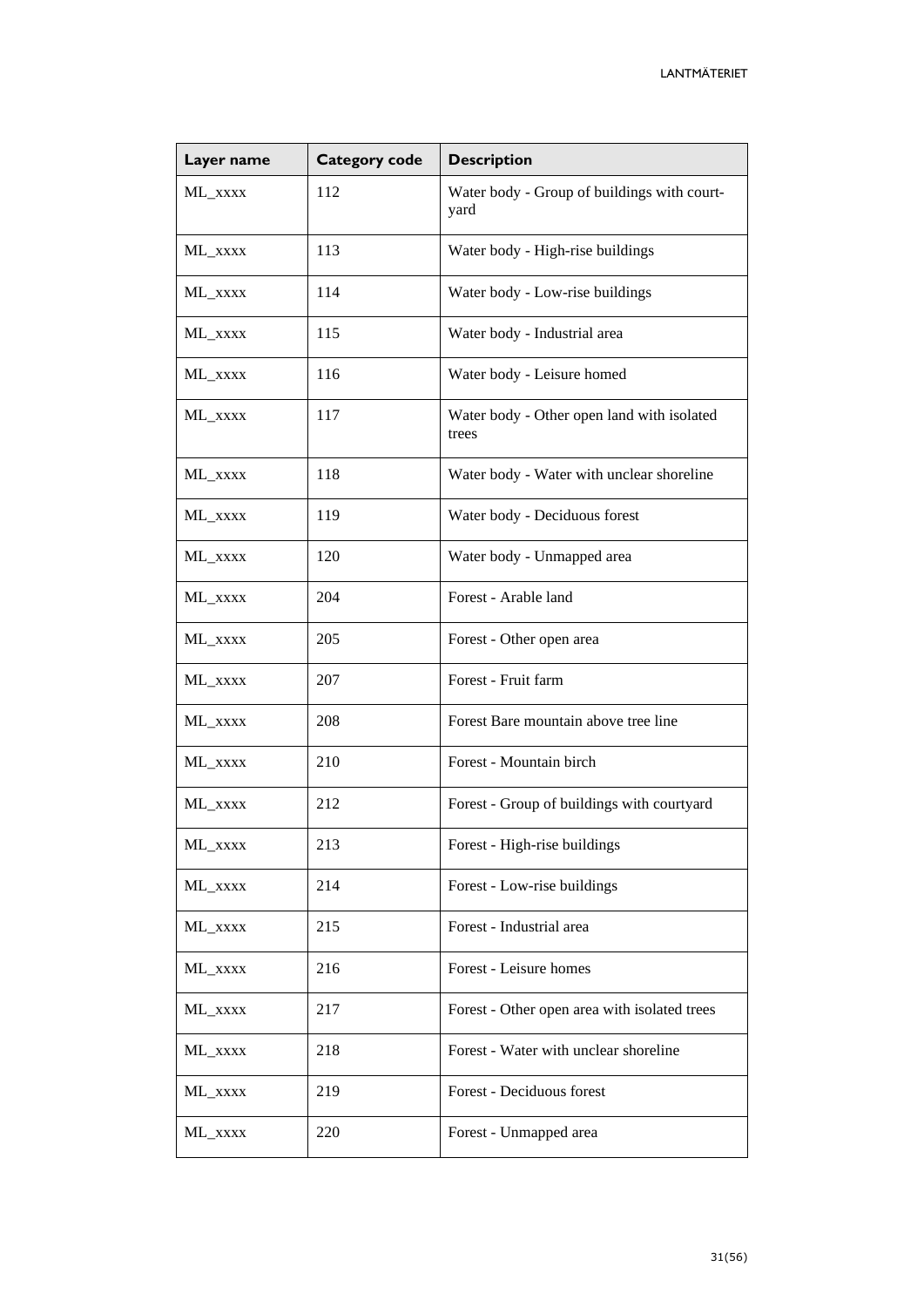| Layer name | Category code | Description |
|---|---|---|
| ML_xxxx | 112 | Water body - Group of buildings with court-yard |
| ML_xxxx | 113 | Water body - High-rise buildings |
| ML_xxxx | 114 | Water body - Low-rise buildings |
| ML_xxxx | 115 | Water body - Industrial area |
| ML_xxxx | 116 | Water body - Leisure homed |
| ML_xxxx | 117 | Water body - Other open land with isolated trees |
| ML_xxxx | 118 | Water body - Water with unclear shoreline |
| ML_xxxx | 119 | Water body - Deciduous forest |
| ML_xxxx | 120 | Water body - Unmapped area |
| ML_xxxx | 204 | Forest - Arable land |
| ML_xxxx | 205 | Forest - Other open area |
| ML_xxxx | 207 | Forest - Fruit farm |
| ML_xxxx | 208 | Forest Bare mountain above tree line |
| ML_xxxx | 210 | Forest - Mountain birch |
| ML_xxxx | 212 | Forest - Group of buildings with courtyard |
| ML_xxxx | 213 | Forest - High-rise buildings |
| ML_xxxx | 214 | Forest - Low-rise buildings |
| ML_xxxx | 215 | Forest - Industrial area |
| ML_xxxx | 216 | Forest - Leisure homes |
| ML_xxxx | 217 | Forest - Other open area with isolated trees |
| ML_xxxx | 218 | Forest - Water with unclear shoreline |
| ML_xxxx | 219 | Forest - Deciduous forest |
| ML_xxxx | 220 | Forest - Unmapped area |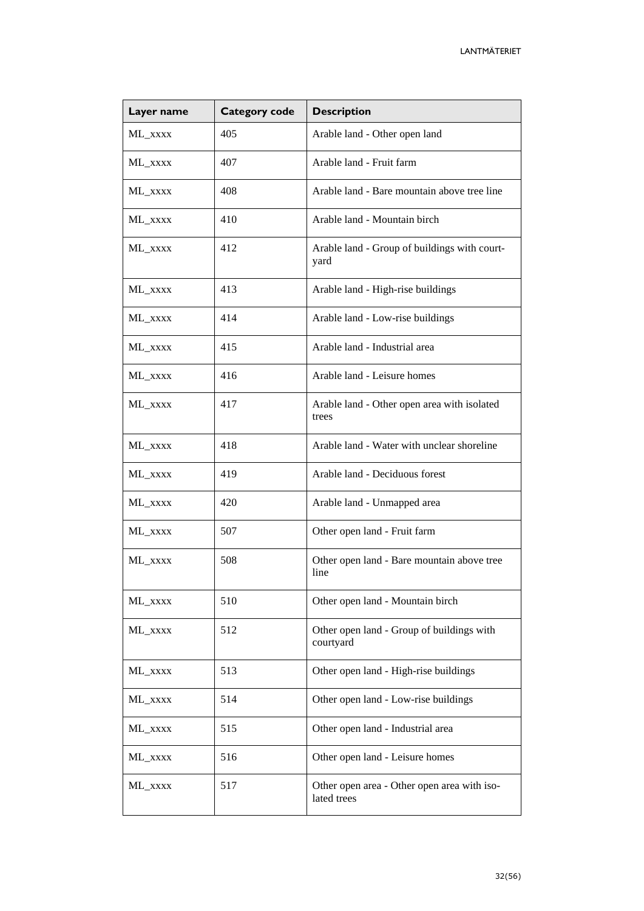| Layer name | Category code | Description |
| --- | --- | --- |
| ML_xxxx | 405 | Arable land - Other open land |
| ML_xxxx | 407 | Arable land - Fruit farm |
| ML_xxxx | 408 | Arable land - Bare mountain above tree line |
| ML_xxxx | 410 | Arable land - Mountain birch |
| ML_xxxx | 412 | Arable land - Group of buildings with court-yard |
| ML_xxxx | 413 | Arable land - High-rise buildings |
| ML_xxxx | 414 | Arable land - Low-rise buildings |
| ML_xxxx | 415 | Arable land - Industrial area |
| ML_xxxx | 416 | Arable land - Leisure homes |
| ML_xxxx | 417 | Arable land - Other open area with isolated trees |
| ML_xxxx | 418 | Arable land - Water with unclear shoreline |
| ML_xxxx | 419 | Arable land - Deciduous forest |
| ML_xxxx | 420 | Arable land - Unmapped area |
| ML_xxxx | 507 | Other open land - Fruit farm |
| ML_xxxx | 508 | Other open land - Bare mountain above tree line |
| ML_xxxx | 510 | Other open land - Mountain birch |
| ML_xxxx | 512 | Other open land - Group of buildings with courtyard |
| ML_xxxx | 513 | Other open land - High-rise buildings |
| ML_xxxx | 514 | Other open land - Low-rise buildings |
| ML_xxxx | 515 | Other open land - Industrial area |
| ML_xxxx | 516 | Other open land - Leisure homes |
| ML_xxxx | 517 | Other open area - Other open area with iso-lated trees |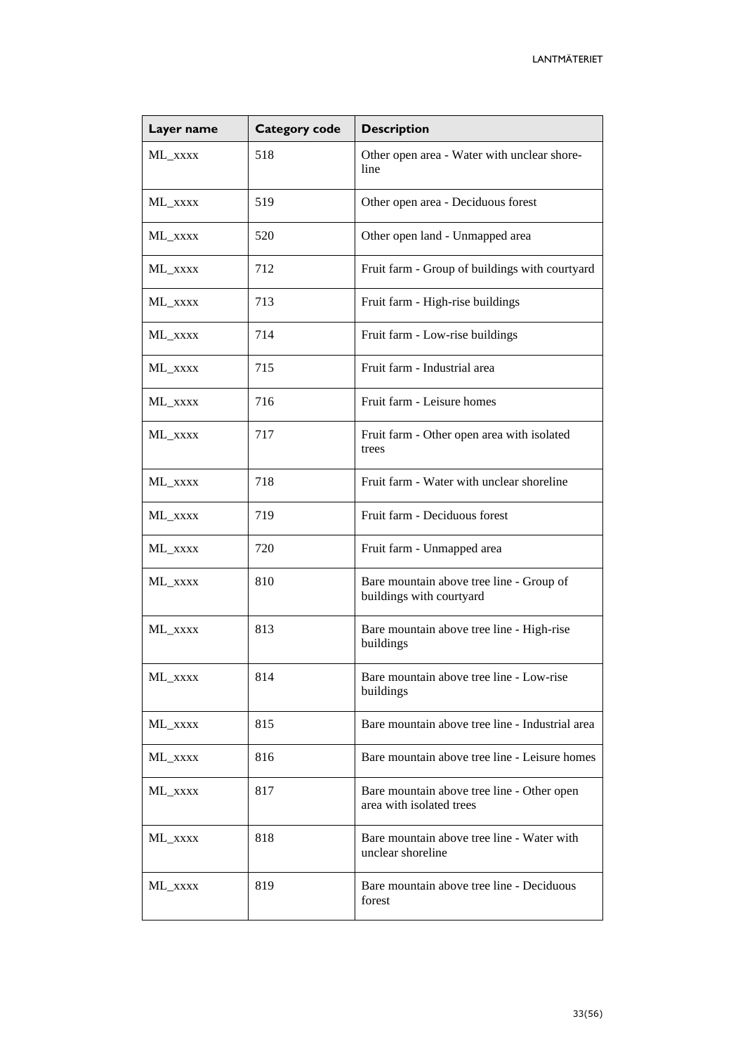| Layer name | Category code | Description |
| --- | --- | --- |
| ML_xxxx | 518 | Other open area - Water with unclear shore-line |
| ML_xxxx | 519 | Other open area - Deciduous forest |
| ML_xxxx | 520 | Other open land - Unmapped area |
| ML_xxxx | 712 | Fruit farm - Group of buildings with courtyard |
| ML_xxxx | 713 | Fruit farm - High-rise buildings |
| ML_xxxx | 714 | Fruit farm - Low-rise buildings |
| ML_xxxx | 715 | Fruit farm - Industrial area |
| ML_xxxx | 716 | Fruit farm - Leisure homes |
| ML_xxxx | 717 | Fruit farm - Other open area with isolated trees |
| ML_xxxx | 718 | Fruit farm - Water with unclear shoreline |
| ML_xxxx | 719 | Fruit farm - Deciduous forest |
| ML_xxxx | 720 | Fruit farm - Unmapped area |
| ML_xxxx | 810 | Bare mountain above tree line - Group of buildings with courtyard |
| ML_xxxx | 813 | Bare mountain above tree line - High-rise buildings |
| ML_xxxx | 814 | Bare mountain above tree line - Low-rise buildings |
| ML_xxxx | 815 | Bare mountain above tree line - Industrial area |
| ML_xxxx | 816 | Bare mountain above tree line - Leisure homes |
| ML_xxxx | 817 | Bare mountain above tree line - Other open area with isolated trees |
| ML_xxxx | 818 | Bare mountain above tree line - Water with unclear shoreline |
| ML_xxxx | 819 | Bare mountain above tree line - Deciduous forest |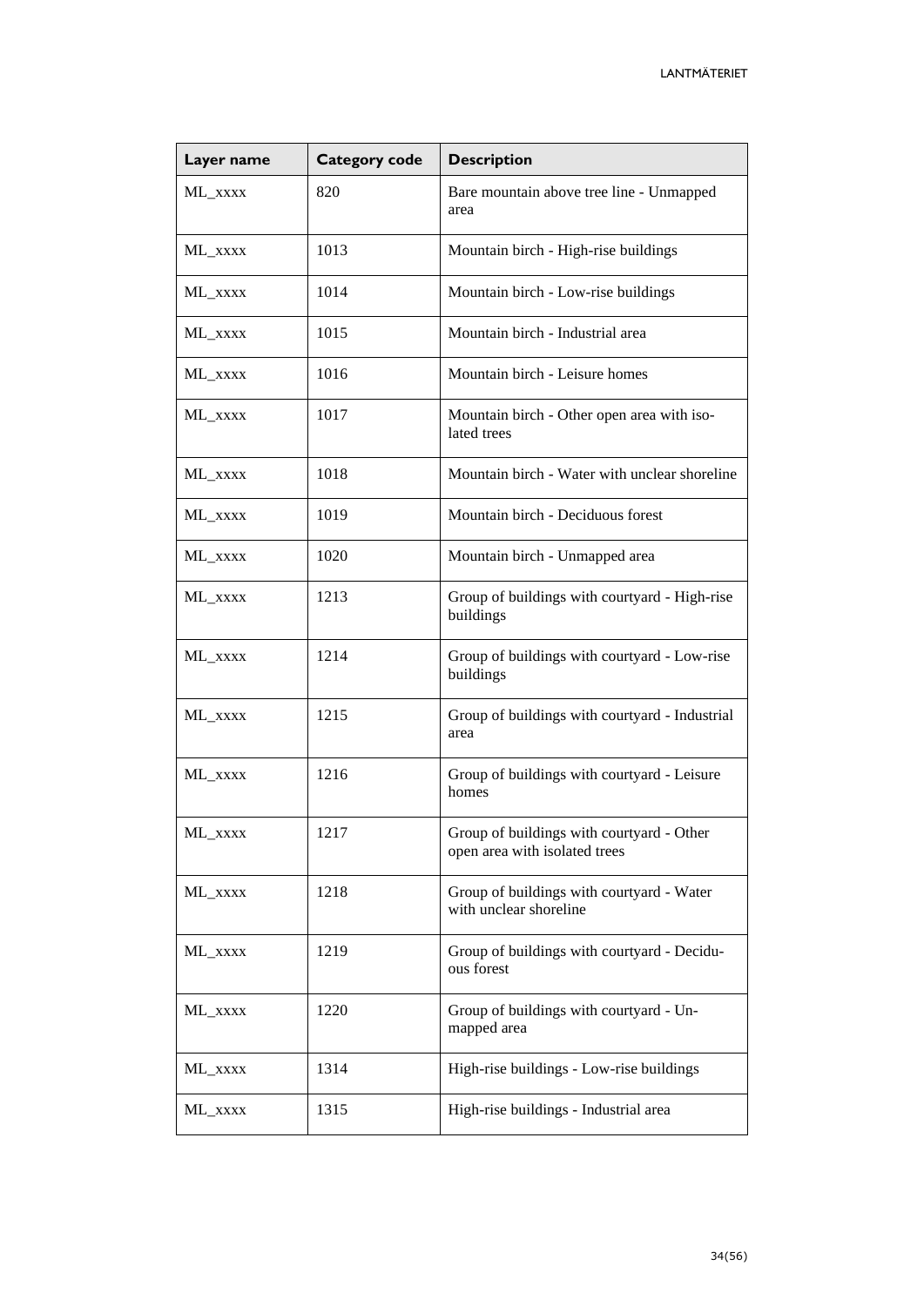| Layer name | Category code | Description |
|---|---|---|
| ML_xxxx | 820 | Bare mountain above tree line - Unmapped area |
| ML_xxxx | 1013 | Mountain birch - High-rise buildings |
| ML_xxxx | 1014 | Mountain birch - Low-rise buildings |
| ML_xxxx | 1015 | Mountain birch - Industrial area |
| ML_xxxx | 1016 | Mountain birch - Leisure homes |
| ML_xxxx | 1017 | Mountain birch - Other open area with isolated trees |
| ML_xxxx | 1018 | Mountain birch - Water with unclear shoreline |
| ML_xxxx | 1019 | Mountain birch - Deciduous forest |
| ML_xxxx | 1020 | Mountain birch - Unmapped area |
| ML_xxxx | 1213 | Group of buildings with courtyard - High-rise buildings |
| ML_xxxx | 1214 | Group of buildings with courtyard - Low-rise buildings |
| ML_xxxx | 1215 | Group of buildings with courtyard - Industrial area |
| ML_xxxx | 1216 | Group of buildings with courtyard - Leisure homes |
| ML_xxxx | 1217 | Group of buildings with courtyard - Other open area with isolated trees |
| ML_xxxx | 1218 | Group of buildings with courtyard - Water with unclear shoreline |
| ML_xxxx | 1219 | Group of buildings with courtyard - Deciduous forest |
| ML_xxxx | 1220 | Group of buildings with courtyard - Unmapped area |
| ML_xxxx | 1314 | High-rise buildings - Low-rise buildings |
| ML_xxxx | 1315 | High-rise buildings - Industrial area |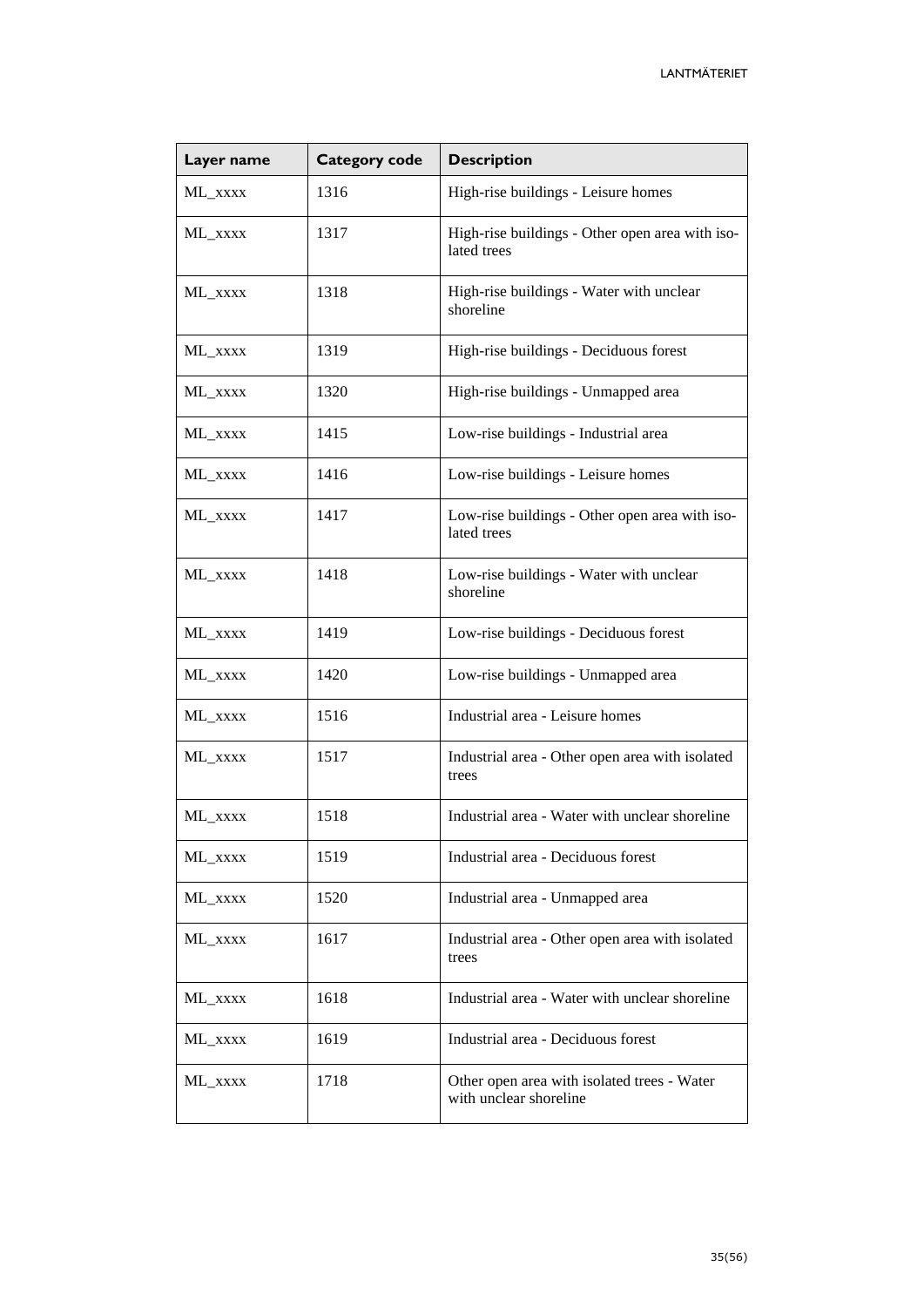| Layer name | Category code | Description |
|---|---|---|
| ML_xxxx | 1316 | High-rise buildings - Leisure homes |
| ML_xxxx | 1317 | High-rise buildings - Other open area with isolated trees |
| ML_xxxx | 1318 | High-rise buildings - Water with unclear shoreline |
| ML_xxxx | 1319 | High-rise buildings - Deciduous forest |
| ML_xxxx | 1320 | High-rise buildings - Unmapped area |
| ML_xxxx | 1415 | Low-rise buildings - Industrial area |
| ML_xxxx | 1416 | Low-rise buildings - Leisure homes |
| ML_xxxx | 1417 | Low-rise buildings - Other open area with isolated trees |
| ML_xxxx | 1418 | Low-rise buildings - Water with unclear shoreline |
| ML_xxxx | 1419 | Low-rise buildings - Deciduous forest |
| ML_xxxx | 1420 | Low-rise buildings - Unmapped area |
| ML_xxxx | 1516 | Industrial area - Leisure homes |
| ML_xxxx | 1517 | Industrial area - Other open area with isolated trees |
| ML_xxxx | 1518 | Industrial area - Water with unclear shoreline |
| ML_xxxx | 1519 | Industrial area - Deciduous forest |
| ML_xxxx | 1520 | Industrial area - Unmapped area |
| ML_xxxx | 1617 | Industrial area - Other open area with isolated trees |
| ML_xxxx | 1618 | Industrial area - Water with unclear shoreline |
| ML_xxxx | 1619 | Industrial area - Deciduous forest |
| ML_xxxx | 1718 | Other open area with isolated trees - Water with unclear shoreline |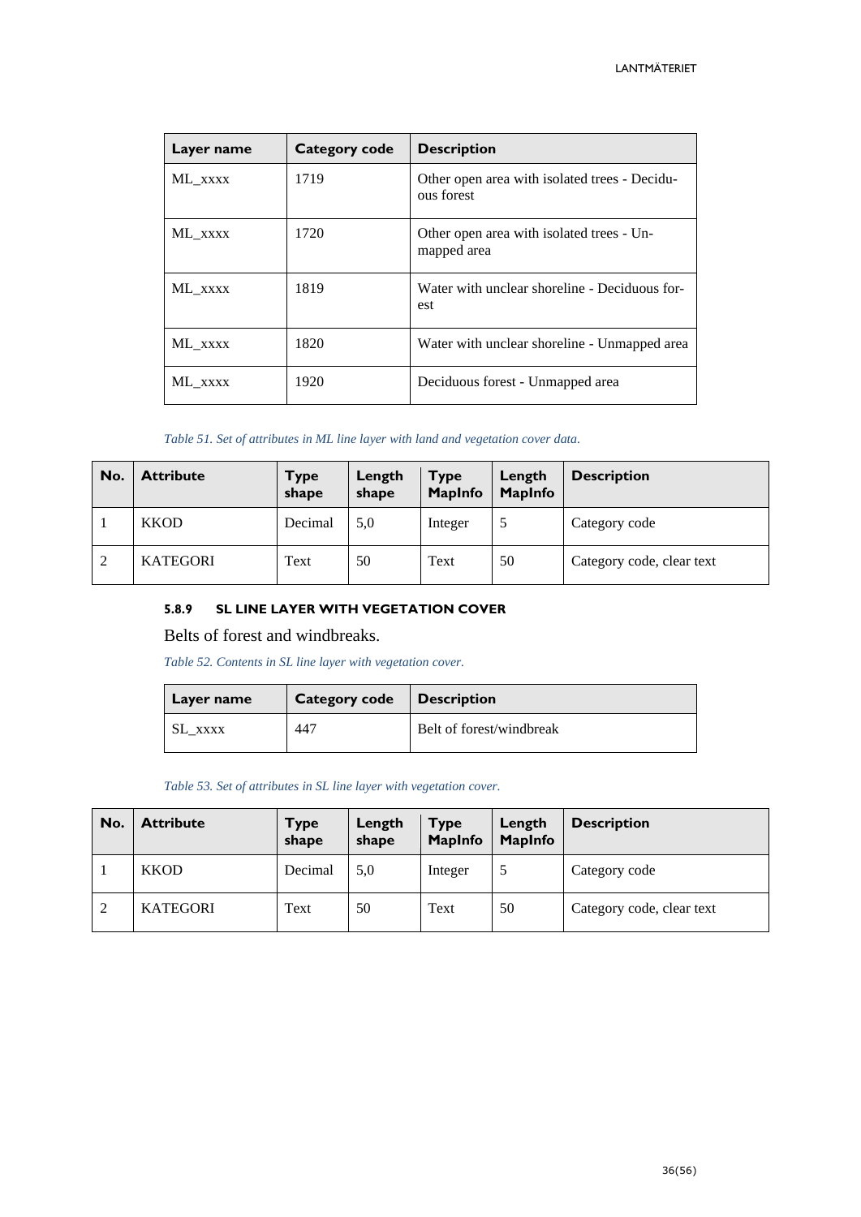| Layer name | Category code | Description |
|---|---|---|
| ML_xxxx | 1719 | Other open area with isolated trees - Deciduous forest |
| ML_xxxx | 1720 | Other open area with isolated trees - Unmapped area |
| ML_xxxx | 1819 | Water with unclear shoreline - Deciduous forest |
| ML_xxxx | 1820 | Water with unclear shoreline - Unmapped area |
| ML_xxxx | 1920 | Deciduous forest - Unmapped area |

*Table 51. Set of attributes in ML line layer with land and vegetation cover data.*

| No. | Attribute | Type shape | Length shape | Type MapInfo | Length MapInfo | Description |
|---|---|---|---|---|---|---|
| 1 | KKOD | Decimal | 5,0 | Integer | 5 | Category code |
| 2 | KATEGORI | Text | 50 | Text | 50 | Category code, clear text |

#### 5.8.9 SL LINE LAYER WITH VEGETATION COVER

Belts of forest and windbreaks.

*Table 52. Contents in SL line layer with vegetation cover.*

| Layer name | Category code | Description |
|---|---|---|
| SL_xxxx | 447 | Belt of forest/windbreak |

*Table 53. Set of attributes in SL line layer with vegetation cover.*

| No. | Attribute | Type shape | Length shape | Type MapInfo | Length MapInfo | Description |
|---|---|---|---|---|---|---|
| 1 | KKOD | Decimal | 5,0 | Integer | 5 | Category code |
| 2 | KATEGORI | Text | 50 | Text | 50 | Category code, clear text |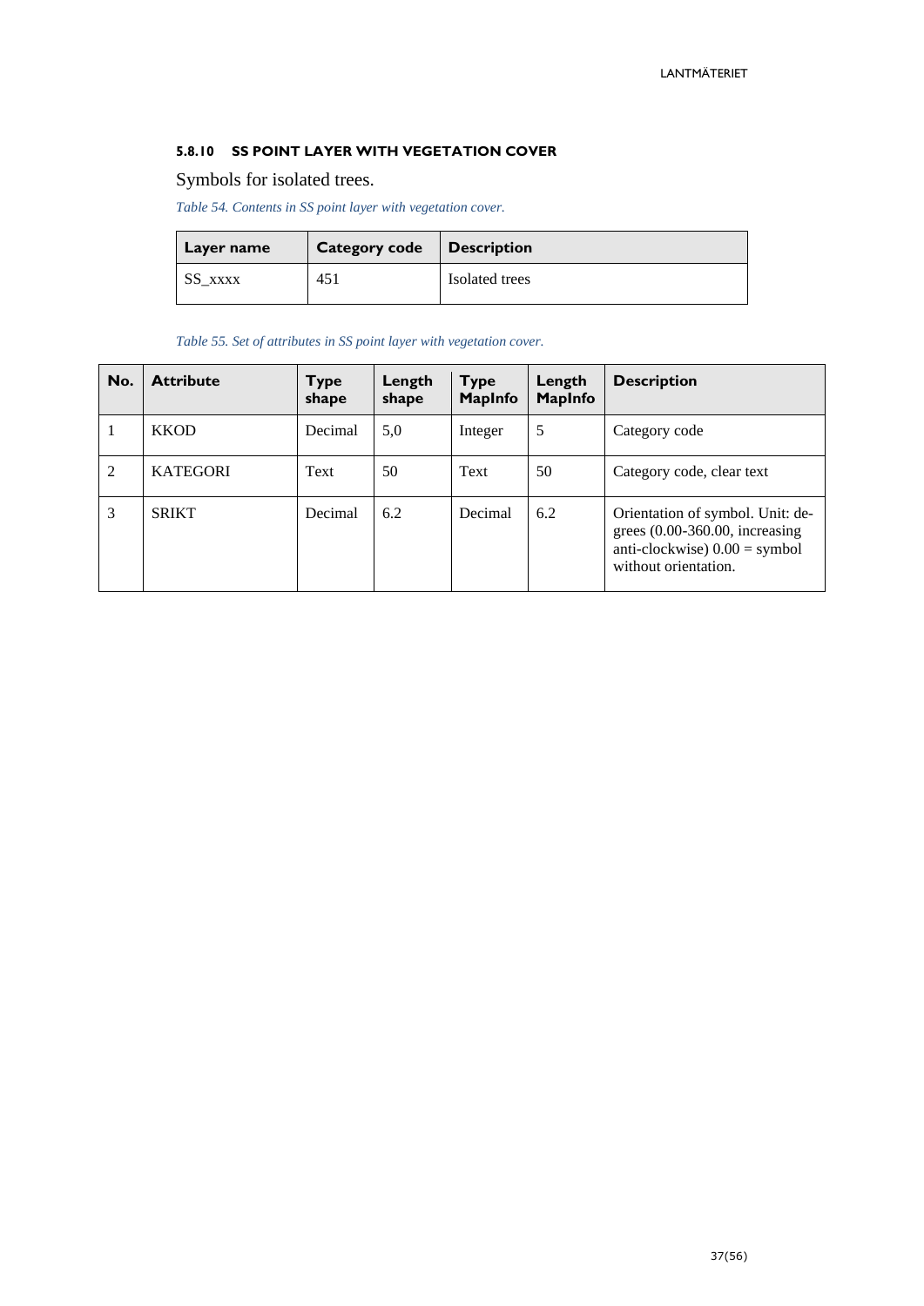#### 5.8.10 SS POINT LAYER WITH VEGETATION COVER

Symbols for isolated trees.

*Table 54. Contents in SS point layer with vegetation cover.*

| Layer name | Category code | Description |
|---|---|---|
| SS_xxxx | 451 | Isolated trees |

*Table 55. Set of attributes in SS point layer with vegetation cover.*

| No. | Attribute | Type shape | Length shape | Type MapInfo | Length MapInfo | Description |
|---|---|---|---|---|---|---|
| 1 | KKOD | Decimal | 5,0 | Integer | 5 | Category code |
| 2 | KATEGORI | Text | 50 | Text | 50 | Category code, clear text |
| 3 | SRIKT | Decimal | 6.2 | Decimal | 6.2 | Orientation of symbol. Unit: degrees (0.00-360.00, increasing anti-clockwise) 0.00 = symbol without orientation. |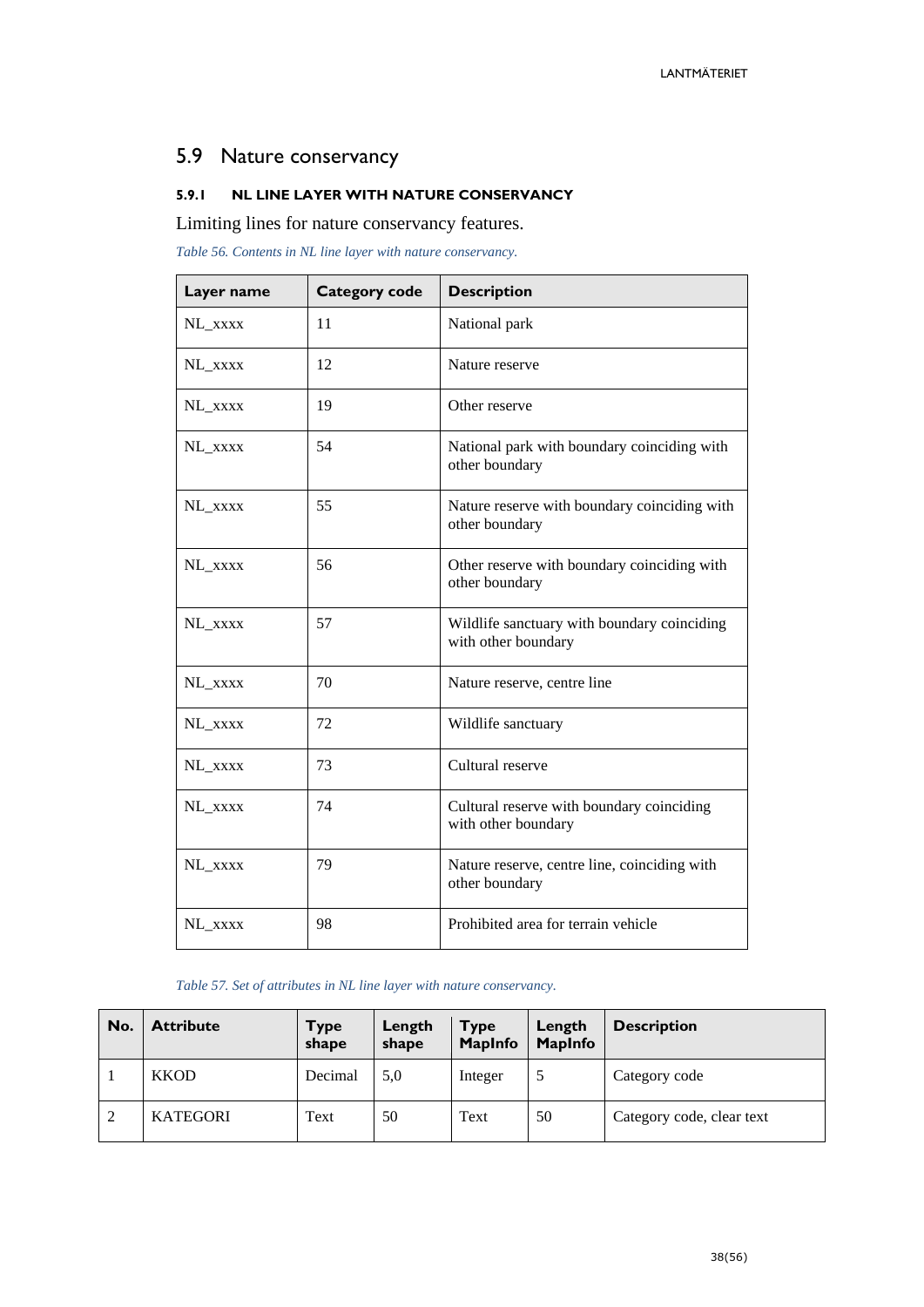## 5.9 Nature conservancy

#### 5.9.1 NL LINE LAYER WITH NATURE CONSERVANCY

Limiting lines for nature conservancy features.

*Table 56. Contents in NL line layer with nature conservancy.*

| Layer name | Category code | Description |
|---|---|---|
| NL_xxxx | 11 | National park |
| NL_xxxx | 12 | Nature reserve |
| NL_xxxx | 19 | Other reserve |
| NL_xxxx | 54 | National park with boundary coinciding with other boundary |
| NL_xxxx | 55 | Nature reserve with boundary coinciding with other boundary |
| NL_xxxx | 56 | Other reserve with boundary coinciding with other boundary |
| NL_xxxx | 57 | Wildlife sanctuary with boundary coinciding with other boundary |
| NL_xxxx | 70 | Nature reserve, centre line |
| NL_xxxx | 72 | Wildlife sanctuary |
| NL_xxxx | 73 | Cultural reserve |
| NL_xxxx | 74 | Cultural reserve with boundary coinciding with other boundary |
| NL_xxxx | 79 | Nature reserve, centre line, coinciding with other boundary |
| NL_xxxx | 98 | Prohibited area for terrain vehicle |

*Table 57. Set of attributes in NL line layer with nature conservancy.*

| No. | Attribute | Type shape | Length shape | Type MapInfo | Length MapInfo | Description |
|---|---|---|---|---|---|---|
| 1 | KKOD | Decimal | 5,0 | Integer | 5 | Category code |
| 2 | KATEGORI | Text | 50 | Text | 50 | Category code, clear text |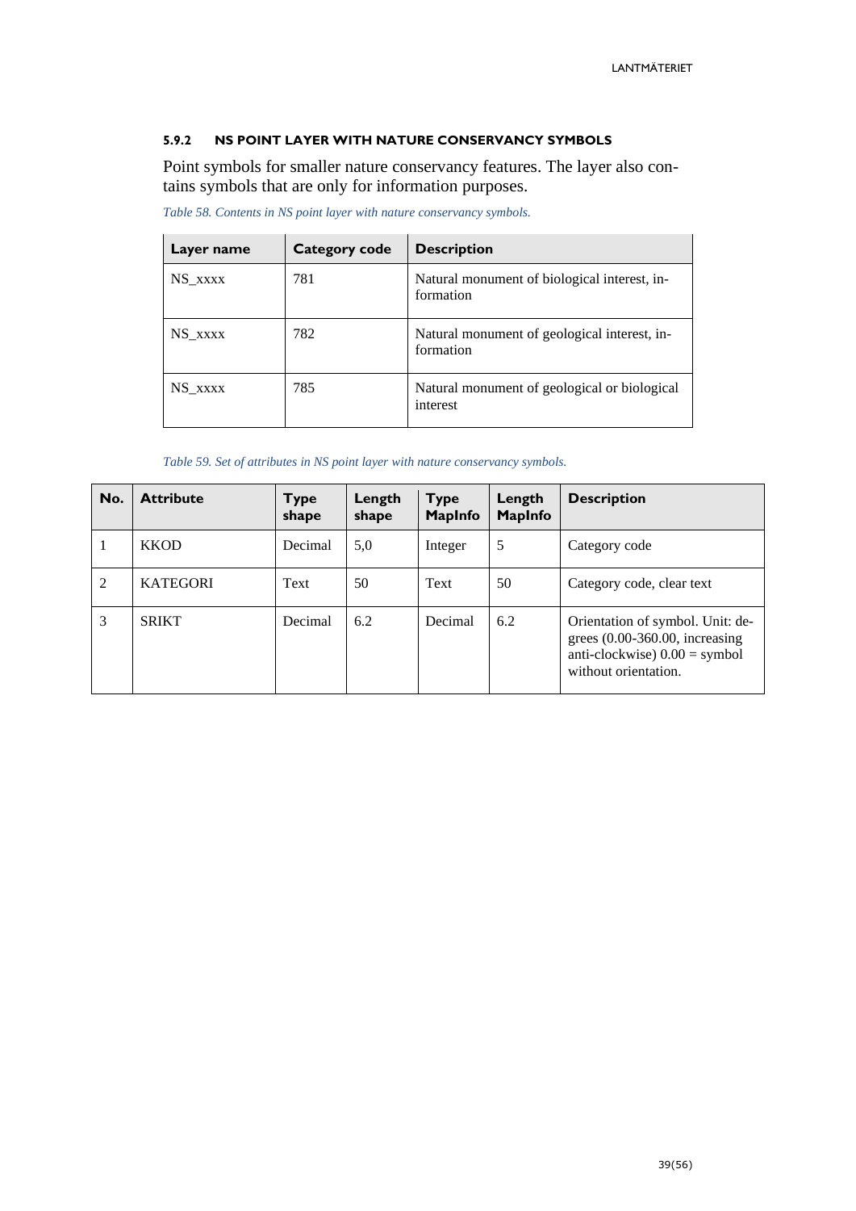#### 5.9.2 NS POINT LAYER WITH NATURE CONSERVANCY SYMBOLS

Point symbols for smaller nature conservancy features. The layer also contains symbols that are only for information purposes.

*Table 58. Contents in NS point layer with nature conservancy symbols.*

| Layer name | Category code | Description |
|---|---|---|
| NS_xxxx | 781 | Natural monument of biological interest, information |
| NS_xxxx | 782 | Natural monument of geological interest, information |
| NS_xxxx | 785 | Natural monument of geological or biological interest |

*Table 59. Set of attributes in NS point layer with nature conservancy symbols.*

| No. | Attribute | Type shape | Length shape | Type MapInfo | Length MapInfo | Description |
|---|---|---|---|---|---|---|
| 1 | KKOD | Decimal | 5,0 | Integer | 5 | Category code |
| 2 | KATEGORI | Text | 50 | Text | 50 | Category code, clear text |
| 3 | SRIKT | Decimal | 6.2 | Decimal | 6.2 | Orientation of symbol. Unit: degrees (0.00-360.00, increasing anti-clockwise) 0.00 = symbol without orientation. |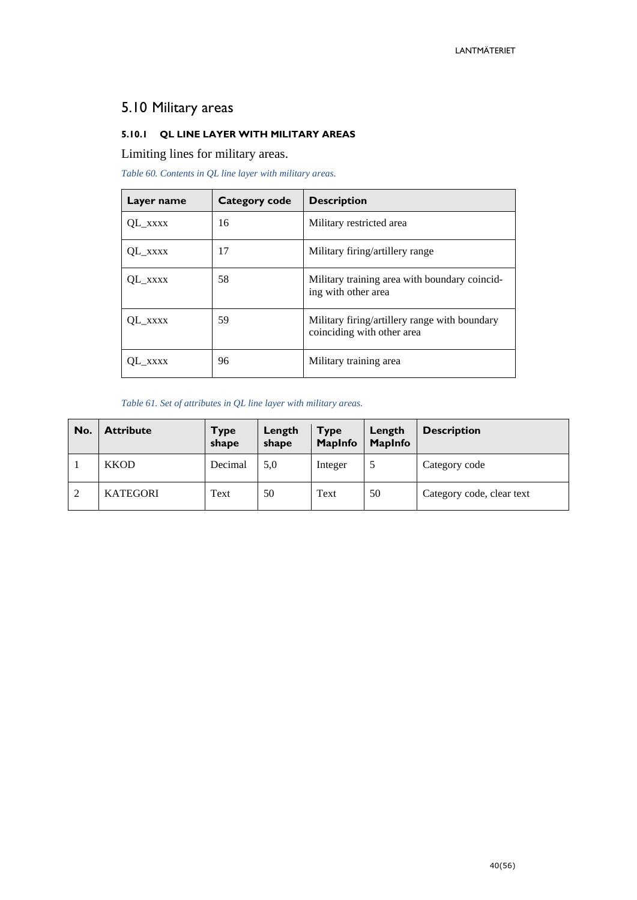## 5.10 Military areas

#### 5.10.1 QL LINE LAYER WITH MILITARY AREAS

Limiting lines for military areas.

*Table 60. Contents in QL line layer with military areas.*

| Layer name | Category code | Description |
|---|---|---|
| QL_xxxx | 16 | Military restricted area |
| QL_xxxx | 17 | Military firing/artillery range |
| QL_xxxx | 58 | Military training area with boundary coinciding with other area |
| QL_xxxx | 59 | Military firing/artillery range with boundary coinciding with other area |
| QL_xxxx | 96 | Military training area |

*Table 61. Set of attributes in QL line layer with military areas.*

| No. | Attribute | Type shape | Length shape | Type MapInfo | Length MapInfo | Description |
|---|---|---|---|---|---|---|
| 1 | KKOD | Decimal | 5,0 | Integer | 5 | Category code |
| 2 | KATEGORI | Text | 50 | Text | 50 | Category code, clear text |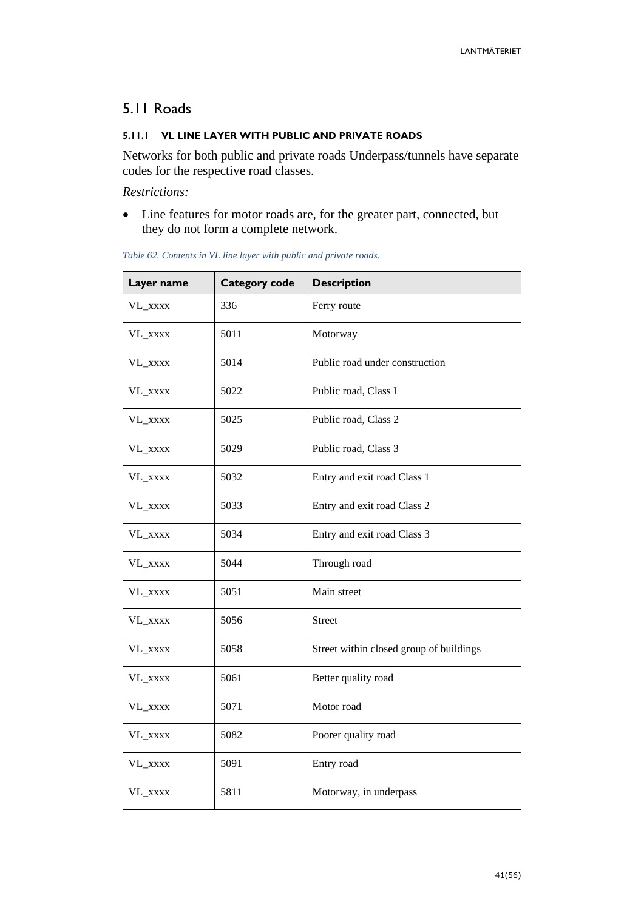## 5.11 Roads

#### 5.11.1 VL LINE LAYER WITH PUBLIC AND PRIVATE ROADS

Networks for both public and private roads Underpass/tunnels have separate codes for the respective road classes.

*Restrictions:*

- Line features for motor roads are, for the greater part, connected, but they do not form a complete network.

*Table 62. Contents in VL line layer with public and private roads.*

| Layer name | Category code | Description |
|---|---|---|
| VL_xxxx | 336 | Ferry route |
| VL_xxxx | 5011 | Motorway |
| VL_xxxx | 5014 | Public road under construction |
| VL_xxxx | 5022 | Public road, Class I |
| VL_xxxx | 5025 | Public road, Class 2 |
| VL_xxxx | 5029 | Public road, Class 3 |
| VL_xxxx | 5032 | Entry and exit road Class 1 |
| VL_xxxx | 5033 | Entry and exit road Class 2 |
| VL_xxxx | 5034 | Entry and exit road Class 3 |
| VL_xxxx | 5044 | Through road |
| VL_xxxx | 5051 | Main street |
| VL_xxxx | 5056 | Street |
| VL_xxxx | 5058 | Street within closed group of buildings |
| VL_xxxx | 5061 | Better quality road |
| VL_xxxx | 5071 | Motor road |
| VL_xxxx | 5082 | Poorer quality road |
| VL_xxxx | 5091 | Entry road |
| VL_xxxx | 5811 | Motorway, in underpass |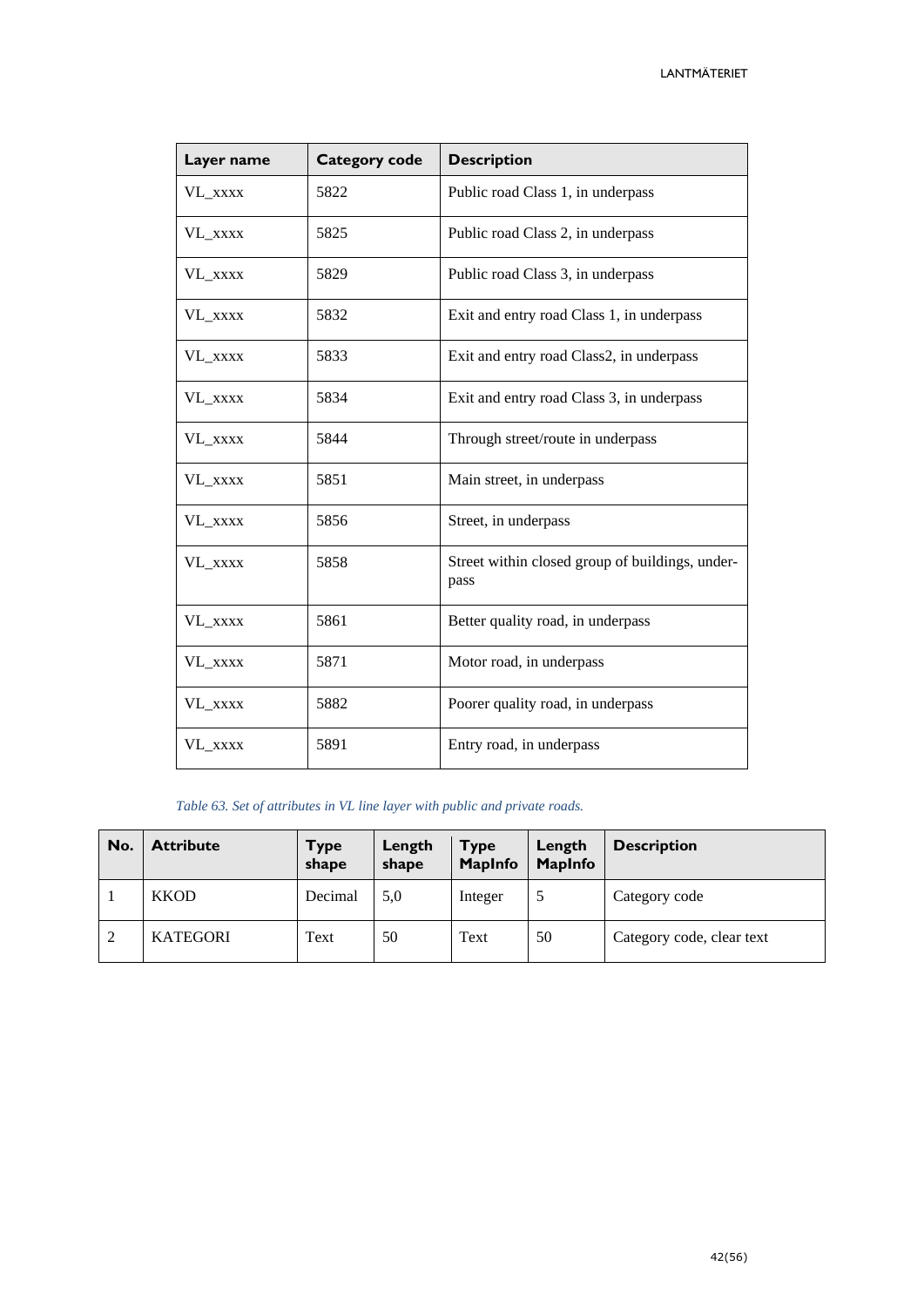| Layer name | Category code | Description |
|---|---|---|
| VL_xxxx | 5822 | Public road Class 1, in underpass |
| VL_xxxx | 5825 | Public road Class 2, in underpass |
| VL_xxxx | 5829 | Public road Class 3, in underpass |
| VL_xxxx | 5832 | Exit and entry road Class 1, in underpass |
| VL_xxxx | 5833 | Exit and entry road Class2, in underpass |
| VL_xxxx | 5834 | Exit and entry road Class 3, in underpass |
| VL_xxxx | 5844 | Through street/route in underpass |
| VL_xxxx | 5851 | Main street, in underpass |
| VL_xxxx | 5856 | Street, in underpass |
| VL_xxxx | 5858 | Street within closed group of buildings, under-pass |
| VL_xxxx | 5861 | Better quality road, in underpass |
| VL_xxxx | 5871 | Motor road, in underpass |
| VL_xxxx | 5882 | Poorer quality road, in underpass |
| VL_xxxx | 5891 | Entry road, in underpass |

*Table 63. Set of attributes in VL line layer with public and private roads.*

| No. | Attribute | Type shape | Length shape | Type MapInfo | Length MapInfo | Description |
|---|---|---|---|---|---|---|
| 1 | KKOD | Decimal | 5,0 | Integer | 5 | Category code |
| 2 | KATEGORI | Text | 50 | Text | 50 | Category code, clear text |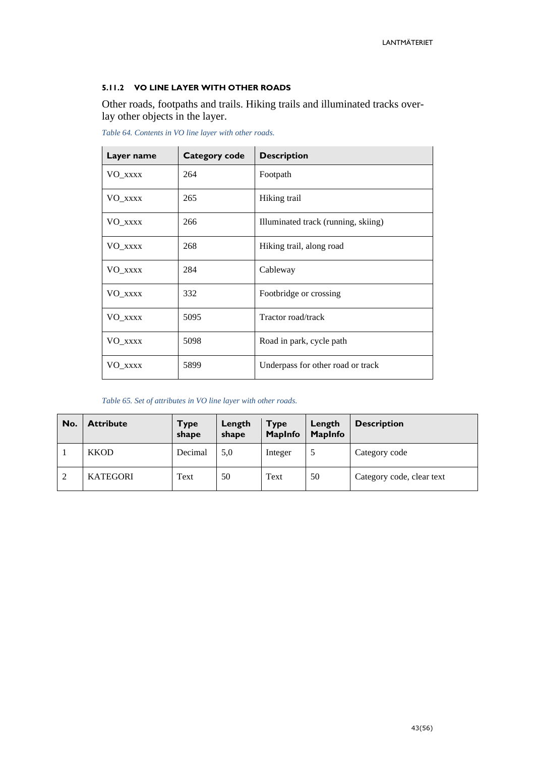#### 5.11.2 VO LINE LAYER WITH OTHER ROADS

Other roads, footpaths and trails. Hiking trails and illuminated tracks overlay other objects in the layer.

*Table 64. Contents in VO line layer with other roads.*

| Layer name | Category code | Description |
|---|---|---|
| VO_xxxx | 264 | Footpath |
| VO_xxxx | 265 | Hiking trail |
| VO_xxxx | 266 | Illuminated track (running, skiing) |
| VO_xxxx | 268 | Hiking trail, along road |
| VO_xxxx | 284 | Cableway |
| VO_xxxx | 332 | Footbridge or crossing |
| VO_xxxx | 5095 | Tractor road/track |
| VO_xxxx | 5098 | Road in park, cycle path |
| VO_xxxx | 5899 | Underpass for other road or track |

*Table 65. Set of attributes in VO line layer with other roads.*

| No. | Attribute | Type shape | Length shape | Type MapInfo | Length MapInfo | Description |
|---|---|---|---|---|---|---|
| 1 | KKOD | Decimal | 5,0 | Integer | 5 | Category code |
| 2 | KATEGORI | Text | 50 | Text | 50 | Category code, clear text |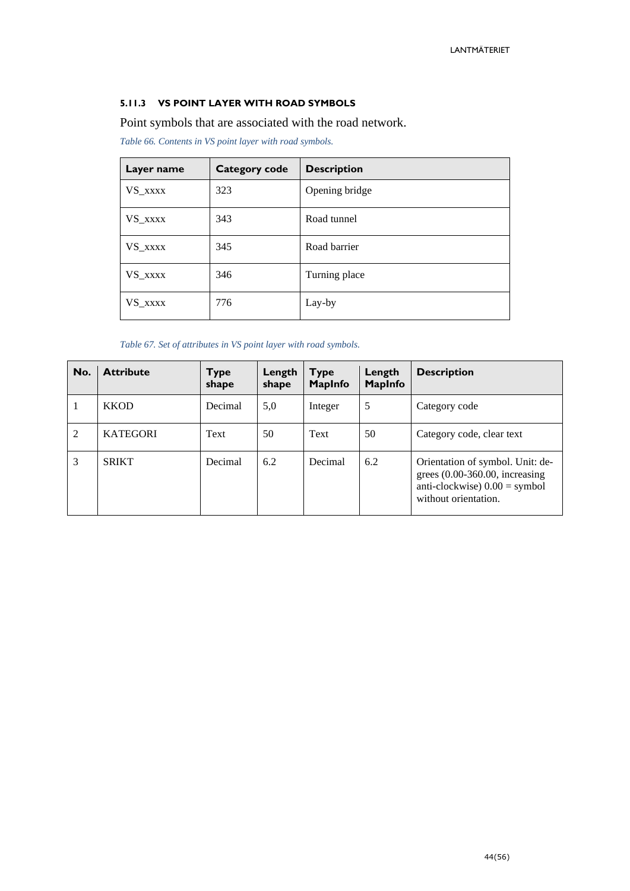#### 5.11.3 VS POINT LAYER WITH ROAD SYMBOLS

Point symbols that are associated with the road network.

*Table 66. Contents in VS point layer with road symbols.*

| Layer name | Category code | Description |
| --- | --- | --- |
| VS_xxxx | 323 | Opening bridge |
| VS_xxxx | 343 | Road tunnel |
| VS_xxxx | 345 | Road barrier |
| VS_xxxx | 346 | Turning place |
| VS_xxxx | 776 | Lay-by |

*Table 67. Set of attributes in VS point layer with road symbols.*

| No. | Attribute | Type shape | Length shape | Type MapInfo | Length MapInfo | Description |
| --- | --- | --- | --- | --- | --- | --- |
| 1 | KKOD | Decimal | 5,0 | Integer | 5 | Category code |
| 2 | KATEGORI | Text | 50 | Text | 50 | Category code, clear text |
| 3 | SRIKT | Decimal | 6.2 | Decimal | 6.2 | Orientation of symbol. Unit: degrees (0.00-360.00, increasing anti-clockwise) 0.00 = symbol without orientation. |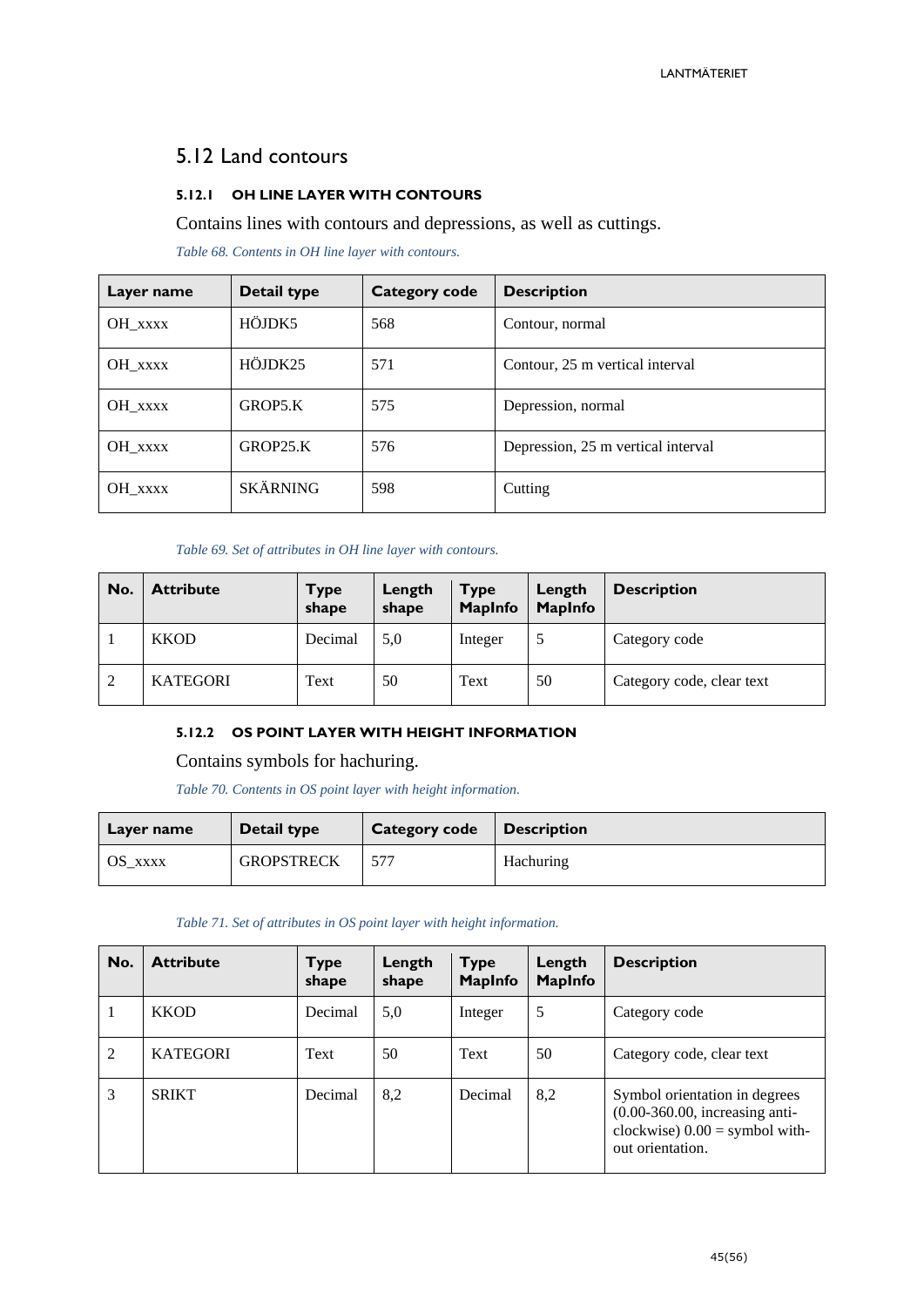## 5.12 Land contours

### 5.12.1 OH LINE LAYER WITH CONTOURS

Contains lines with contours and depressions, as well as cuttings.

*Table 68. Contents in OH line layer with contours.*

| Layer name | Detail type | Category code | Description |
|---|---|---|---|
| OH_xxxx | HÖJDK5 | 568 | Contour, normal |
| OH_xxxx | HÖJDK25 | 571 | Contour, 25 m vertical interval |
| OH_xxxx | GROP5.K | 575 | Depression, normal |
| OH_xxxx | GROP25.K | 576 | Depression, 25 m vertical interval |
| OH_xxxx | SKÄRNING | 598 | Cutting |

*Table 69. Set of attributes in OH line layer with contours.*

| No. | Attribute | Type shape | Length shape | Type MapInfo | Length MapInfo | Description |
|---|---|---|---|---|---|---|
| 1 | KKOD | Decimal | 5,0 | Integer | 5 | Category code |
| 2 | KATEGORI | Text | 50 | Text | 50 | Category code, clear text |

### 5.12.2 OS POINT LAYER WITH HEIGHT INFORMATION

Contains symbols for hachuring.

*Table 70. Contents in OS point layer with height information.*

| Layer name | Detail type | Category code | Description |
|---|---|---|---|
| OS_xxxx | GROPSTRECK | 577 | Hachuring |

*Table 71. Set of attributes in OS point layer with height information.*

| No. | Attribute | Type shape | Length shape | Type MapInfo | Length MapInfo | Description |
|---|---|---|---|---|---|---|
| 1 | KKOD | Decimal | 5,0 | Integer | 5 | Category code |
| 2 | KATEGORI | Text | 50 | Text | 50 | Category code, clear text |
| 3 | SRIKT | Decimal | 8,2 | Decimal | 8,2 | Symbol orientation in degrees (0.00-360.00, increasing anti-clockwise) 0.00 = symbol without orientation. |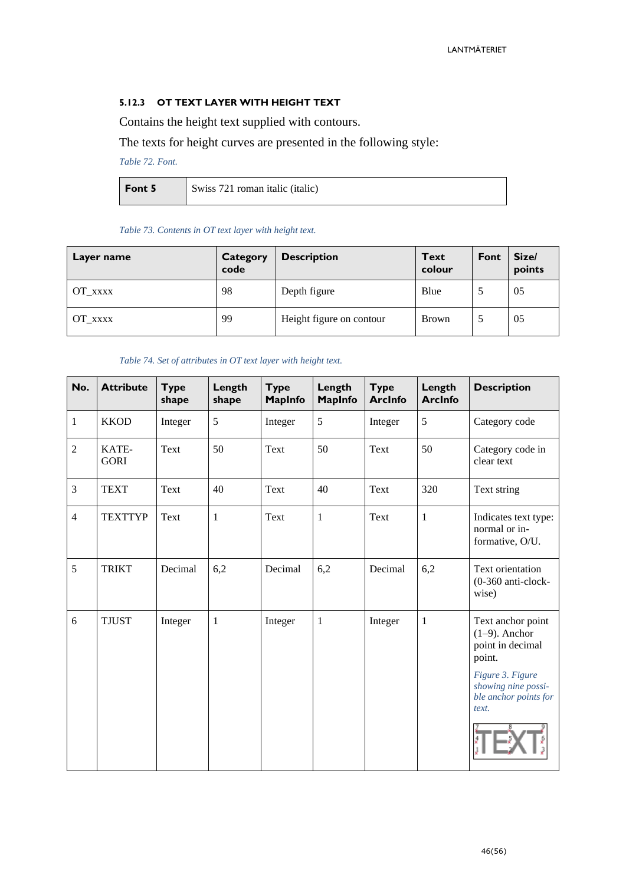#### 5.12.3 OT TEXT LAYER WITH HEIGHT TEXT

Contains the height text supplied with contours.

The texts for height curves are presented in the following style:

*Table 72. Font.*

| **Font 5** | Swiss 721 roman italic (italic) |
|---|---|

*Table 73. Contents in OT text layer with height text.*

| Layer name | Category code | Description | Text colour | Font | Size/ points |
|---|---|---|---|---|---|
| OT_xxxx | 98 | Depth figure | Blue | 5 | 05 |
| OT_xxxx | 99 | Height figure on contour | Brown | 5 | 05 |

*Table 74. Set of attributes in OT text layer with height text.*

| No. | Attribute | Type shape | Length shape | Type MapInfo | Length MapInfo | Type ArcInfo | Length ArcInfo | Description |
|---|---|---|---|---|---|---|---|---|
| 1 | KKOD | Integer | 5 | Integer | 5 | Integer | 5 | Category code |
| 2 | KATE-GORI | Text | 50 | Text | 50 | Text | 50 | Category code in clear text |
| 3 | TEXT | Text | 40 | Text | 40 | Text | 320 | Text string |
| 4 | TEXTTYP | Text | 1 | Text | 1 | Text | 1 | Indicates text type: normal or in-formative, O/U. |
| 5 | TRIKT | Decimal | 6,2 | Decimal | 6,2 | Decimal | 6,2 | Text orientation (0-360 anti-clock-wise) |
| 6 | TJUST | Integer | 1 | Integer | 1 | Integer | 1 | Text anchor point (1–9). Anchor point in decimal point. *Figure 3. Figure showing nine possi-ble anchor points for text.* |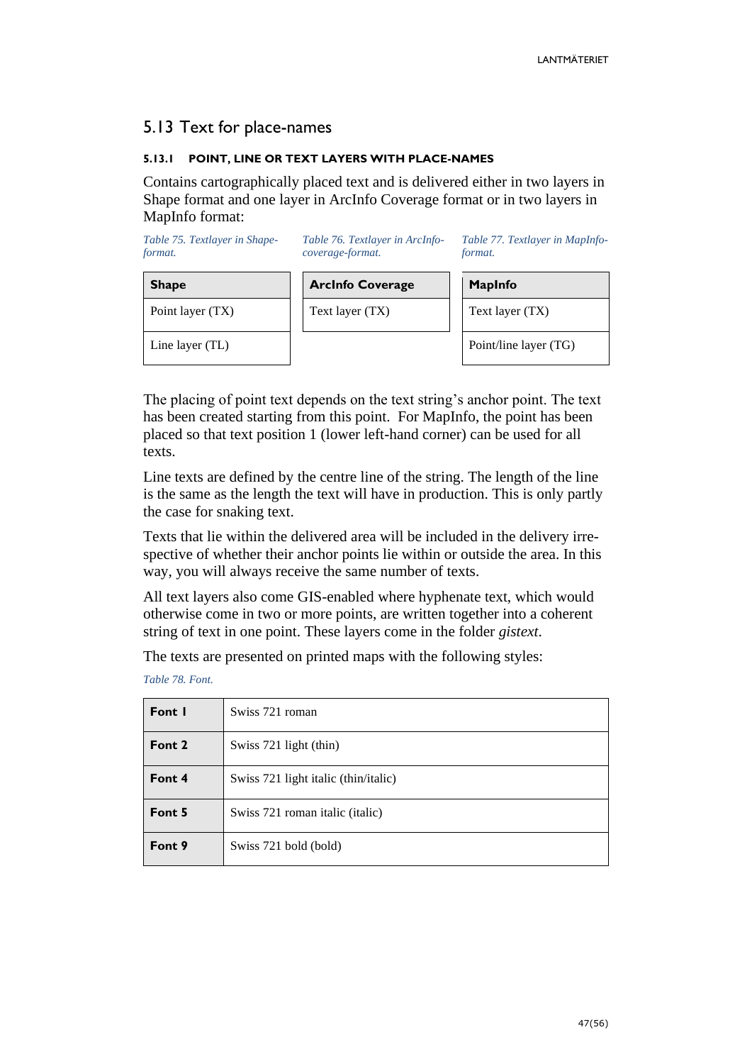## 5.13 Text for place-names

#### 5.13.1 POINT, LINE OR TEXT LAYERS WITH PLACE-NAMES

Contains cartographically placed text and is delivered either in two layers in Shape format and one layer in ArcInfo Coverage format or in two layers in MapInfo format:

*Table 75. Textlayer in Shape-format.*

| Shape |
|---|
| Point layer (TX) |
| Line layer (TL) |

*Table 76. Textlayer in ArcInfo-coverage-format.*

| ArcInfo Coverage |
|---|
| Text layer (TX) |

*Table 77. Textlayer in MapInfo-format.*

| MapInfo |
|---|
| Text layer (TX) |
| Point/line layer (TG) |

The placing of point text depends on the text string's anchor point. The text has been created starting from this point. For MapInfo, the point has been placed so that text position 1 (lower left-hand corner) can be used for all texts.

Line texts are defined by the centre line of the string. The length of the line is the same as the length the text will have in production. This is only partly the case for snaking text.

Texts that lie within the delivered area will be included in the delivery irrespective of whether their anchor points lie within or outside the area. In this way, you will always receive the same number of texts.

All text layers also come GIS-enabled where hyphenate text, which would otherwise come in two or more points, are written together into a coherent string of text in one point. These layers come in the folder *gistext*.

The texts are presented on printed maps with the following styles:

*Table 78. Font.*

| | |
|---|---|
| **Font 1** | Swiss 721 roman |
| **Font 2** | Swiss 721 light (thin) |
| **Font 4** | Swiss 721 light italic (thin/italic) |
| **Font 5** | Swiss 721 roman italic (italic) |
| **Font 9** | Swiss 721 bold (bold) |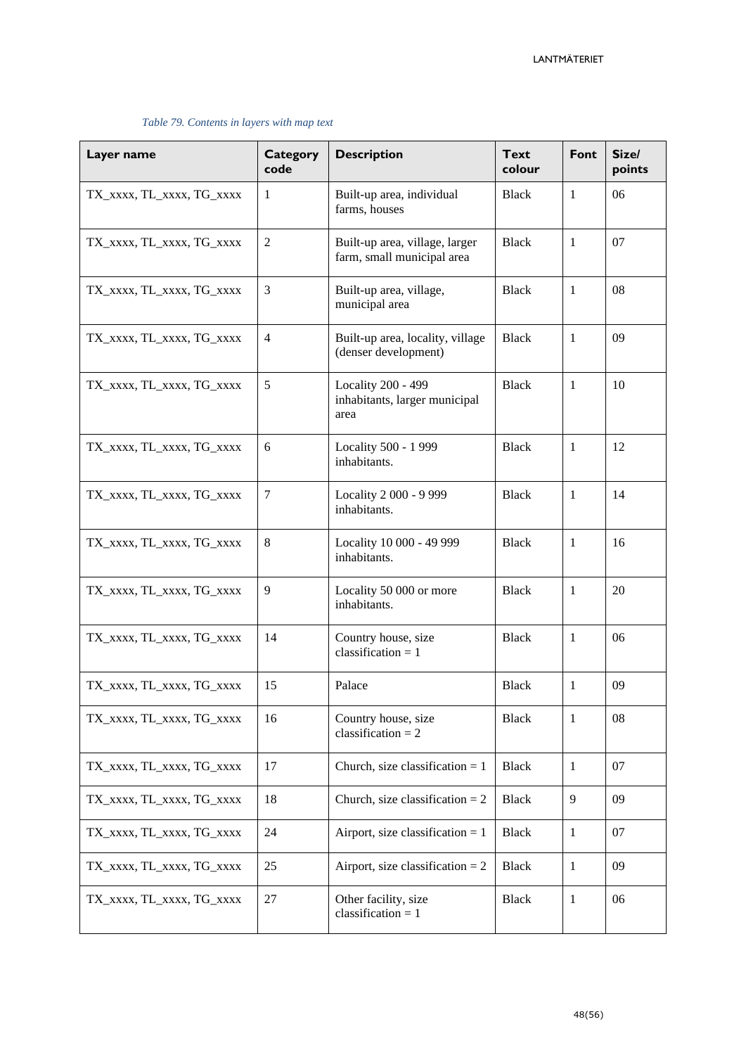*Table 79. Contents in layers with map text*

| Layer name | Category code | Description | Text colour | Font | Size/ points |
|---|---|---|---|---|---|
| TX_xxxx, TL_xxxx, TG_xxxx | 1 | Built-up area, individual farms, houses | Black | 1 | 06 |
| TX_xxxx, TL_xxxx, TG_xxxx | 2 | Built-up area, village, larger farm, small municipal area | Black | 1 | 07 |
| TX_xxxx, TL_xxxx, TG_xxxx | 3 | Built-up area, village, municipal area | Black | 1 | 08 |
| TX_xxxx, TL_xxxx, TG_xxxx | 4 | Built-up area, locality, village (denser development) | Black | 1 | 09 |
| TX_xxxx, TL_xxxx, TG_xxxx | 5 | Locality 200 - 499 inhabitants, larger municipal area | Black | 1 | 10 |
| TX_xxxx, TL_xxxx, TG_xxxx | 6 | Locality 500 - 1 999 inhabitants. | Black | 1 | 12 |
| TX_xxxx, TL_xxxx, TG_xxxx | 7 | Locality 2 000 - 9 999 inhabitants. | Black | 1 | 14 |
| TX_xxxx, TL_xxxx, TG_xxxx | 8 | Locality 10 000 - 49 999 inhabitants. | Black | 1 | 16 |
| TX_xxxx, TL_xxxx, TG_xxxx | 9 | Locality 50 000 or more inhabitants. | Black | 1 | 20 |
| TX_xxxx, TL_xxxx, TG_xxxx | 14 | Country house, size classification = 1 | Black | 1 | 06 |
| TX_xxxx, TL_xxxx, TG_xxxx | 15 | Palace | Black | 1 | 09 |
| TX_xxxx, TL_xxxx, TG_xxxx | 16 | Country house, size classification = 2 | Black | 1 | 08 |
| TX_xxxx, TL_xxxx, TG_xxxx | 17 | Church, size classification = 1 | Black | 1 | 07 |
| TX_xxxx, TL_xxxx, TG_xxxx | 18 | Church, size classification = 2 | Black | 9 | 09 |
| TX_xxxx, TL_xxxx, TG_xxxx | 24 | Airport, size classification = 1 | Black | 1 | 07 |
| TX_xxxx, TL_xxxx, TG_xxxx | 25 | Airport, size classification = 2 | Black | 1 | 09 |
| TX_xxxx, TL_xxxx, TG_xxxx | 27 | Other facility, size classification = 1 | Black | 1 | 06 |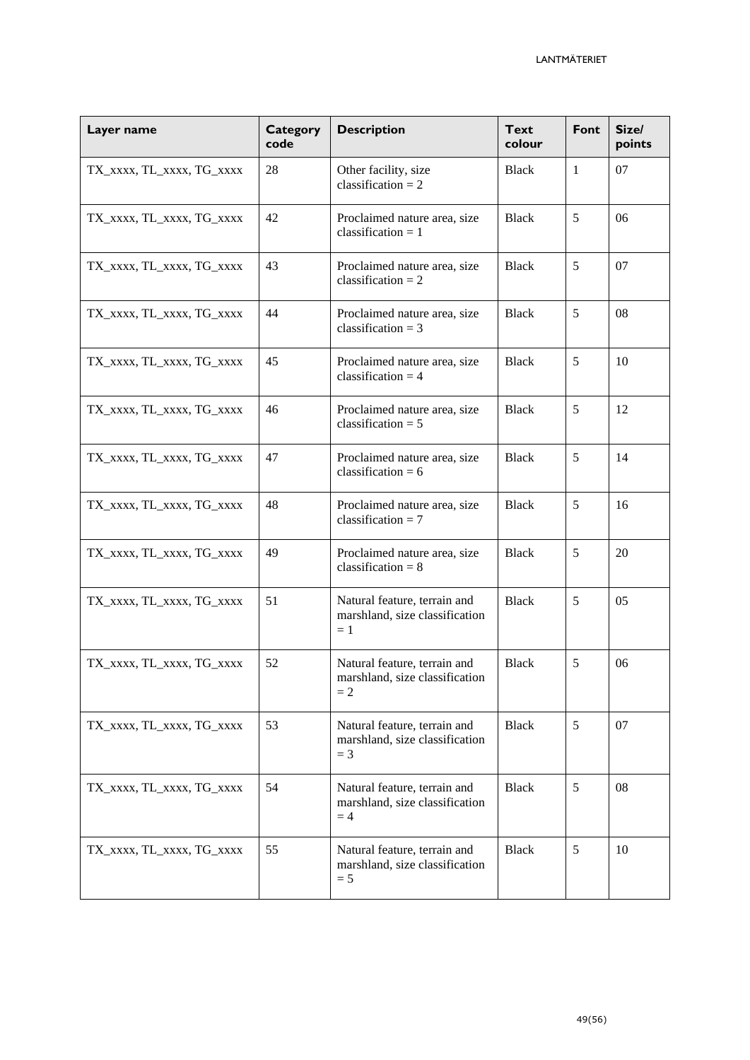| Layer name | Category code | Description | Text colour | Font | Size/ points |
|---|---|---|---|---|---|
| TX_xxxx, TL_xxxx, TG_xxxx | 28 | Other facility, size classification = 2 | Black | 1 | 07 |
| TX_xxxx, TL_xxxx, TG_xxxx | 42 | Proclaimed nature area, size classification = 1 | Black | 5 | 06 |
| TX_xxxx, TL_xxxx, TG_xxxx | 43 | Proclaimed nature area, size classification = 2 | Black | 5 | 07 |
| TX_xxxx, TL_xxxx, TG_xxxx | 44 | Proclaimed nature area, size classification = 3 | Black | 5 | 08 |
| TX_xxxx, TL_xxxx, TG_xxxx | 45 | Proclaimed nature area, size classification = 4 | Black | 5 | 10 |
| TX_xxxx, TL_xxxx, TG_xxxx | 46 | Proclaimed nature area, size classification = 5 | Black | 5 | 12 |
| TX_xxxx, TL_xxxx, TG_xxxx | 47 | Proclaimed nature area, size classification = 6 | Black | 5 | 14 |
| TX_xxxx, TL_xxxx, TG_xxxx | 48 | Proclaimed nature area, size classification = 7 | Black | 5 | 16 |
| TX_xxxx, TL_xxxx, TG_xxxx | 49 | Proclaimed nature area, size classification = 8 | Black | 5 | 20 |
| TX_xxxx, TL_xxxx, TG_xxxx | 51 | Natural feature, terrain and marshland, size classification = 1 | Black | 5 | 05 |
| TX_xxxx, TL_xxxx, TG_xxxx | 52 | Natural feature, terrain and marshland, size classification = 2 | Black | 5 | 06 |
| TX_xxxx, TL_xxxx, TG_xxxx | 53 | Natural feature, terrain and marshland, size classification = 3 | Black | 5 | 07 |
| TX_xxxx, TL_xxxx, TG_xxxx | 54 | Natural feature, terrain and marshland, size classification = 4 | Black | 5 | 08 |
| TX_xxxx, TL_xxxx, TG_xxxx | 55 | Natural feature, terrain and marshland, size classification = 5 | Black | 5 | 10 |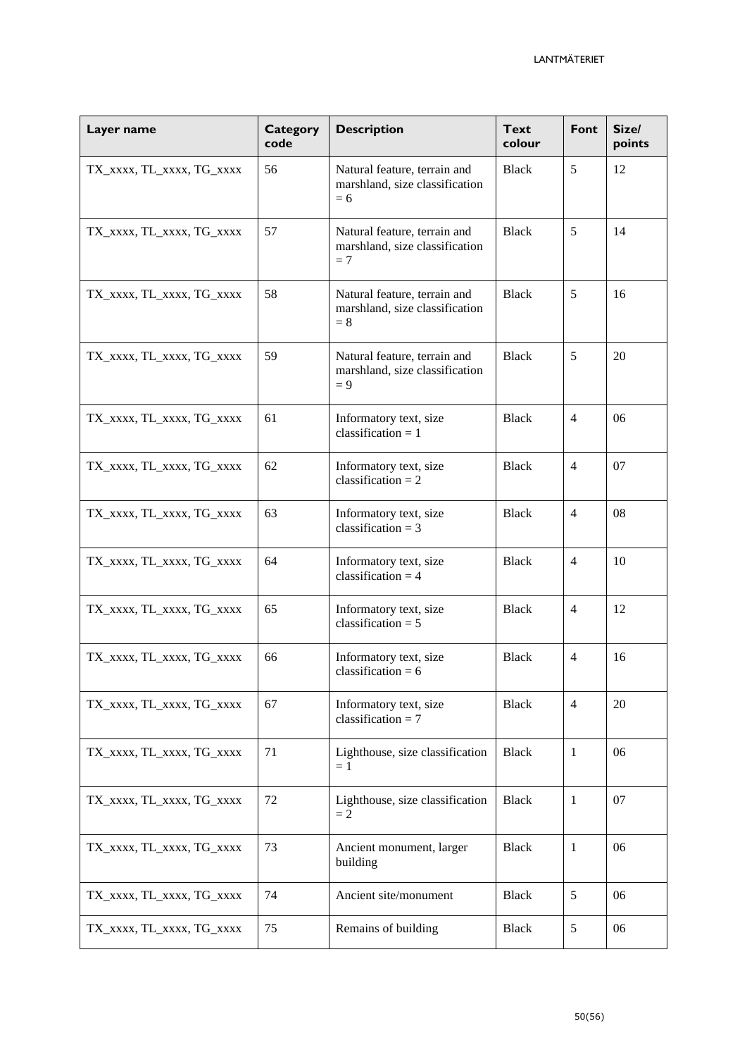| Layer name | Category code | Description | Text colour | Font | Size/ points |
|---|---|---|---|---|---|
| TX_xxxx, TL_xxxx, TG_xxxx | 56 | Natural feature, terrain and marshland, size classification = 6 | Black | 5 | 12 |
| TX_xxxx, TL_xxxx, TG_xxxx | 57 | Natural feature, terrain and marshland, size classification = 7 | Black | 5 | 14 |
| TX_xxxx, TL_xxxx, TG_xxxx | 58 | Natural feature, terrain and marshland, size classification = 8 | Black | 5 | 16 |
| TX_xxxx, TL_xxxx, TG_xxxx | 59 | Natural feature, terrain and marshland, size classification = 9 | Black | 5 | 20 |
| TX_xxxx, TL_xxxx, TG_xxxx | 61 | Informatory text, size classification = 1 | Black | 4 | 06 |
| TX_xxxx, TL_xxxx, TG_xxxx | 62 | Informatory text, size classification = 2 | Black | 4 | 07 |
| TX_xxxx, TL_xxxx, TG_xxxx | 63 | Informatory text, size classification = 3 | Black | 4 | 08 |
| TX_xxxx, TL_xxxx, TG_xxxx | 64 | Informatory text, size classification = 4 | Black | 4 | 10 |
| TX_xxxx, TL_xxxx, TG_xxxx | 65 | Informatory text, size classification = 5 | Black | 4 | 12 |
| TX_xxxx, TL_xxxx, TG_xxxx | 66 | Informatory text, size classification = 6 | Black | 4 | 16 |
| TX_xxxx, TL_xxxx, TG_xxxx | 67 | Informatory text, size classification = 7 | Black | 4 | 20 |
| TX_xxxx, TL_xxxx, TG_xxxx | 71 | Lighthouse, size classification = 1 | Black | 1 | 06 |
| TX_xxxx, TL_xxxx, TG_xxxx | 72 | Lighthouse, size classification = 2 | Black | 1 | 07 |
| TX_xxxx, TL_xxxx, TG_xxxx | 73 | Ancient monument, larger building | Black | 1 | 06 |
| TX_xxxx, TL_xxxx, TG_xxxx | 74 | Ancient site/monument | Black | 5 | 06 |
| TX_xxxx, TL_xxxx, TG_xxxx | 75 | Remains of building | Black | 5 | 06 |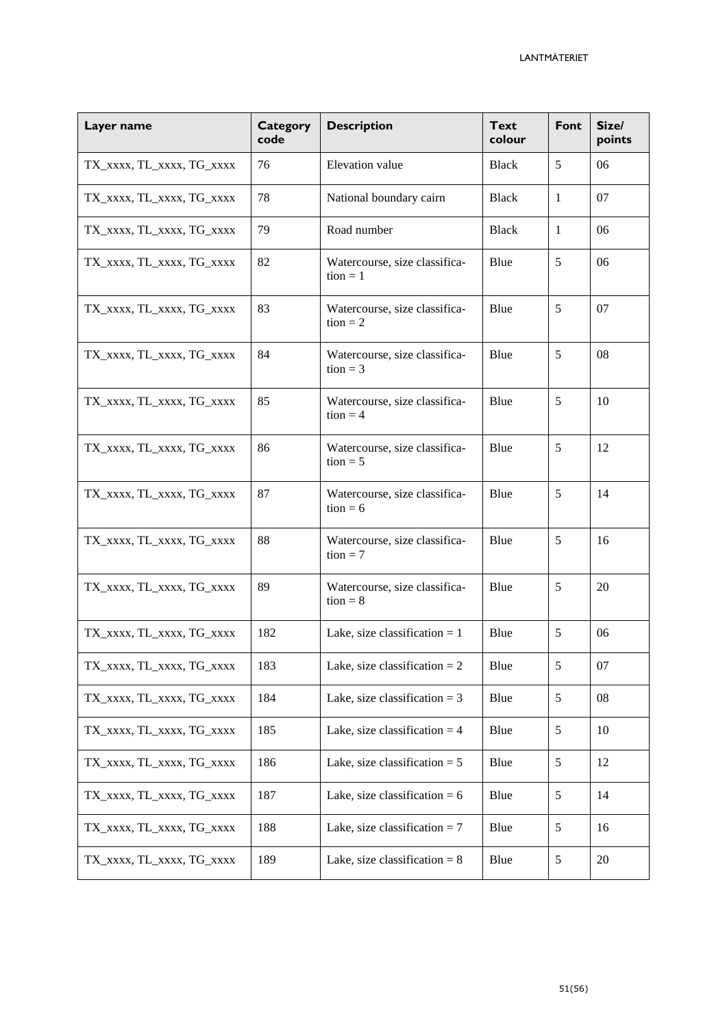| Layer name | Category code | Description | Text colour | Font | Size/ points |
|---|---|---|---|---|---|
| TX_xxxx, TL_xxxx, TG_xxxx | 76 | Elevation value | Black | 5 | 06 |
| TX_xxxx, TL_xxxx, TG_xxxx | 78 | National boundary cairn | Black | 1 | 07 |
| TX_xxxx, TL_xxxx, TG_xxxx | 79 | Road number | Black | 1 | 06 |
| TX_xxxx, TL_xxxx, TG_xxxx | 82 | Watercourse, size classification = 1 | Blue | 5 | 06 |
| TX_xxxx, TL_xxxx, TG_xxxx | 83 | Watercourse, size classification = 2 | Blue | 5 | 07 |
| TX_xxxx, TL_xxxx, TG_xxxx | 84 | Watercourse, size classification = 3 | Blue | 5 | 08 |
| TX_xxxx, TL_xxxx, TG_xxxx | 85 | Watercourse, size classification = 4 | Blue | 5 | 10 |
| TX_xxxx, TL_xxxx, TG_xxxx | 86 | Watercourse, size classification = 5 | Blue | 5 | 12 |
| TX_xxxx, TL_xxxx, TG_xxxx | 87 | Watercourse, size classification = 6 | Blue | 5 | 14 |
| TX_xxxx, TL_xxxx, TG_xxxx | 88 | Watercourse, size classification = 7 | Blue | 5 | 16 |
| TX_xxxx, TL_xxxx, TG_xxxx | 89 | Watercourse, size classification = 8 | Blue | 5 | 20 |
| TX_xxxx, TL_xxxx, TG_xxxx | 182 | Lake, size classification = 1 | Blue | 5 | 06 |
| TX_xxxx, TL_xxxx, TG_xxxx | 183 | Lake, size classification = 2 | Blue | 5 | 07 |
| TX_xxxx, TL_xxxx, TG_xxxx | 184 | Lake, size classification = 3 | Blue | 5 | 08 |
| TX_xxxx, TL_xxxx, TG_xxxx | 185 | Lake, size classification = 4 | Blue | 5 | 10 |
| TX_xxxx, TL_xxxx, TG_xxxx | 186 | Lake, size classification = 5 | Blue | 5 | 12 |
| TX_xxxx, TL_xxxx, TG_xxxx | 187 | Lake, size classification = 6 | Blue | 5 | 14 |
| TX_xxxx, TL_xxxx, TG_xxxx | 188 | Lake, size classification = 7 | Blue | 5 | 16 |
| TX_xxxx, TL_xxxx, TG_xxxx | 189 | Lake, size classification = 8 | Blue | 5 | 20 |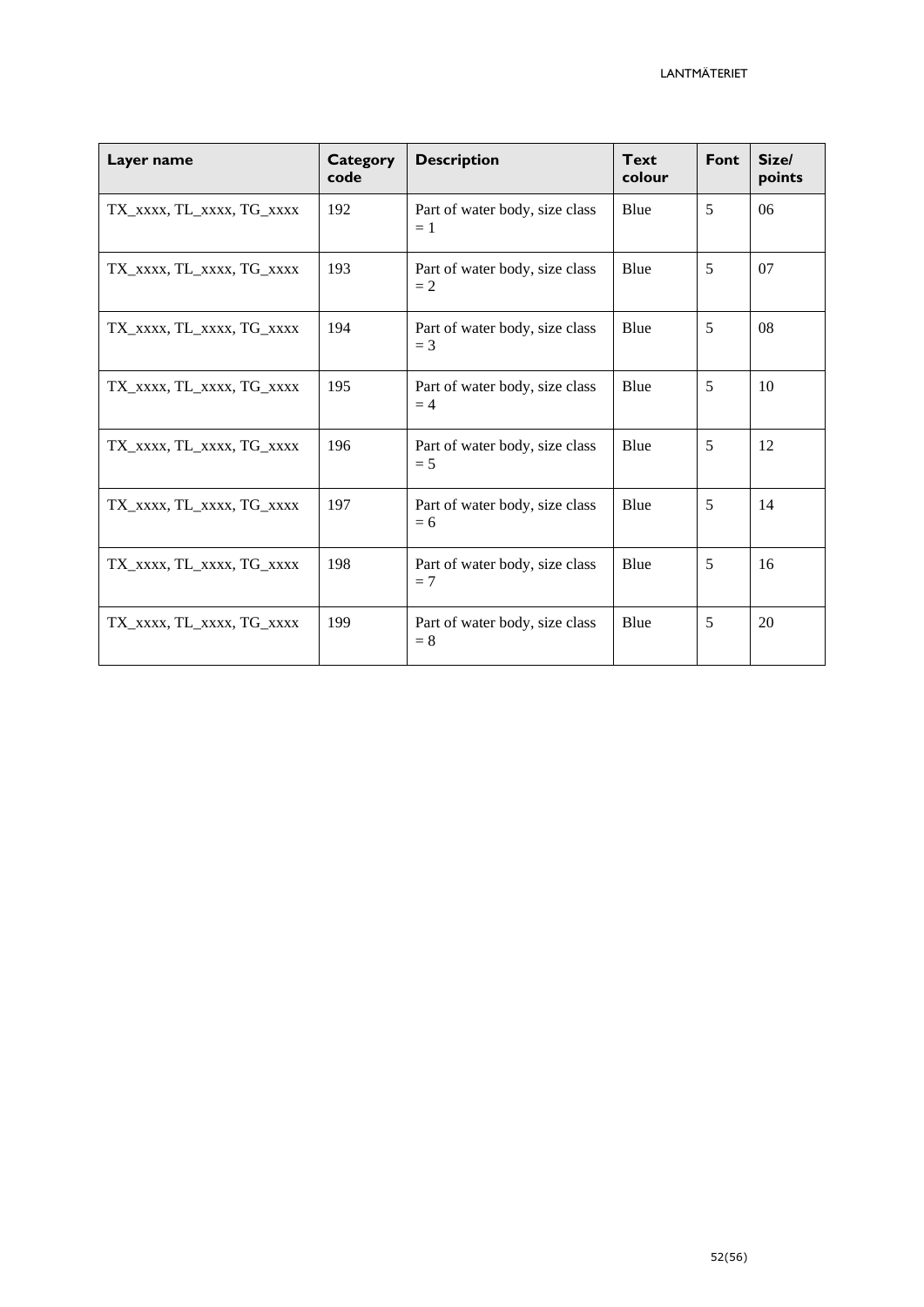| Layer name | Category code | Description | Text colour | Font | Size/ points |
|---|---|---|---|---|---|
| TX_xxxx, TL_xxxx, TG_xxxx | 192 | Part of water body, size class = 1 | Blue | 5 | 06 |
| TX_xxxx, TL_xxxx, TG_xxxx | 193 | Part of water body, size class = 2 | Blue | 5 | 07 |
| TX_xxxx, TL_xxxx, TG_xxxx | 194 | Part of water body, size class = 3 | Blue | 5 | 08 |
| TX_xxxx, TL_xxxx, TG_xxxx | 195 | Part of water body, size class = 4 | Blue | 5 | 10 |
| TX_xxxx, TL_xxxx, TG_xxxx | 196 | Part of water body, size class = 5 | Blue | 5 | 12 |
| TX_xxxx, TL_xxxx, TG_xxxx | 197 | Part of water body, size class = 6 | Blue | 5 | 14 |
| TX_xxxx, TL_xxxx, TG_xxxx | 198 | Part of water body, size class = 7 | Blue | 5 | 16 |
| TX_xxxx, TL_xxxx, TG_xxxx | 199 | Part of water body, size class = 8 | Blue | 5 | 20 |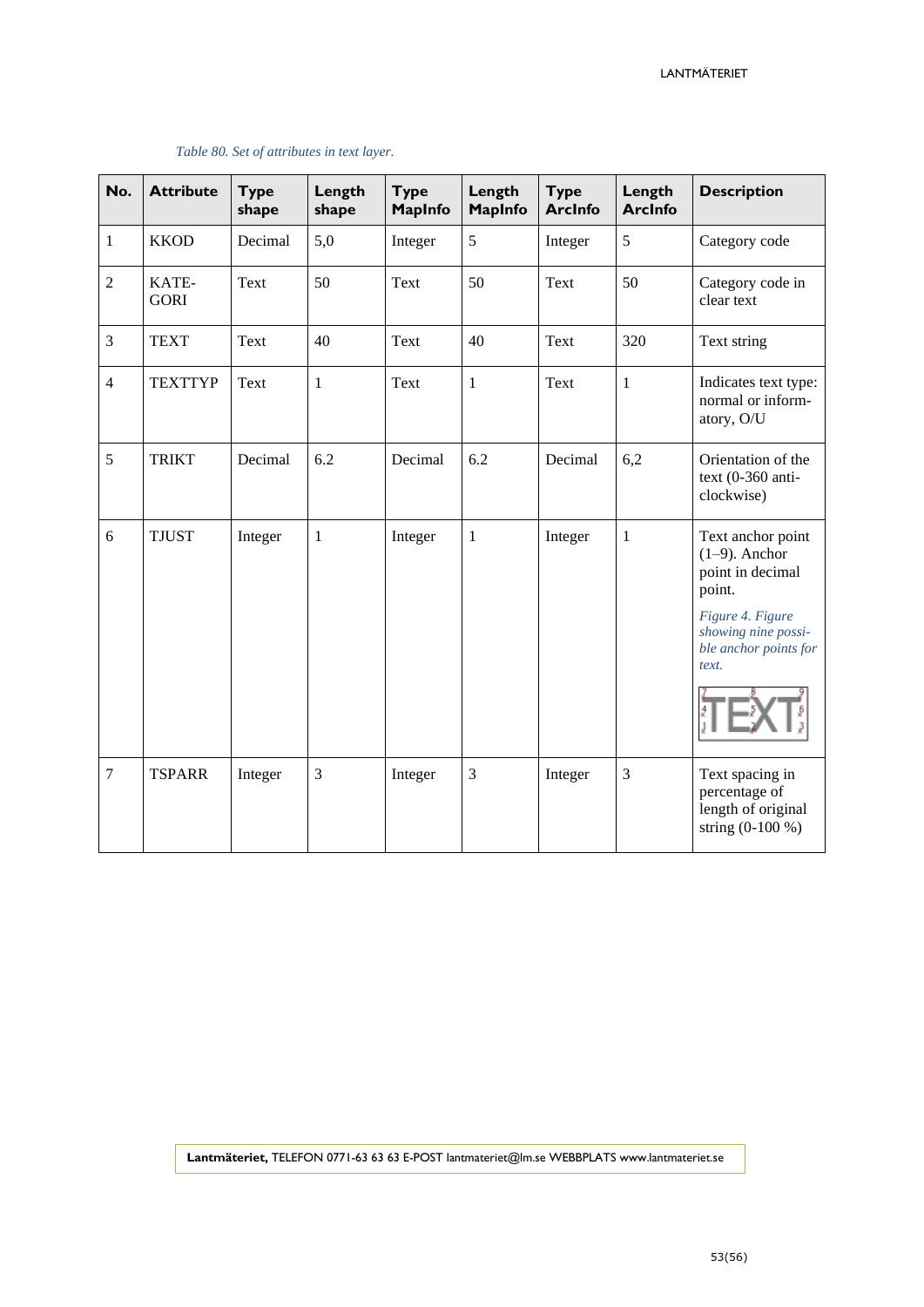*Table 80. Set of attributes in text layer.*

| No. | Attribute | Type shape | Length shape | Type MapInfo | Length MapInfo | Type ArcInfo | Length ArcInfo | Description |
|---|---|---|---|---|---|---|---|---|
| 1 | KKOD | Decimal | 5,0 | Integer | 5 | Integer | 5 | Category code |
| 2 | KATE-GORI | Text | 50 | Text | 50 | Text | 50 | Category code in clear text |
| 3 | TEXT | Text | 40 | Text | 40 | Text | 320 | Text string |
| 4 | TEXTTYP | Text | 1 | Text | 1 | Text | 1 | Indicates text type: normal or informatory, O/U |
| 5 | TRIKT | Decimal | 6.2 | Decimal | 6.2 | Decimal | 6,2 | Orientation of the text (0-360 anti-clockwise) |
| 6 | TJUST | Integer | 1 | Integer | 1 | Integer | 1 | Text anchor point (1–9). Anchor point in decimal point. *Figure 4. Figure showing nine possible anchor points for text.* |
| 7 | TSPARR | Integer | 3 | Integer | 3 | Integer | 3 | Text spacing in percentage of length of original string (0-100 %) |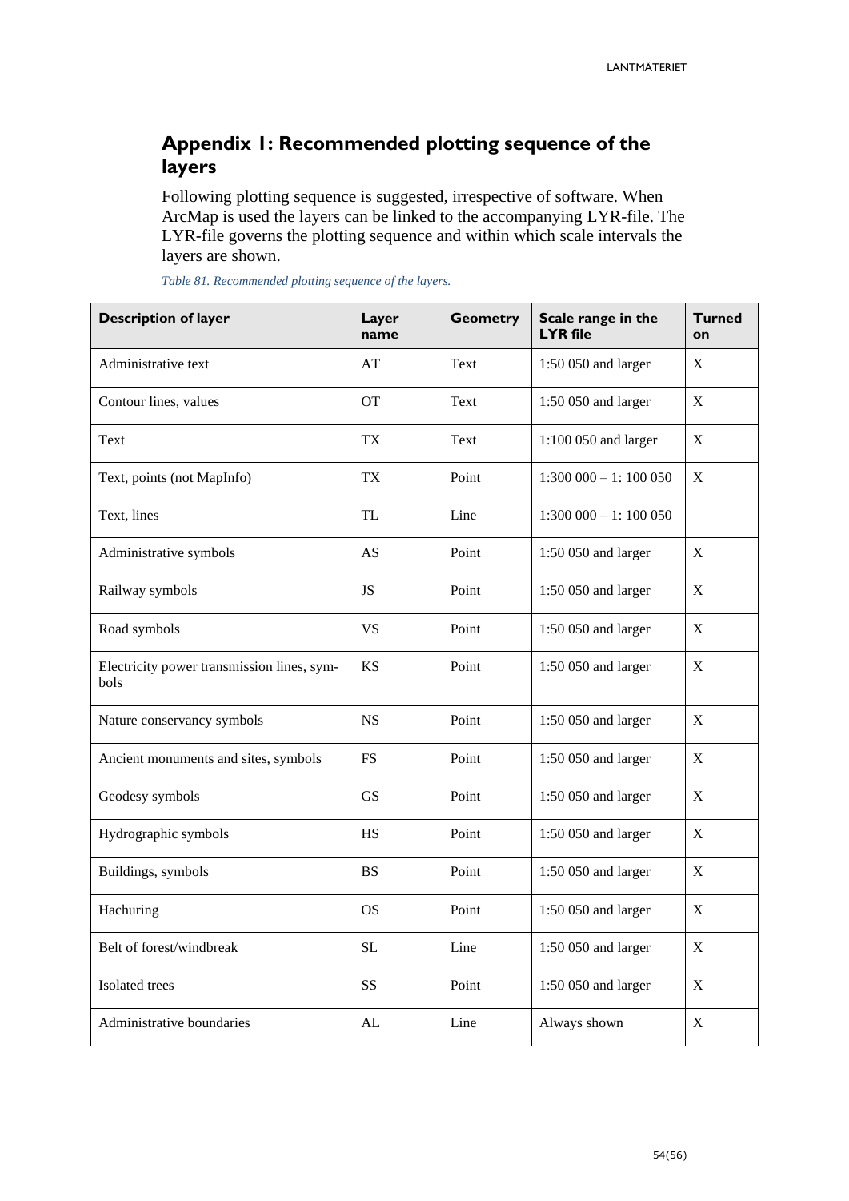## Appendix 1: Recommended plotting sequence of the layers

Following plotting sequence is suggested, irrespective of software. When ArcMap is used the layers can be linked to the accompanying LYR-file. The LYR-file governs the plotting sequence and within which scale intervals the layers are shown.

*Table 81. Recommended plotting sequence of the layers.*

| Description of layer | Layer name | Geometry | Scale range in the LYR file | Turned on |
|---|---|---|---|---|
| Administrative text | AT | Text | 1:50 050 and larger | X |
| Contour lines, values | OT | Text | 1:50 050 and larger | X |
| Text | TX | Text | 1:100 050 and larger | X |
| Text, points (not MapInfo) | TX | Point | 1:300 000 – 1: 100 050 | X |
| Text, lines | TL | Line | 1:300 000 – 1: 100 050 | |
| Administrative symbols | AS | Point | 1:50 050 and larger | X |
| Railway symbols | JS | Point | 1:50 050 and larger | X |
| Road symbols | VS | Point | 1:50 050 and larger | X |
| Electricity power transmission lines, symbols | KS | Point | 1:50 050 and larger | X |
| Nature conservancy symbols | NS | Point | 1:50 050 and larger | X |
| Ancient monuments and sites, symbols | FS | Point | 1:50 050 and larger | X |
| Geodesy symbols | GS | Point | 1:50 050 and larger | X |
| Hydrographic symbols | HS | Point | 1:50 050 and larger | X |
| Buildings, symbols | BS | Point | 1:50 050 and larger | X |
| Hachuring | OS | Point | 1:50 050 and larger | X |
| Belt of forest/windbreak | SL | Line | 1:50 050 and larger | X |
| Isolated trees | SS | Point | 1:50 050 and larger | X |
| Administrative boundaries | AL | Line | Always shown | X |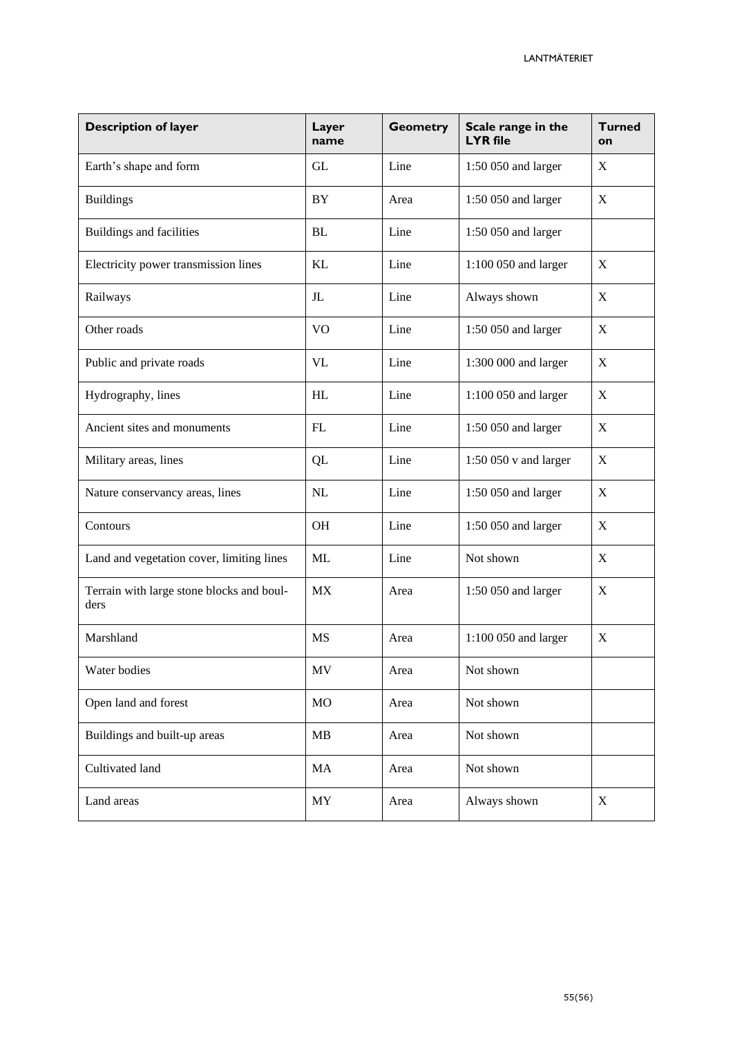| Description of layer | Layer name | Geometry | Scale range in the LYR file | Turned on |
|---|---|---|---|---|
| Earth's shape and form | GL | Line | 1:50 050 and larger | X |
| Buildings | BY | Area | 1:50 050 and larger | X |
| Buildings and facilities | BL | Line | 1:50 050 and larger | |
| Electricity power transmission lines | KL | Line | 1:100 050 and larger | X |
| Railways | JL | Line | Always shown | X |
| Other roads | VO | Line | 1:50 050 and larger | X |
| Public and private roads | VL | Line | 1:300 000 and larger | X |
| Hydrography, lines | HL | Line | 1:100 050 and larger | X |
| Ancient sites and monuments | FL | Line | 1:50 050 and larger | X |
| Military areas, lines | QL | Line | 1:50 050 v and larger | X |
| Nature conservancy areas, lines | NL | Line | 1:50 050 and larger | X |
| Contours | OH | Line | 1:50 050 and larger | X |
| Land and vegetation cover, limiting lines | ML | Line | Not shown | X |
| Terrain with large stone blocks and boulders | MX | Area | 1:50 050 and larger | X |
| Marshland | MS | Area | 1:100 050 and larger | X |
| Water bodies | MV | Area | Not shown | |
| Open land and forest | MO | Area | Not shown | |
| Buildings and built-up areas | MB | Area | Not shown | |
| Cultivated land | MA | Area | Not shown | |
| Land areas | MY | Area | Always shown | X |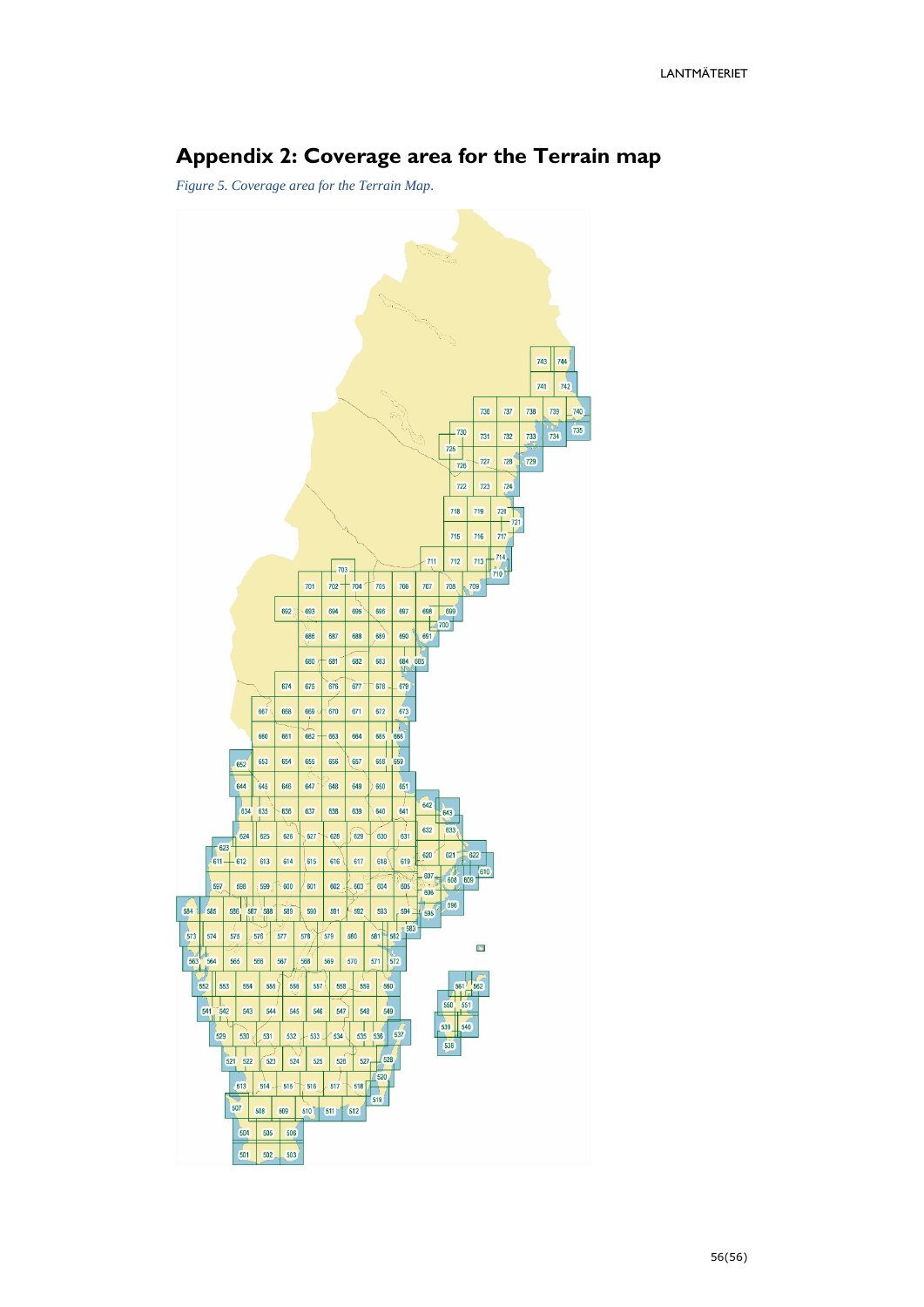# Appendix 2: Coverage area for the Terrain map

*Figure 5. Coverage area for the Terrain Map.*